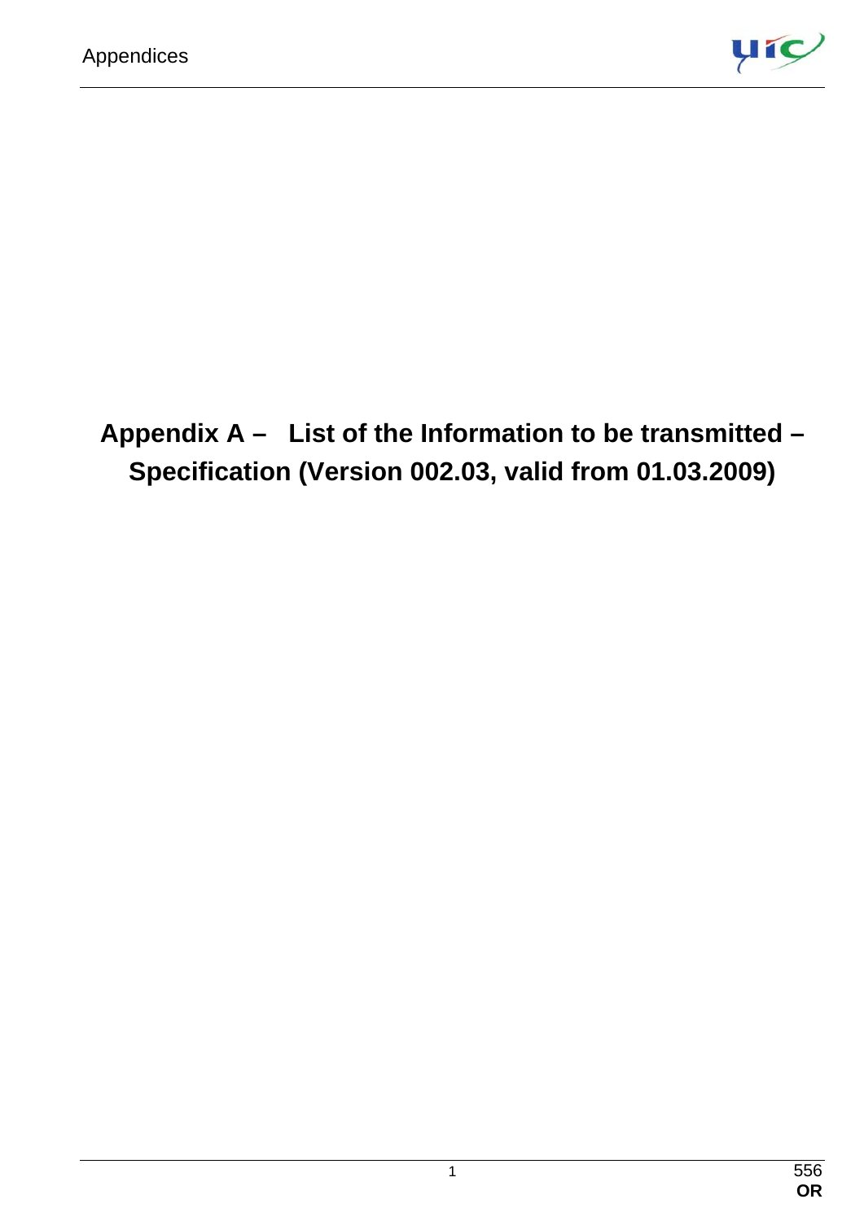# Appendix A – List of the Information to be transmitted – Specification (Version 002.03, valid from 01.03.2009)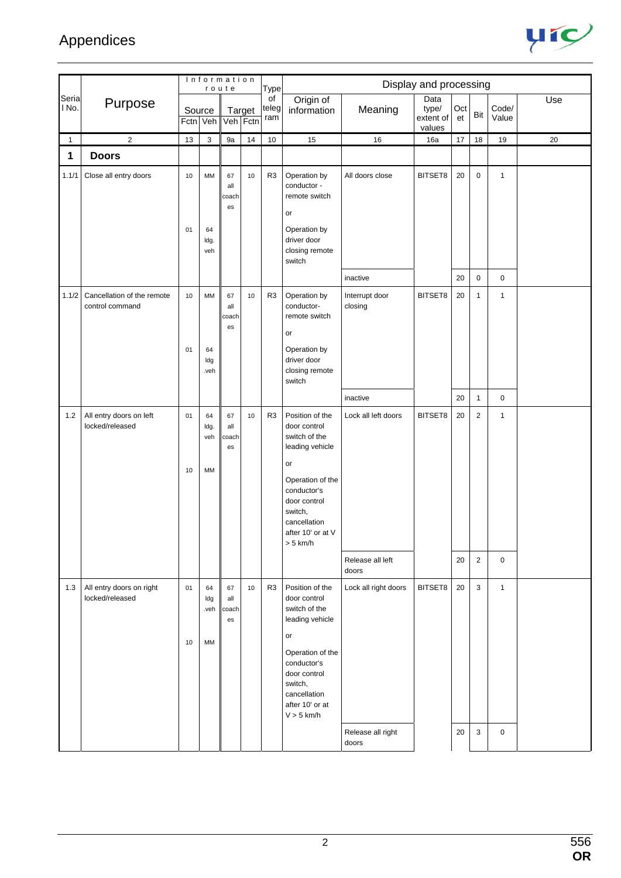| Serial No. | Purpose | Information route | | | | Type of telegram | Display and processing | | | | | | Use |
|---|---|---|---|---|---|---|---|---|---|---|---|---|---|
| | | Source | | Target | | | Origin of information | Meaning | Data type/ extent of values | Octet | Bit | Code/ Value | |
| | | Fctn | Veh | Veh | Fctn | | | | | | | | |
| 1 | 2 | 13 | 3 | 9a | 14 | 10 | 15 | 16 | 16a | 17 | 18 | 19 | 20 |
| **1** | **Doors** | | | | | | | | | | | | |
| 1.1/1 | Close all entry doors | 10<br><br>01 | MM<br><br>64 ldg. veh | 67 all coaches | 10 | R3 | Operation by conductor - remote switch<br><br>or<br><br>Operation by driver door closing remote switch | All doors close | BITSET8 | 20 | 0 | 1 | |
| | | | | | | | | inactive | | 20 | 0 | 0 | |
| 1.1/2 | Cancellation of the remote control command | 10<br><br>01 | MM<br><br>64 ldg .veh | 67 all coaches | 10 | R3 | Operation by conductor- remote switch<br><br>or<br><br>Operation by driver door closing remote switch | Interrupt door closing | BITSET8 | 20 | 1 | 1 | |
| | | | | | | | | inactive | | 20 | 1 | 0 | |
| 1.2 | All entry doors on left locked/released | 01<br><br>10 | 64 ldg. veh<br><br>MM | 67 all coaches | 10 | R3 | Position of the door control switch of the leading vehicle<br><br>or<br><br>Operation of the conductor's door control switch, cancellation after 10' or at V > 5 km/h | Lock all left doors | BITSET8 | 20 | 2 | 1 | |
| | | | | | | | | Release all left doors | | 20 | 2 | 0 | |
| 1.3 | All entry doors on right locked/released | 01<br><br>10 | 64 ldg .veh<br><br>MM | 67 all coaches | 10 | R3 | Position of the door control switch of the leading vehicle<br><br>or<br><br>Operation of the conductor's door control switch, cancellation after 10' or at V > 5 km/h | Lock all right doors | BITSET8 | 20 | 3 | 1 | |
| | | | | | | | | Release all right doors | | 20 | 3 | 0 | |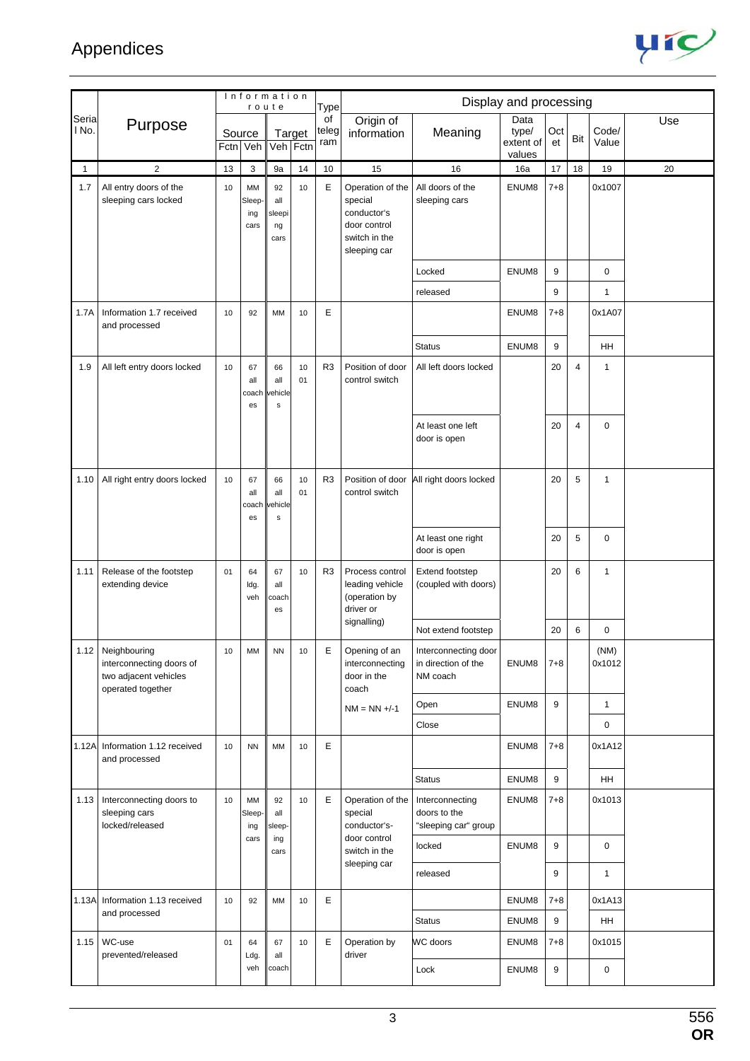| Serial No. | Purpose | Information route | | | | Type of telegram | Display and processing | | | | | | |
|---|---|---|---|---|---|---|---|---|---|---|---|---|---|
| | | Source | | Target | | | Origin of information | Meaning | Data type/ extent of values | Octet | Bit | Code/ Value | Use |
| | | Fctn | Veh | Veh | Fctn | | | | | | | | |
| 1 | 2 | 13 | 3 | 9a | 14 | 10 | 15 | 16 | 16a | 17 | 18 | 19 | 20 |
| 1.7 | All entry doors of the sleeping cars locked | 10 | MM Sleeping cars | 92 all sleeping cars | 10 | E | Operation of the special conductor's door control switch in the sleeping car | All doors of the sleeping cars | ENUM8 | 7+8 | | 0x1007 | |
| | | | | | | | | Locked | ENUM8 | 9 | | 0 | |
| | | | | | | | | released | | 9 | | 1 | |
| 1.7A | Information 1.7 received and processed | 10 | 92 | MM | 10 | E | | | ENUM8 | 7+8 | | 0x1A07 | |
| | | | | | | | | Status | ENUM8 | 9 | | HH | |
| 1.9 | All left entry doors locked | 10 | 67 all coaches | 66 all vehicles | 10 01 | R3 | Position of door control switch | All left doors locked | | 20 | 4 | 1 | |
| | | | | | | | | At least one left door is open | | 20 | 4 | 0 | |
| 1.10 | All right entry doors locked | 10 | 67 all coaches | 66 all vehicles | 10 01 | R3 | Position of door control switch | All right doors locked | | 20 | 5 | 1 | |
| | | | | | | | | At least one right door is open | | 20 | 5 | 0 | |
| 1.11 | Release of the footstep extending device | 01 | 64 ldg. veh | 67 all coaches | 10 | R3 | Process control leading vehicle (operation by driver or signalling) | Extend footstep (coupled with doors) | | 20 | 6 | 1 | |
| | | | | | | | | Not extend footstep | | 20 | 6 | 0 | |
| 1.12 | Neighbouring interconnecting doors of two adjacent vehicles operated together | 10 | MM | NN | 10 | E | Opening of an interconnecting door in the coach | Interconnecting door in direction of the NM coach | ENUM8 | 7+8 | | (NM) 0x1012 | |
| | | | | | | | NM = NN +/-1 | Open | ENUM8 | 9 | | 1 | |
| | | | | | | | | Close | | | | 0 | |
| 1.12A | Information 1.12 received and processed | 10 | NN | MM | 10 | E | | | ENUM8 | 7+8 | | 0x1A12 | |
| | | | | | | | | Status | ENUM8 | 9 | | HH | |
| 1.13 | Interconnecting doors to sleeping cars locked/released | 10 | MM Sleeping cars | 92 all sleeping cars | 10 | E | Operation of the special conductor's-door control switch in the sleeping car | Interconnecting doors to the "sleeping car" group | ENUM8 | 7+8 | | 0x1013 | |
| | | | | | | | | locked | ENUM8 | 9 | | 0 | |
| | | | | | | | | released | | 9 | | 1 | |
| 1.13A | Information 1.13 received and processed | 10 | 92 | MM | 10 | E | | | ENUM8 | 7+8 | | 0x1A13 | |
| | | | | | | | | Status | ENUM8 | 9 | | HH | |
| 1.15 | WC-use prevented/released | 01 | 64 Ldg. veh | 67 all coach | 10 | E | Operation by driver | WC doors | ENUM8 | 7+8 | | 0x1015 | |
| | | | | | | | | Lock | ENUM8 | 9 | | 0 | |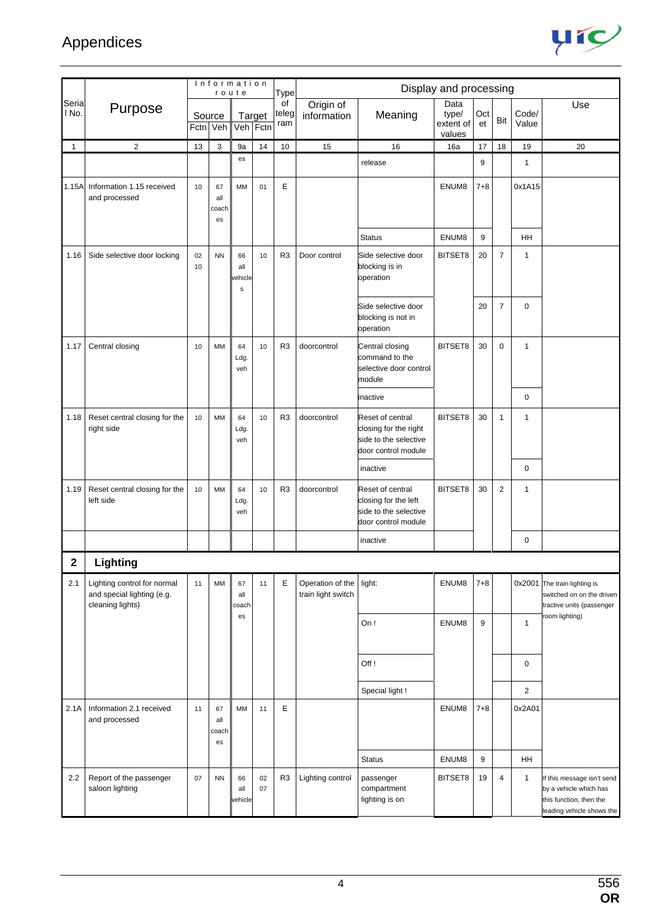| Serial No. | Purpose | Information route | | | | Type of telegram | Display and processing | | | | | | |
|---|---|---|---|---|---|---|---|---|---|---|---|---|---|
| | | Source | | Target | | | Origin of information | Meaning | Data type/ extent of values | Octet | Bit | Code/ Value | Use |
| | | Fctn | Veh | Veh | Fctn | | | | | | | | |
| 1 | 2 | 13 | 3 | 9a | 14 | 10 | 15 | 16 | 16a | 17 | 18 | 19 | 20 |
| | | | | es | | | | release | | 9 | | 1 | |
| 1.15A | Information 1.15 received and processed | 10 | 67 all coaches | MM | 01 | E | | | ENUM8 | 7+8 | | 0x1A15 | |
| | | | | | | | | Status | ENUM8 | 9 | | HH | |
| 1.16 | Side selective door locking | 02 10 | NN | 66 all vehicles | 10 | R3 | Door control | Side selective door blocking is in operation | BITSET8 | 20 | 7 | 1 | |
| | | | | | | | | Side selective door blocking is not in operation | | 20 | 7 | 0 | |
| 1.17 | Central closing | 10 | MM | 64 Ldg. veh | 10 | R3 | doorcontrol | Central closing command to the selective door control module | BITSET8 | 30 | 0 | 1 | |
| | | | | | | | | inactive | | | | 0 | |
| 1.18 | Reset central closing for the right side | 10 | MM | 64 Ldg. veh | 10 | R3 | doorcontrol | Reset of central closing for the right side to the selective door control module | BITSET8 | 30 | 1 | 1 | |
| | | | | | | | | inactive | | | | 0 | |
| 1.19 | Reset central closing for the left side | 10 | MM | 64 Ldg. veh | 10 | R3 | doorcontrol | Reset of central closing for the left side to the selective door control module | BITSET8 | 30 | 2 | 1 | |
| | | | | | | | | inactive | | | | 0 | |
| **2** | **Lighting** | | | | | | | | | | | | |
| 2.1 | Lighting control for normal and special lighting (e.g. cleaning lights) | 11 | MM | 67 all coaches | 11 | E | Operation of the train light switch | light: | ENUM8 | 7+8 | | 0x2001 | The train lighting is switched on on the driven tractive units (passenger room lighting) |
| | | | | | | | | On ! | ENUM8 | 9 | | 1 | |
| | | | | | | | | Off ! | | | | 0 | |
| | | | | | | | | Special light ! | | | | 2 | |
| 2.1A | Information 2.1 received and processed | 11 | 67 all coaches | MM | 11 | E | | | ENUM8 | 7+8 | | 0x2A01 | |
| | | | | | | | | Status | ENUM8 | 9 | | HH | |
| 2.2 | Report of the passenger saloon lighting | 07 | NN | 66 all vehicle | 02 07 | R3 | Lighting control | passenger compartment lighting is on | BITSET8 | 19 | 4 | 1 | If this message isn't send by a vehicle which has this function, then the leading vehicle shows the |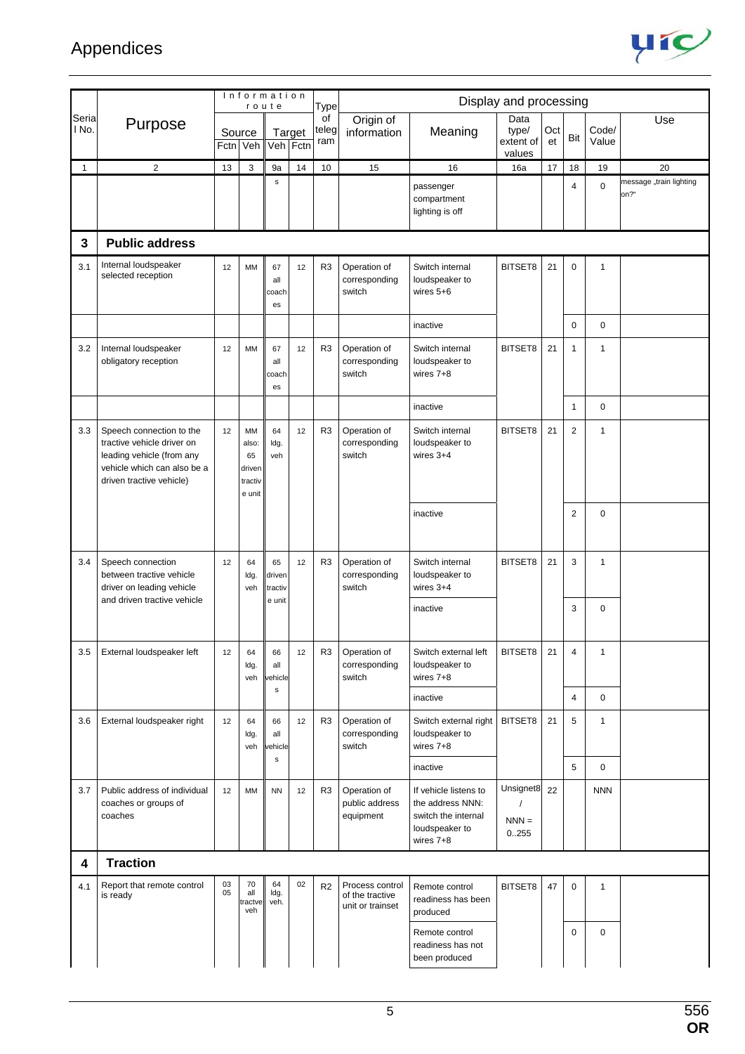# Appendices

| Serial No. | Purpose | Information route | | | | Type of telegram | Display and processing | | | | | | |
|---|---|---|---|---|---|---|---|---|---|---|---|---|---|
| | | Source | | Target | | | Origin of information | Meaning | Data type/ extent of values | Octet | Bit | Code/ Value | Use |
| | | Fctn | Veh | Veh | Fctn | | | | | | | | |
| 1 | 2 | 13 | 3 | 9a | 14 | 10 | 15 | 16 | 16a | 17 | 18 | 19 | 20 |
| | | | | s | | | | passenger compartment lighting is off | | | 4 | 0 | message „train lighting on?" |
| **3** | **Public address** | | | | | | | | | | | | |
| 3.1 | Internal loudspeaker selected reception | 12 | MM | 67 all coaches | 12 | R3 | Operation of corresponding switch | Switch internal loudspeaker to wires 5+6 | BITSET8 | 21 | 0 | 1 | |
| | | | | | | | | inactive | | | 0 | 0 | |
| 3.2 | Internal loudspeaker obligatory reception | 12 | MM | 67 all coaches | 12 | R3 | Operation of corresponding switch | Switch internal loudspeaker to wires 7+8 | BITSET8 | 21 | 1 | 1 | |
| | | | | | | | | inactive | | | 1 | 0 | |
| 3.3 | Speech connection to the tractive vehicle driver on leading vehicle (from any vehicle which can also be a driven tractive vehicle) | 12 | MM also: 65 driven tractive unit | 64 ldg. veh | 12 | R3 | Operation of corresponding switch | Switch internal loudspeaker to wires 3+4 | BITSET8 | 21 | 2 | 1 | |
| | | | | | | | | inactive | | | 2 | 0 | |
| 3.4 | Speech connection between tractive vehicle driver on leading vehicle and driven tractive vehicle | 12 | 64 ldg. veh | 65 driven tractive unit | 12 | R3 | Operation of corresponding switch | Switch internal loudspeaker to wires 3+4 | BITSET8 | 21 | 3 | 1 | |
| | | | | | | | | inactive | | | 3 | 0 | |
| 3.5 | External loudspeaker left | 12 | 64 ldg. veh | 66 all vehicles | 12 | R3 | Operation of corresponding switch | Switch external left loudspeaker to wires 7+8 | BITSET8 | 21 | 4 | 1 | |
| | | | | | | | | inactive | | | 4 | 0 | |
| 3.6 | External loudspeaker right | 12 | 64 ldg. veh | 66 all vehicles | 12 | R3 | Operation of corresponding switch | Switch external right loudspeaker to wires 7+8 | BITSET8 | 21 | 5 | 1 | |
| | | | | | | | | inactive | | | 5 | 0 | |
| 3.7 | Public address of individual coaches or groups of coaches | 12 | MM | NN | 12 | R3 | Operation of public address equipment | If vehicle listens to the address NNN: switch the internal loudspeaker to wires 7+8 | Unsignet8 / NNN = 0..255 | 22 | | NNN | |
| **4** | **Traction** | | | | | | | | | | | | |
| 4.1 | Report that remote control is ready | 03 05 | 70 all tractve veh | 64 ldg. veh. | 02 | R2 | Process control of the tractive unit or trainset | Remote control readiness has been produced | BITSET8 | 47 | 0 | 1 | |
| | | | | | | | | Remote control readiness has not been produced | | | 0 | 0 | |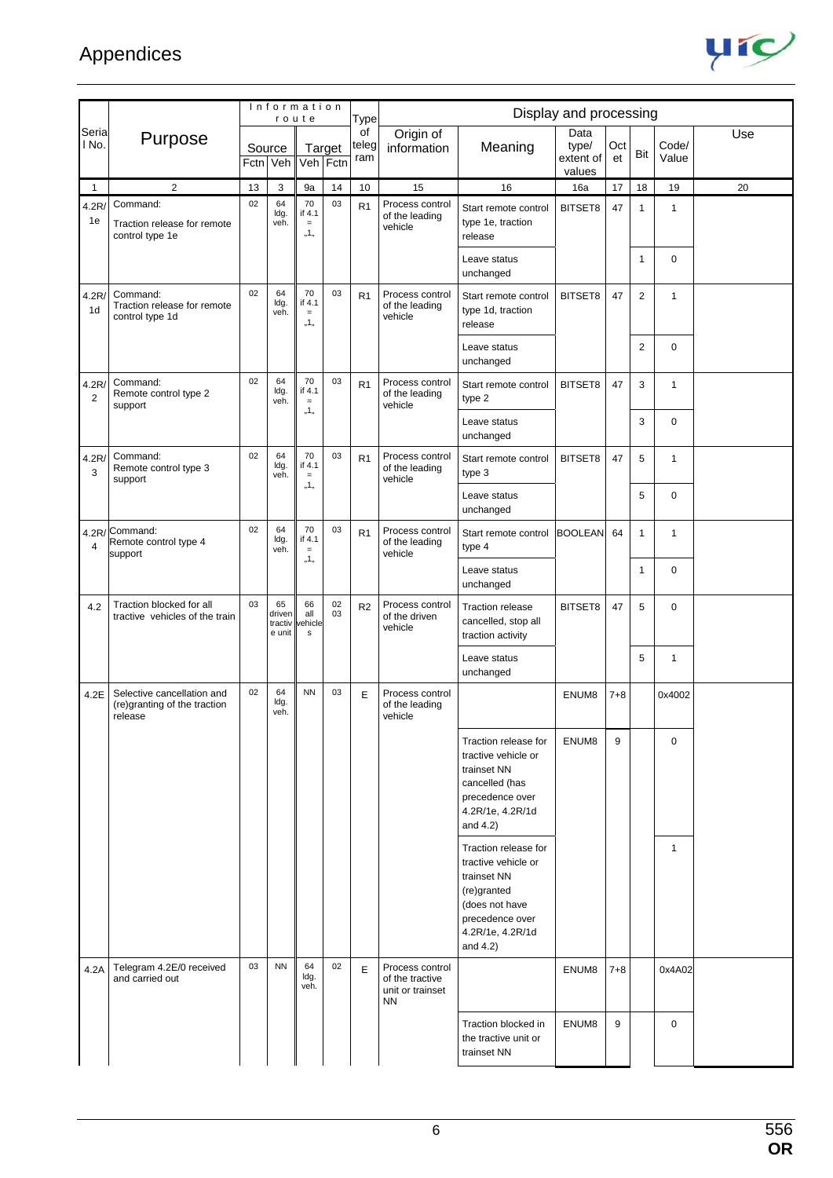## Appendices

| Serial No. | Purpose | Information route | | | | Type of telegram | Display and processing | | | | | | Use |
|---|---|---|---|---|---|---|---|---|---|---|---|---|---|
| | | Source | | Target | | | Origin of information | Meaning | Data type/ extent of values | Octet | Bit | Code/ Value | |
| | | Fctn | Veh | Veh | Fctn | | | | | | | | |
| 1 | 2 | 13 | 3 | 9a | 14 | 10 | 15 | 16 | 16a | 17 | 18 | 19 | 20 |
| 4.2R/ 1e | Command: Traction release for remote control type 1e | 02 | 64 ldg. veh. | 70 if 4.1 = „1" | 03 | R1 | Process control of the leading vehicle | Start remote control type 1e, traction release | BITSET8 | 47 | 1 | 1 | |
| | | | | | | | | Leave status unchanged | | | 1 | 0 | |
| 4.2R/ 1d | Command: Traction release for remote control type 1d | 02 | 64 ldg. veh. | 70 if 4.1 = „1" | 03 | R1 | Process control of the leading vehicle | Start remote control type 1d, traction release | BITSET8 | 47 | 2 | 1 | |
| | | | | | | | | Leave status unchanged | | | 2 | 0 | |
| 4.2R/ 2 | Command: Remote control type 2 support | 02 | 64 ldg. veh. | 70 if 4.1 = „1" | 03 | R1 | Process control of the leading vehicle | Start remote control type 2 | BITSET8 | 47 | 3 | 1 | |
| | | | | | | | | Leave status unchanged | | | 3 | 0 | |
| 4.2R/ 3 | Command: Remote control type 3 support | 02 | 64 ldg. veh. | 70 if 4.1 = „1" | 03 | R1 | Process control of the leading vehicle | Start remote control type 3 | BITSET8 | 47 | 5 | 1 | |
| | | | | | | | | Leave status unchanged | | | 5 | 0 | |
| 4.2R/ 4 | Command: Remote control type 4 support | 02 | 64 ldg. veh. | 70 if 4.1 = „1" | 03 | R1 | Process control of the leading vehicle | Start remote control type 4 | BOOLEAN | 64 | 1 | 1 | |
| | | | | | | | | Leave status unchanged | | | 1 | 0 | |
| 4.2 | Traction blocked for all tractive vehicles of the train | 03 | 65 driven tractive unit | 66 all vehicles | 02 03 | R2 | Process control of the driven vehicle | Traction release cancelled, stop all traction activity | BITSET8 | 47 | 5 | 0 | |
| | | | | | | | | Leave status unchanged | | | 5 | 1 | |
| 4.2E | Selective cancellation and (re)granting of the traction release | 02 | 64 ldg. veh. | NN | 03 | E | Process control of the leading vehicle | | ENUM8 | 7+8 | | 0x4002 | |
| | | | | | | | | Traction release for tractive vehicle or trainset NN cancelled (has precedence over 4.2R/1e, 4.2R/1d and 4.2) | ENUM8 | 9 | | 0 | |
| | | | | | | | | Traction release for tractive vehicle or trainset NN (re)granted (does not have precedence over 4.2R/1e, 4.2R/1d and 4.2) | | | | 1 | |
| 4.2A | Telegram 4.2E/0 received and carried out | 03 | NN | 64 ldg. veh. | 02 | E | Process control of the tractive unit or trainset NN | | ENUM8 | 7+8 | | 0x4A02 | |
| | | | | | | | | Traction blocked in the tractive unit or trainset NN | ENUM8 | 9 | | 0 | |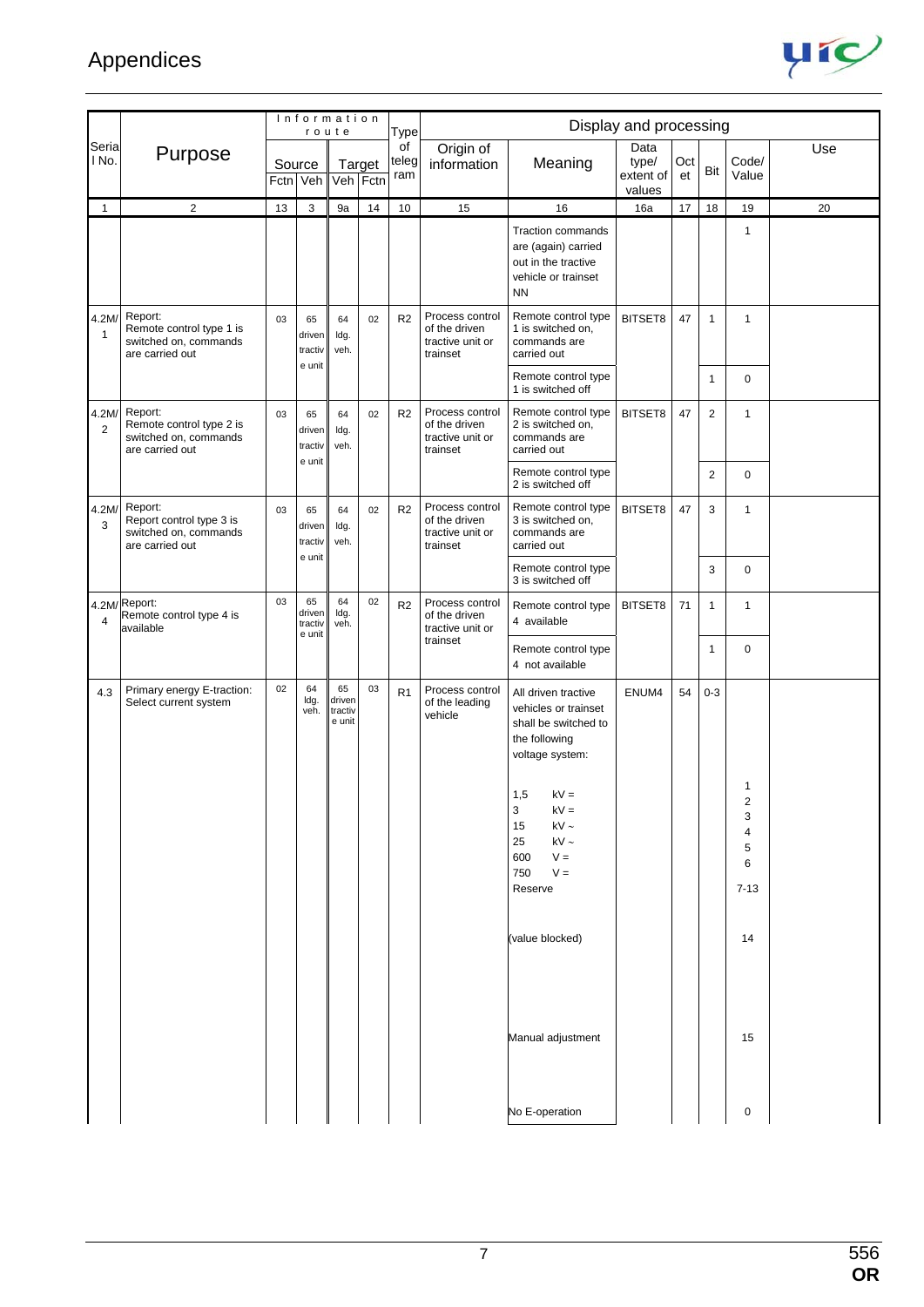## Appendices

| Serial No. | Purpose | Information route | | | | Type of telegram | Display and processing | | | | | | Use |
|---|---|---|---|---|---|---|---|---|---|---|---|---|---|
| | | Source | | Target | | | Origin of information | Meaning | Data type/ extent of values | Octet | Bit | Code/ Value | |
| | | Fctn | Veh | Veh | Fctn | | | | | | | | |
| 1 | 2 | 13 | 3 | 9a | 14 | 10 | 15 | 16 | 16a | 17 | 18 | 19 | 20 |
| | | | | | | | | Traction commands are (again) carried out in the tractive vehicle or trainset NN | | | | 1 | |
| 4.2M/1 | Report: Remote control type 1 is switched on, commands are carried out | 03 | 65 driven tractive unit | 64 ldg. veh. | 02 | R2 | Process control of the driven tractive unit or trainset | Remote control type 1 is switched on, commands are carried out | BITSET8 | 47 | 1 | 1 | |
| | | | | | | | | Remote control type 1 is switched off | | | 1 | 0 | |
| 4.2M/2 | Report: Remote control type 2 is switched on, commands are carried out | 03 | 65 driven tractive unit | 64 ldg. veh. | 02 | R2 | Process control of the driven tractive unit or trainset | Remote control type 2 is switched on, commands are carried out | BITSET8 | 47 | 2 | 1 | |
| | | | | | | | | Remote control type 2 is switched off | | | 2 | 0 | |
| 4.2M/3 | Report: Report control type 3 is switched on, commands are carried out | 03 | 65 driven tractive unit | 64 ldg. veh. | 02 | R2 | Process control of the driven tractive unit or trainset | Remote control type 3 is switched on, commands are carried out | BITSET8 | 47 | 3 | 1 | |
| | | | | | | | | Remote control type 3 is switched off | | | 3 | 0 | |
| 4.2M/4 | Report: Remote control type 4 is available | 03 | 65 driven tractive unit | 64 ldg. veh. | 02 | R2 | Process control of the driven tractive unit or trainset | Remote control type 4 available | BITSET8 | 71 | 1 | 1 | |
| | | | | | | | | Remote control type 4 not available | | | 1 | 0 | |
| 4.3 | Primary energy E-traction: Select current system | 02 | 64 ldg. veh. | 65 driven tractive unit | 03 | R1 | Process control of the leading vehicle | All driven tractive vehicles or trainset shall be switched to the following voltage system: | ENUM4 | 54 | 0-3 | | |
| | | | | | | | | 1,5 kV = | | | | 1 | |
| | | | | | | | | 3 kV = | | | | 2 | |
| | | | | | | | | 15 kV ~ | | | | 3 | |
| | | | | | | | | 25 kV ~ | | | | 4 | |
| | | | | | | | | 600 V = | | | | 5 | |
| | | | | | | | | 750 V = | | | | 6 | |
| | | | | | | | | Reserve | | | | 7-13 | |
| | | | | | | | | (value blocked) | | | | 14 | |
| | | | | | | | | Manual adjustment | | | | 15 | |
| | | | | | | | | No E-operation | | | | 0 | |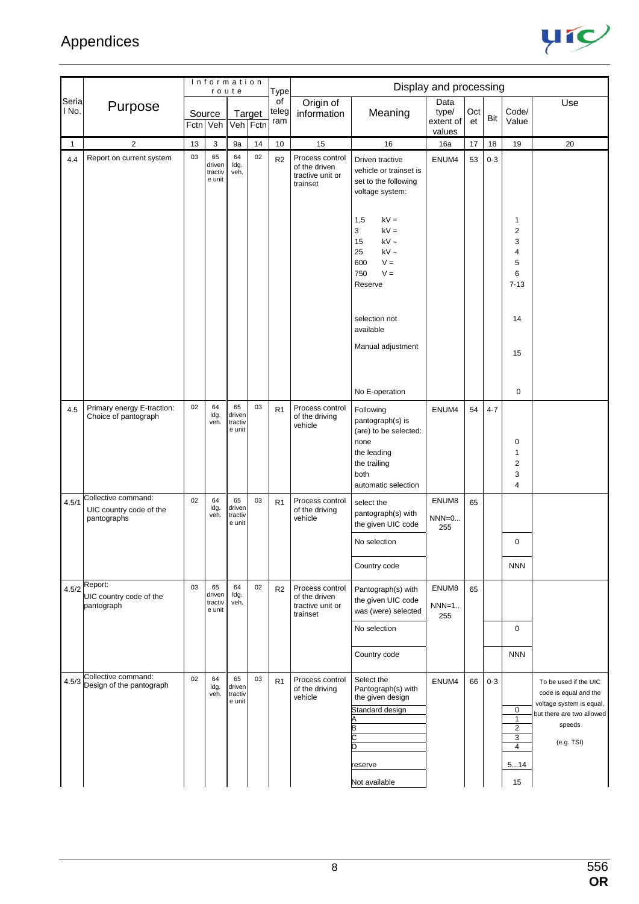| Serial No. | Purpose | Information route | | | | Type of telegram | Display and processing | | | | | | |
|---|---|---|---|---|---|---|---|---|---|---|---|---|---|
| | | Source | | Target | | | Origin of information | Meaning | Data type/ extent of values | Octet | Bit | Code/ Value | Use |
| | | Fctn | Veh | Veh | Fctn | | | | | | | | |
| 1 | 2 | 13 | 3 | 9a | 14 | 10 | 15 | 16 | 16a | 17 | 18 | 19 | 20 |
| 4.4 | Report on current system | 03 | 65 driven tractive unit | 64 ldg. veh. | 02 | R2 | Process control of the driven tractive unit or trainset | Driven tractive vehicle or trainset is set to the following voltage system: | ENUM4 | 53 | 0-3 | | |
| | | | | | | | | 1,5 kV = | | | | 1 | |
| | | | | | | | | 3 kV = | | | | 2 | |
| | | | | | | | | 15 kV ~ | | | | 3 | |
| | | | | | | | | 25 kV ~ | | | | 4 | |
| | | | | | | | | 600 V = | | | | 5 | |
| | | | | | | | | 750 V = | | | | 6 | |
| | | | | | | | | Reserve | | | | 7-13 | |
| | | | | | | | | selection not available | | | | 14 | |
| | | | | | | | | Manual adjustment | | | | 15 | |
| | | | | | | | | No E-operation | | | | 0 | |
| 4.5 | Primary energy E-traction: Choice of pantograph | 02 | 64 ldg. veh. | 65 driven tractive unit | 03 | R1 | Process control of the driving vehicle | Following pantograph(s) is (are) to be selected: | ENUM4 | 54 | 4-7 | | |
| | | | | | | | | none | | | | 0 | |
| | | | | | | | | the leading | | | | 1 | |
| | | | | | | | | the trailing | | | | 2 | |
| | | | | | | | | both | | | | 3 | |
| | | | | | | | | automatic selection | | | | 4 | |
| 4.5/1 | Collective command: UIC country code of the pantographs | 02 | 64 ldg. veh. | 65 driven tractive unit | 03 | R1 | Process control of the driving vehicle | select the pantograph(s) with the given UIC code | ENUM8 NNN=0... 255 | 65 | | | |
| | | | | | | | | No selection | | | | 0 | |
| | | | | | | | | Country code | | | | NNN | |
| 4.5/2 | Report: UIC country code of the pantograph | 03 | 65 driven tractive unit | 64 ldg. veh. | 02 | R2 | Process control of the driven tractive unit or trainset | Pantograph(s) with the given UIC code was (were) selected | ENUM8 NNN=1.. 255 | 65 | | | |
| | | | | | | | | No selection | | | | 0 | |
| | | | | | | | | Country code | | | | NNN | |
| 4.5/3 | Collective command: Design of the pantograph | 02 | 64 ldg. veh. | 65 driven tractive unit | 03 | R1 | Process control of the driving vehicle | Select the Pantograph(s) with the given design | ENUM4 | 66 | 0-3 | | To be used if the UIC code is equal and the voltage system is equal, but there are two allowed speeds (e.g. TSI) |
| | | | | | | | | Standard design | | | | 0 | |
| | | | | | | | | A | | | | 1 | |
| | | | | | | | | B | | | | 2 | |
| | | | | | | | | C | | | | 3 | |
| | | | | | | | | D | | | | 4 | |
| | | | | | | | | reserve | | | | 5...14 | |
| | | | | | | | | Not available | | | | 15 | |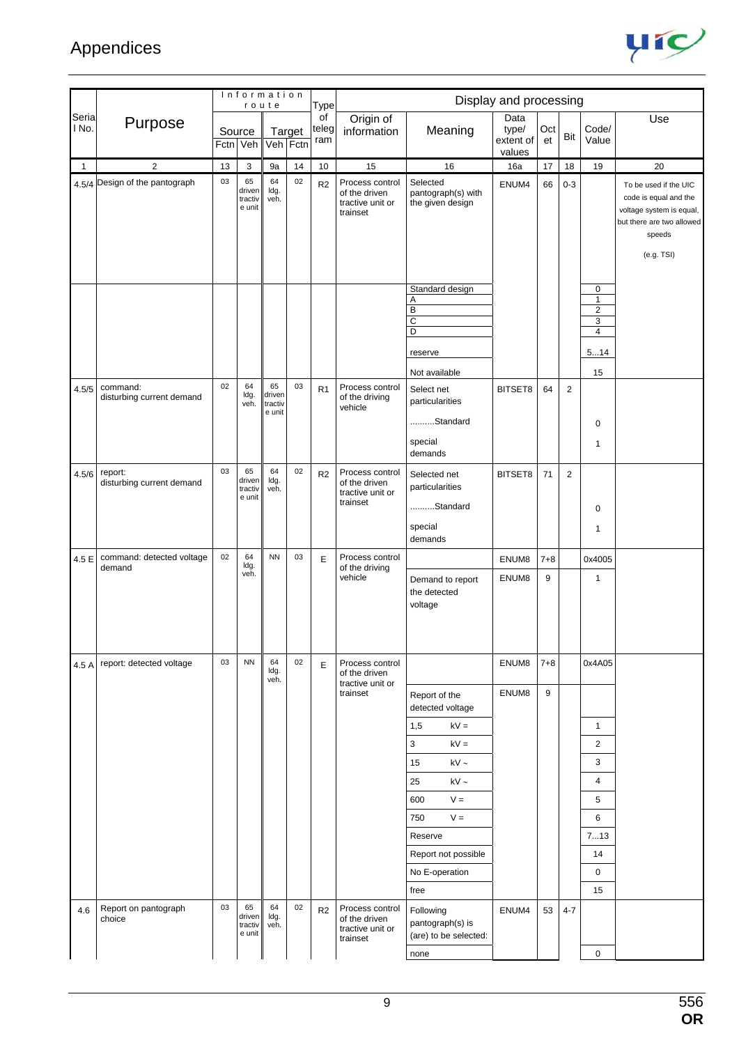| Serial No. | Purpose | Information route | | | | Type of telegram | Display and processing | | | | | | |
|---|---|---|---|---|---|---|---|---|---|---|---|---|---|
| | | Source | | Target | | | Origin of information | Meaning | Data type/ extent of values | Octet | Bit | Code/ Value | Use |
| | | Fctn | Veh | Veh | Fctn | | | | | | | | |
| 1 | 2 | 13 | 3 | 9a | 14 | 10 | 15 | 16 | 16a | 17 | 18 | 19 | 20 |
| 4.5/4 | Design of the pantograph | 03 | 65 driven tractive unit | 64 ldg. veh. | 02 | R2 | Process control of the driven tractive unit or trainset | Selected pantograph(s) with the given design | ENUM4 | 66 | 0-3 | | To be used if the UIC code is equal and the voltage system is equal, but there are two allowed speeds (e.g. TSI) |
| | | | | | | | | Standard design | | | | 0 | |
| | | | | | | | | A | | | | 1 | |
| | | | | | | | | B | | | | 2 | |
| | | | | | | | | C | | | | 3 | |
| | | | | | | | | D | | | | 4 | |
| | | | | | | | | reserve | | | | 5…14 | |
| | | | | | | | | Not available | | | | 15 | |
| 4.5/5 | command: disturbing current demand | 02 | 64 ldg. veh. | 65 driven tractive unit | 03 | R1 | Process control of the driving vehicle | Select net particularities | BITSET8 | 64 | 2 | | |
| | | | | | | | | ..........Standard | | | | 0 | |
| | | | | | | | | special demands | | | | 1 | |
| 4.5/6 | report: disturbing current demand | 03 | 65 driven tractive unit | 64 ldg. veh. | 02 | R2 | Process control of the driven tractive unit or trainset | Selected net particularities | BITSET8 | 71 | 2 | | |
| | | | | | | | | ..........Standard | | | | 0 | |
| | | | | | | | | special demands | | | | 1 | |
| 4.5 E | command: detected voltage demand | 02 | 64 ldg. veh. | NN | 03 | E | Process control of the driving vehicle | | ENUM8 | 7+8 | | 0x4005 | |
| | | | | | | | | Demand to report the detected voltage | ENUM8 | 9 | | 1 | |
| 4.5 A | report: detected voltage | 03 | NN | 64 ldg. veh. | 02 | E | Process control of the driven tractive unit or trainset | | ENUM8 | 7+8 | | 0x4A05 | |
| | | | | | | | | Report of the detected voltage | ENUM8 | 9 | | | |
| | | | | | | | | 1,5 kV = | | | | 1 | |
| | | | | | | | | 3 kV = | | | | 2 | |
| | | | | | | | | 15 kV ~ | | | | 3 | |
| | | | | | | | | 25 kV ~ | | | | 4 | |
| | | | | | | | | 600 V = | | | | 5 | |
| | | | | | | | | 750 V = | | | | 6 | |
| | | | | | | | | Reserve | | | | 7…13 | |
| | | | | | | | | Report not possible | | | | 14 | |
| | | | | | | | | No E-operation | | | | 0 | |
| | | | | | | | | free | | | | 15 | |
| 4.6 | Report on pantograph choice | 03 | 65 driven tractive unit | 64 ldg. veh. | 02 | R2 | Process control of the driven tractive unit or trainset | Following pantograph(s) is (are) to be selected: | ENUM4 | 53 | 4-7 | | |
| | | | | | | | | none | | | | 0 | |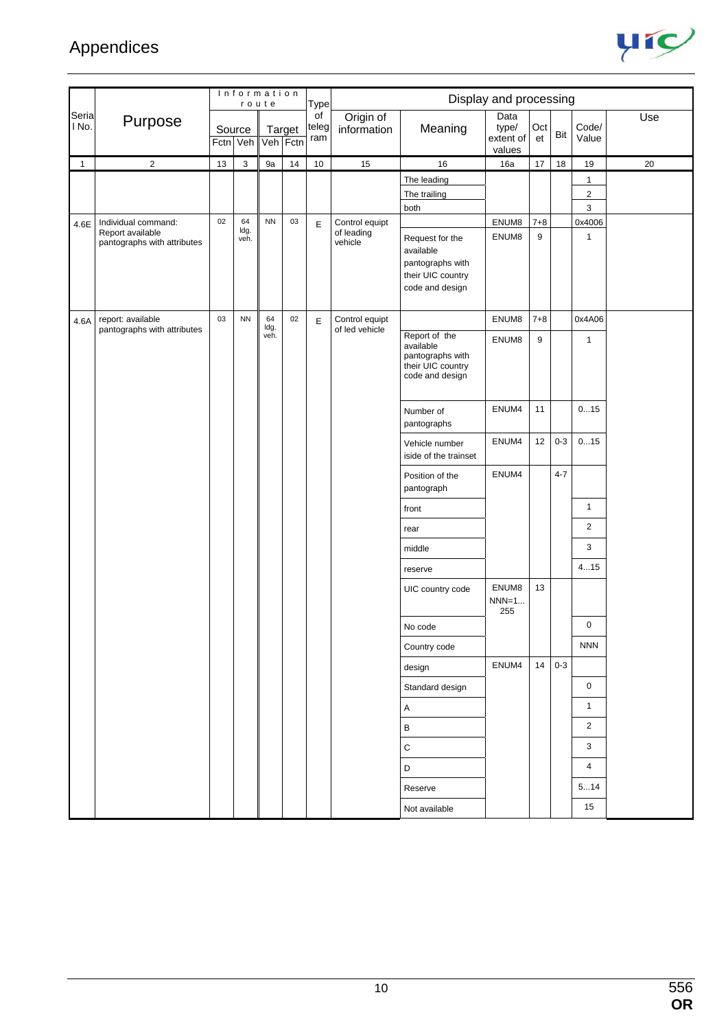| Serial No. | Purpose | Information route | | | | Type of telegram | Display and processing | | | | | | Use |
|---|---|---|---|---|---|---|---|---|---|---|---|---|---|
| | | Source | | Target | | | Origin of information | Meaning | Data type/ extent of values | Octet | Bit | Code/ Value | |
| | | Fctn | Veh | Veh | Fctn | | | | | | | | |
| 1 | 2 | 13 | 3 | 9a | 14 | 10 | 15 | 16 | 16a | 17 | 18 | 19 | 20 |
| | | | | | | | | The leading | | | | 1 | |
| | | | | | | | | The trailing | | | | 2 | |
| | | | | | | | | both | | | | 3 | |
| 4.6E | Individual command: Report available pantographs with attributes | 02 | 64 ldg. veh. | NN | 03 | E | Control equipt of leading vehicle | | ENUM8 | 7+8 | | 0x4006 | |
| | | | | | | | | Request for the available pantographs with their UIC country code and design | ENUM8 | 9 | | 1 | |
| 4.6A | report: available pantographs with attributes | 03 | NN | 64 ldg. veh. | 02 | E | Control equipt of led vehicle | | ENUM8 | 7+8 | | 0x4A06 | |
| | | | | | | | | Report of the available pantographs with their UIC country code and design | ENUM8 | 9 | | 1 | |
| | | | | | | | | Number of pantographs | ENUM4 | 11 | | 0...15 | |
| | | | | | | | | Vehicle number iside of the trainset | ENUM4 | 12 | 0-3 | 0...15 | |
| | | | | | | | | Position of the pantograph | ENUM4 | | 4-7 | | |
| | | | | | | | | front | | | | 1 | |
| | | | | | | | | rear | | | | 2 | |
| | | | | | | | | middle | | | | 3 | |
| | | | | | | | | reserve | | | | 4...15 | |
| | | | | | | | | UIC country code | ENUM8 NNN=1... 255 | 13 | | | |
| | | | | | | | | No code | | | | 0 | |
| | | | | | | | | Country code | | | | NNN | |
| | | | | | | | | design | ENUM4 | 14 | 0-3 | | |
| | | | | | | | | Standard design | | | | 0 | |
| | | | | | | | | A | | | | 1 | |
| | | | | | | | | B | | | | 2 | |
| | | | | | | | | C | | | | 3 | |
| | | | | | | | | D | | | | 4 | |
| | | | | | | | | Reserve | | | | 5...14 | |
| | | | | | | | | Not available | | | | 15 | |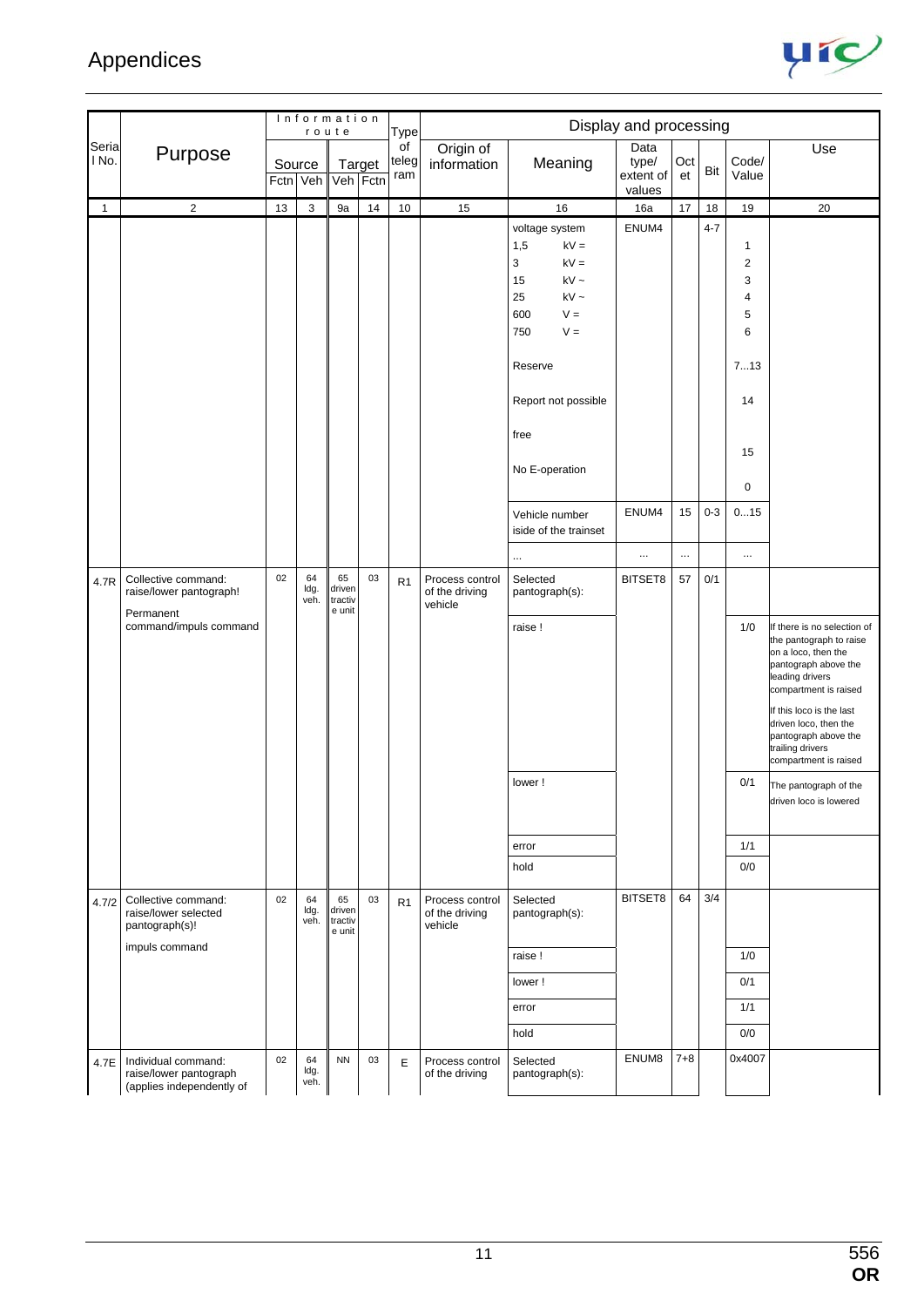| Serial No. | Purpose | Information route | | | | Type of telegram | Display and processing | | | | | | |
|---|---|---|---|---|---|---|---|---|---|---|---|---|---|
| | | Source | | Target | | | Origin of information | Meaning | Data type/ extent of values | Octet | Bit | Code/ Value | Use |
| | | Fctn | Veh | Veh | Fctn | | | | | | | | |
| 1 | 2 | 13 | 3 | 9a | 14 | 10 | 15 | 16 | 16a | 17 | 18 | 19 | 20 |
| | | | | | | | | voltage system | ENUM4 | | 4-7 | | |
| | | | | | | | | 1,5 kV = | | | | 1 | |
| | | | | | | | | 3 kV = | | | | 2 | |
| | | | | | | | | 15 kV ~ | | | | 3 | |
| | | | | | | | | 25 kV ~ | | | | 4 | |
| | | | | | | | | 600 V = | | | | 5 | |
| | | | | | | | | 750 V = | | | | 6 | |
| | | | | | | | | Reserve | | | | 7...13 | |
| | | | | | | | | Report not possible | | | | 14 | |
| | | | | | | | | free | | | | 15 | |
| | | | | | | | | No E-operation | | | | 0 | |
| | | | | | | | | Vehicle number iside of the trainset | ENUM4 | 15 | 0-3 | 0...15 | |
| | | | | | | | | ... | ... | ... | | ... | |
| 4.7R | Collective command: raise/lower pantograph! Permanent command/impuls command | 02 | 64 ldg. veh. | 65 driven tractive unit | 03 | R1 | Process control of the driving vehicle | Selected pantograph(s): | BITSET8 | 57 | 0/1 | | |
| | | | | | | | | raise ! | | | | 1/0 | If there is no selection of the pantograph to raise on a loco, then the pantograph above the leading drivers compartment is raised<br>If this loco is the last driven loco, then the pantograph above the trailing drivers compartment is raised |
| | | | | | | | | lower ! | | | | 0/1 | The pantograph of the driven loco is lowered |
| | | | | | | | | error | | | | 1/1 | |
| | | | | | | | | hold | | | | 0/0 | |
| 4.7/2 | Collective command: raise/lower selected pantograph(s)! impuls command | 02 | 64 ldg. veh. | 65 driven tractive unit | 03 | R1 | Process control of the driving vehicle | Selected pantograph(s): | BITSET8 | 64 | 3/4 | | |
| | | | | | | | | raise ! | | | | 1/0 | |
| | | | | | | | | lower ! | | | | 0/1 | |
| | | | | | | | | error | | | | 1/1 | |
| | | | | | | | | hold | | | | 0/0 | |
| 4.7E | Individual command: raise/lower pantograph (applies independently of | 02 | 64 ldg. veh. | NN | 03 | E | Process control of the driving | Selected pantograph(s): | ENUM8 | 7+8 | | 0x4007 | |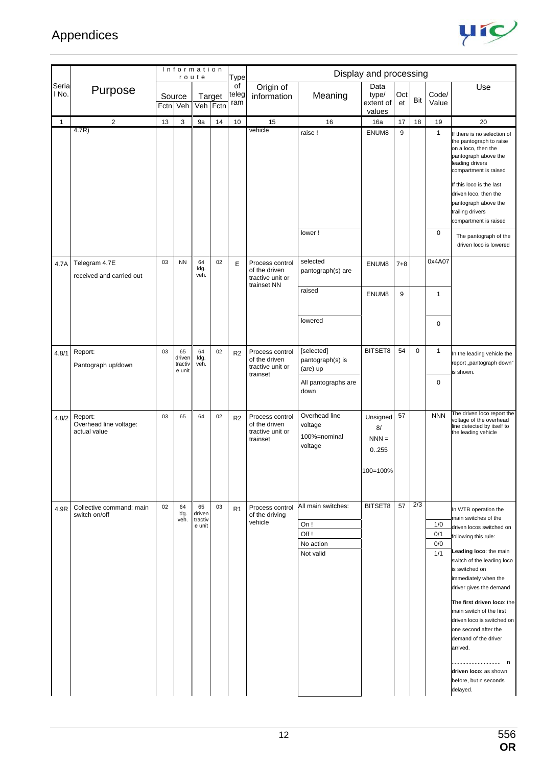# Appendices

| Serial No. | Purpose | Information route | | | | Type of telegram | Display and processing | | | | | | |
|---|---|---|---|---|---|---|---|---|---|---|---|---|---|
| | | Source | | Target | | | Origin of information | Meaning | Data type/ extent of values | Octet | Bit | Code/ Value | Use |
| | | Fctn | Veh | Veh | Fctn | | | | | | | | |
| 1 | 2 | 13 | 3 | 9a | 14 | 10 | 15 | 16 | 16a | 17 | 18 | 19 | 20 |
| | 4.7R) | | | | | | vehicle | raise ! | ENUM8 | 9 | | 1 | If there is no selection of the pantograph to raise on a loco, then the pantograph above the leading drivers compartment is raised<br><br>If this loco is the last driven loco, then the pantograph above the trailing drivers compartment is raised |
| | | | | | | | | lower ! | | | | 0 | The pantograph of the driven loco is lowered |
| 4.7A | Telegram 4.7E<br><br>received and carried out | 03 | NN | 64 ldg. veh. | 02 | E | Process control of the driven tractive unit or trainset NN | selected pantograph(s) are | ENUM8 | 7+8 | | 0x4A07 | |
| | | | | | | | | raised | ENUM8 | 9 | | 1 | |
| | | | | | | | | lowered | | | | 0 | |
| 4.8/1 | Report:<br><br>Pantograph up/down | 03 | 65 driven tractive unit | 64 ldg. veh. | 02 | R2 | Process control of the driven tractive unit or trainset | [selected] pantograph(s) is (are) up | BITSET8 | 54 | 0 | 1 | In the leading vehicle the report „pantograph down" is shown. |
| | | | | | | | | All pantographs are down | | | | 0 | |
| 4.8/2 | Report:<br>Overhead line voltage: actual value | 03 | 65 | 64 | 02 | R2 | Process control of the driven tractive unit or trainset | Overhead line voltage<br>100%=nominal voltage | Unsigned 8/<br>NNN = 0..255<br><br>100=100% | 57 | | NNN | The driven loco report the voltage of the overhead line detected by itself to the leading vehicle |
| 4.9R | Collective command: main switch on/off | 02 | 64 ldg. veh. | 65 driven tractive unit | 03 | R1 | Process control of the driving vehicle | All main switches: | BITSET8 | 57 | 2/3 | | In WTB operation the main switches of the driven locos switched on following this rule:<br><br>**Leading loco**: the main switch of the leading loco is switched on immediately when the driver gives the demand<br><br>**The first driven loco**: the main switch of the first driven loco is switched on one second after the demand of the driver arrived.<br><br>................................ **n driven loco:** as shown before, but n seconds delayed. |
| | | | | | | | | On ! | | | | 1/0 | |
| | | | | | | | | Off ! | | | | 0/1 | |
| | | | | | | | | No action | | | | 0/0 | |
| | | | | | | | | Not valid | | | | 1/1 | |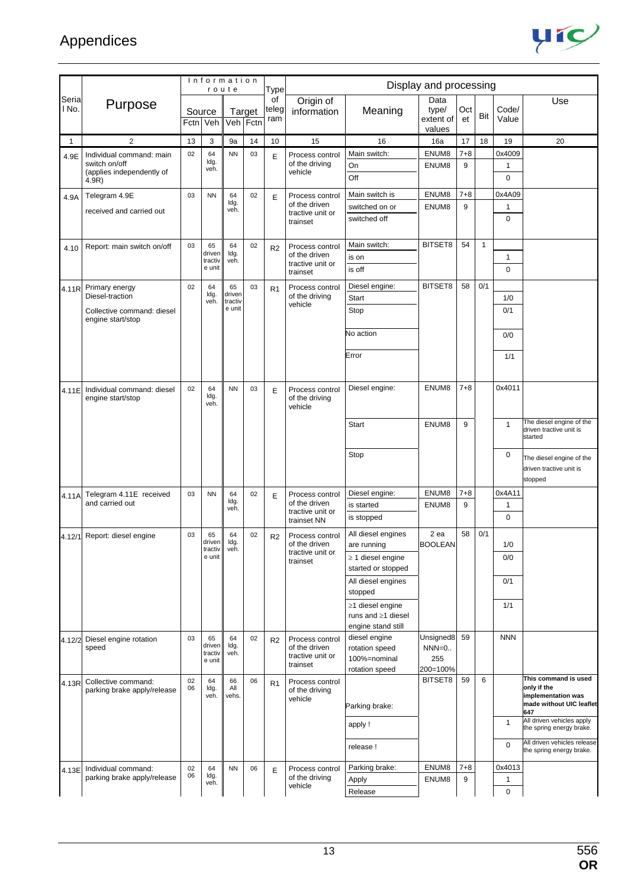# Appendices

| Serial No. | Purpose | Information route | | | | Type of telegram | Display and processing | | | | | | |
|---|---|---|---|---|---|---|---|---|---|---|---|---|---|
| | | Source | | Target | | | Origin of information | Meaning | Data type/ extent of values | Octet | Bit | Code/ Value | Use |
| | | Fctn | Veh | Veh | Fctn | | | | | | | | |
| 1 | 2 | 13 | 3 | 9a | 14 | 10 | 15 | 16 | 16a | 17 | 18 | 19 | 20 |
| 4.9E | Individual command: main switch on/off (applies independently of 4.9R) | 02 | 64 ldg. veh. | NN | 03 | E | Process control of the driving vehicle | Main switch: | ENUM8 | 7+8 | | 0x4009 | |
| | | | | | | | | On | ENUM8 | 9 | | 1 | |
| | | | | | | | | Off | | | | 0 | |
| 4.9A | Telegram 4.9E received and carried out | 03 | NN | 64 ldg. veh. | 02 | E | Process control of the driven tractive unit or trainset | Main switch is | ENUM8 | 7+8 | | 0x4A09 | |
| | | | | | | | | switched on or | ENUM8 | 9 | | 1 | |
| | | | | | | | | switched off | | | | 0 | |
| 4.10 | Report: main switch on/off | 03 | 65 driven tractive unit | 64 ldg. veh. | 02 | R2 | Process control of the driven tractive unit or trainset | Main switch: | BITSET8 | 54 | 1 | | |
| | | | | | | | | is on | | | | 1 | |
| | | | | | | | | is off | | | | 0 | |
| 4.11R | Primary energy Diesel-traction<br><br>Collective command: diesel engine start/stop | 02 | 64 ldg. veh. | 65 driven tractive unit | 03 | R1 | Process control of the driving vehicle | Diesel engine: | BITSET8 | 58 | 0/1 | | |
| | | | | | | | | Start | | | | 1/0 | |
| | | | | | | | | Stop | | | | 0/1 | |
| | | | | | | | | No action | | | | 0/0 | |
| | | | | | | | | Error | | | | 1/1 | |
| 4.11E | Individual command: diesel engine start/stop | 02 | 64 ldg. veh. | NN | 03 | E | Process control of the driving vehicle | Diesel engine: | ENUM8 | 7+8 | | 0x4011 | |
| | | | | | | | | Start | ENUM8 | 9 | | 1 | The diesel engine of the driven tractive unit is started |
| | | | | | | | | Stop | | | | 0 | The diesel engine of the driven tractive unit is stopped |
| 4.11A | Telegram 4.11E received and carried out | 03 | NN | 64 ldg. veh. | 02 | E | Process control of the driven tractive unit or trainset NN | Diesel engine: | ENUM8 | 7+8 | | 0x4A11 | |
| | | | | | | | | is started | ENUM8 | 9 | | 1 | |
| | | | | | | | | is stopped | | | | 0 | |
| 4.12/1 | Report: diesel engine | 03 | 65 driven tractive unit | 64 ldg. veh. | 02 | R2 | Process control of the driven tractive unit or trainset | All diesel engines are running | 2 ea BOOLEAN | 58 | 0/1 | 1/0 | |
| | | | | | | | | ≥ 1 diesel engine started or stopped | | | | 0/0 | |
| | | | | | | | | All diesel engines stopped | | | | 0/1 | |
| | | | | | | | | ≥1 diesel engine runs and ≥1 diesel engine stand still | | | | 1/1 | |
| 4.12/2 | Diesel engine rotation speed | 03 | 65 driven tractive unit | 64 ldg. veh. | 02 | R2 | Process control of the driven tractive unit or trainset | diesel engine rotation speed 100%=nominal rotation speed | Unsigned8 NNN=0.. 255 200=100% | 59 | | NNN | |
| 4.13R | Collective command: parking brake apply/release | 02 06 | 64 ldg. veh. | 66 All vehs. | 06 | R1 | Process control of the driving vehicle | Parking brake: | BITSET8 | 59 | 6 | | **This command is used only if the implementation was made without UIC leaflet 647** |
| | | | | | | | | apply ! | | | | 1 | All driven vehicles apply the spring energy brake. |
| | | | | | | | | release ! | | | | 0 | All driven vehicles release the spring energy brake. |
| 4.13E | Individual command: parking brake apply/release | 02 06 | 64 ldg. veh. | NN | 06 | E | Process control of the driving vehicle | Parking brake: | ENUM8 | 7+8 | | 0x4013 | |
| | | | | | | | | Apply | ENUM8 | 9 | | 1 | |
| | | | | | | | | Release | | | | 0 | |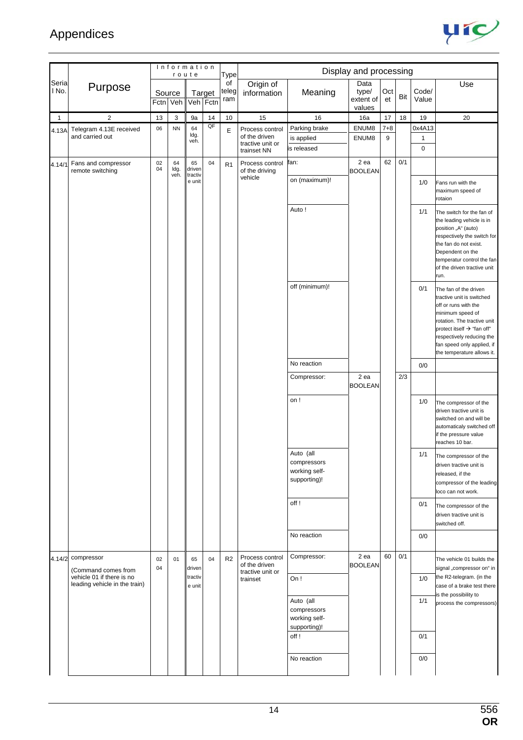| Serial No. | Purpose | Information route | | | | Type of telegram | Display and processing | | | | | | |
|---|---|---|---|---|---|---|---|---|---|---|---|---|---|
| | | Source | | Target | | | Origin of information | Meaning | Data type/ extent of values | Octet | Bit | Code/ Value | Use |
| | | Fctn | Veh | Veh | Fctn | | | | | | | | |
| 1 | 2 | 13 | 3 | 9a | 14 | 10 | 15 | 16 | 16a | 17 | 18 | 19 | 20 |
| 4.13A | Telegram 4.13E received and carried out | 06 | NN | 64 ldg. veh. | QF | E | Process control of the driven tractive unit or trainset NN | Parking brake | ENUM8 | 7+8 | | 0x4A13 | |
| | | | | | | | | is applied | ENUM8 | 9 | | 1 | |
| | | | | | | | | is released | | | | 0 | |
| 4.14/1 | Fans and compressor remote switching | 02 04 | 64 ldg. veh. | 65 driven tractive unit | 04 | R1 | Process control of the driving vehicle | fan: | 2 ea BOOLEAN | 62 | 0/1 | | |
| | | | | | | | | on (maximum)! | | | | 1/0 | Fans run with the maximum speed of rotaion |
| | | | | | | | | Auto ! | | | | 1/1 | The switch for the fan of the leading vehicle is in position „A“ (auto) respectively the switch for the fan do not exist. Dependent on the temperatur control the fan of the driven tractive unit run. |
| | | | | | | | | off (minimum)! | | | | 0/1 | The fan of the driven tractive unit is switched off or runs with the minimum speed of rotation. The tractive unit protect itself → "fan off" respectively reducing the fan speed only applied, if the temperature allows it. |
| | | | | | | | | No reaction | | | | 0/0 | |
| | | | | | | | | Compressor: | 2 ea BOOLEAN | | 2/3 | | |
| | | | | | | | | on ! | | | | 1/0 | The compressor of the driven tractive unit is switched on and will be automaticaly switched off if the pressure value reaches 10 bar. |
| | | | | | | | | Auto (all compressors working self-supporting)! | | | | 1/1 | The compressor of the driven tractive unit is released, if the compressor of the leading loco can not work. |
| | | | | | | | | off ! | | | | 0/1 | The compressor of the driven tractive unit is switched off. |
| | | | | | | | | No reaction | | | | 0/0 | |
| 4.14/2 | compressor (Command comes from vehicle 01 if there is no leading vehicle in the train) | 02 04 | 01 | 65 driven tractive unit | 04 | R2 | Process control of the driven tractive unit or trainset | Compressor: | 2 ea BOOLEAN | 60 | 0/1 | | The vehicle 01 builds the signal „compressor on“ in the R2-telegram. (in the case of a brake test there is the possibility to process the compressors) |
| | | | | | | | | On ! | | | | 1/0 | |
| | | | | | | | | Auto (all compressors working self-supporting)! | | | | 1/1 | |
| | | | | | | | | off ! | | | | 0/1 | |
| | | | | | | | | No reaction | | | | 0/0 | |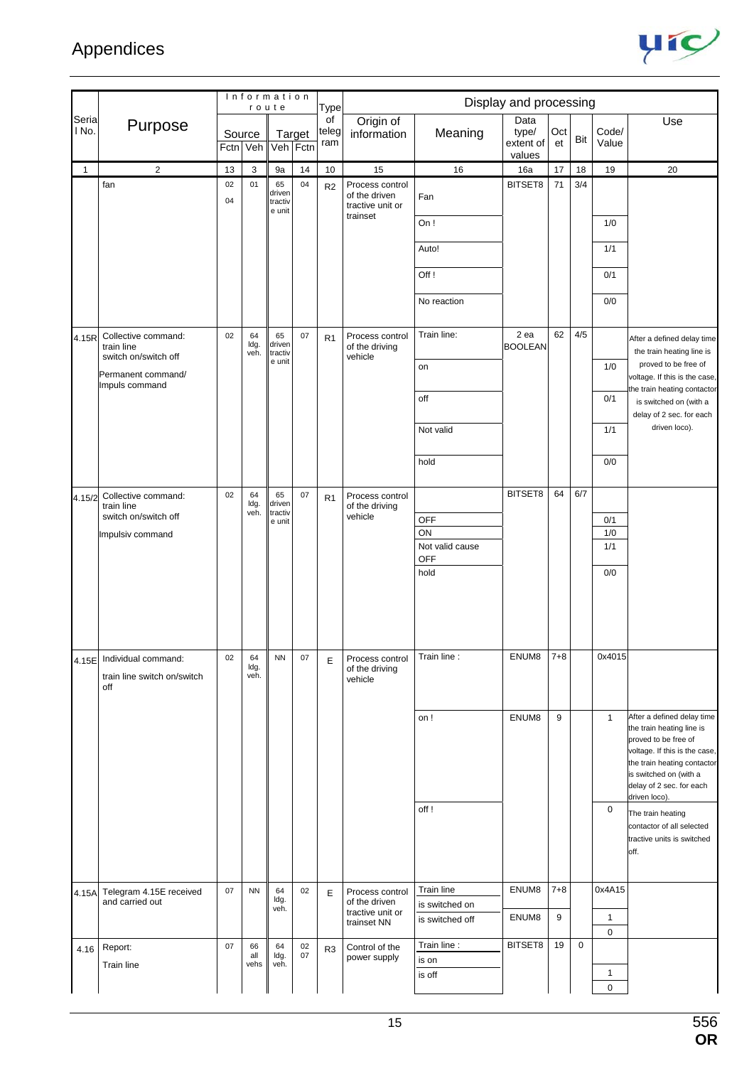## Appendices

| Serial No. | Purpose | Information route Source Fctn | Source Veh | Target Veh | Target Fctn | Type of telegram | Display and processing: Origin of information | Meaning | Data type/ extent of values | Octet | Bit | Code/ Value | Use |
|---|---|---|---|---|---|---|---|---|---|---|---|---|---|
| 1 | 2 | 13 | 3 | 9a | 14 | 10 | 15 | 16 | 16a | 17 | 18 | 19 | 20 |
| | fan | 02 04 | 01 | 65 driven tractive unit | 04 | R2 | Process control of the driven tractive unit or trainset | Fan | BITSET8 | 71 | 3/4 | | |
| | | | | | | | | On ! | | | | 1/0 | |
| | | | | | | | | Auto! | | | | 1/1 | |
| | | | | | | | | Off ! | | | | 0/1 | |
| | | | | | | | | No reaction | | | | 0/0 | |
| 4.15R | Collective command: train line switch on/switch off<br>Permanent command/ Impuls command | 02 | 64 ldg. veh. | 65 driven tractive unit | 07 | R1 | Process control of the driving vehicle | Train line: | 2 ea BOOLEAN | 62 | 4/5 | | After a defined delay time the train heating line is proved to be free of voltage. If this is the case, the train heating contactor is switched on (with a delay of 2 sec. for each driven loco). |
| | | | | | | | | on | | | | 1/0 | |
| | | | | | | | | off | | | | 0/1 | |
| | | | | | | | | Not valid | | | | 1/1 | |
| | | | | | | | | hold | | | | 0/0 | |
| 4.15/2 | Collective command: train line switch on/switch off<br>Impulsiv command | 02 | 64 ldg. veh. | 65 driven tractive unit | 07 | R1 | Process control of the driving vehicle | | BITSET8 | 64 | 6/7 | | |
| | | | | | | | | OFF | | | | 0/1 | |
| | | | | | | | | ON | | | | 1/0 | |
| | | | | | | | | Not valid cause OFF | | | | 1/1 | |
| | | | | | | | | hold | | | | 0/0 | |
| 4.15E | Individual command:<br>train line switch on/switch off | 02 | 64 ldg. veh. | NN | 07 | E | Process control of the driving vehicle | Train line : | ENUM8 | 7+8 | | 0x4015 | |
| | | | | | | | | on ! | ENUM8 | 9 | | 1 | After a defined delay time the train heating line is proved to be free of voltage. If this is the case, the train heating contactor is switched on (with a delay of 2 sec. for each driven loco). |
| | | | | | | | | off ! | | | | 0 | The train heating contactor of all selected tractive units is switched off. |
| 4.15A | Telegram 4.15E received and carried out | 07 | NN | 64 ldg. veh. | 02 | E | Process control of the driven tractive unit or trainset NN | Train line | ENUM8 | 7+8 | | 0x4A15 | |
| | | | | | | | | is switched on | ENUM8 | 9 | | 1 | |
| | | | | | | | | is switched off | | | | 0 | |
| 4.16 | Report:<br>Train line | 07 | 66 all vehs | 64 ldg. veh. | 02 07 | R3 | Control of the power supply | Train line : | BITSET8 | 19 | 0 | | |
| | | | | | | | | is on | | | | 1 | |
| | | | | | | | | is off | | | | 0 | |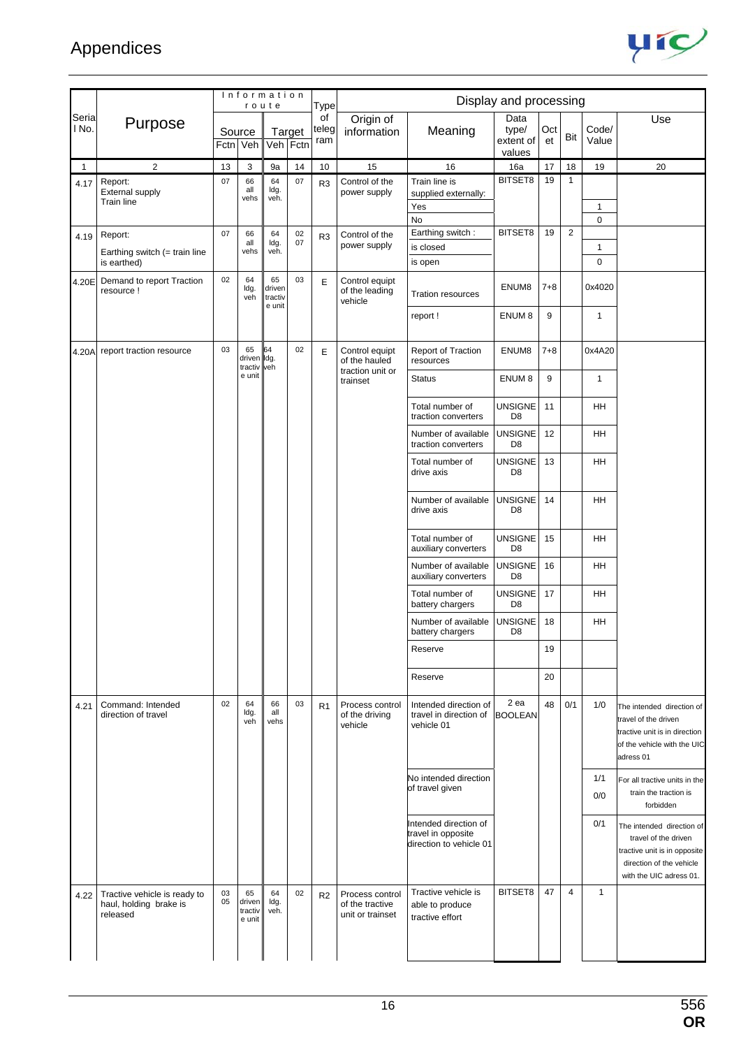## Appendices

| Serial No. | Purpose | Information route | | | | Type of telegram | Display and processing | | | | | | |
|---|---|---|---|---|---|---|---|---|---|---|---|---|---|
| | | Source | | Target | | | Origin of information | Meaning | Data type/ extent of values | Octet | Bit | Code/ Value | Use |
| | | Fctn | Veh | Veh | Fctn | | | | | | | | |
| 1 | 2 | 13 | 3 | 9a | 14 | 10 | 15 | 16 | 16a | 17 | 18 | 19 | 20 |
| 4.17 | Report: External supply Train line | 07 | 66 all vehs | 64 ldg. veh. | 07 | R3 | Control of the power supply | Train line is supplied externally: | BITSET8 | 19 | 1 | | |
| | | | | | | | | Yes | | | | 1 | |
| | | | | | | | | No | | | | 0 | |
| 4.19 | Report: Earthing switch (= train line is earthed) | 07 | 66 all vehs | 64 ldg. veh. | 02 07 | R3 | Control of the power supply | Earthing switch : | BITSET8 | 19 | 2 | | |
| | | | | | | | | is closed | | | | 1 | |
| | | | | | | | | is open | | | | 0 | |
| 4.20E | Demand to report Traction resource ! | 02 | 64 ldg. veh | 65 driven tractive unit | 03 | E | Control equipt of the leading vehicle | Tration resources | ENUM8 | 7+8 | | 0x4020 | |
| | | | | | | | | report ! | ENUM 8 | 9 | | 1 | |
| 4.20A | report traction resource | 03 | 65 driven tractive unit | 64 ldg. veh | 02 | E | Control equipt of the hauled traction unit or trainset | Report of Traction resources | ENUM8 | 7+8 | | 0x4A20 | |
| | | | | | | | | Status | ENUM 8 | 9 | | 1 | |
| | | | | | | | | Total number of traction converters | UNSIGNED8 | 11 | | HH | |
| | | | | | | | | Number of available traction converters | UNSIGNED8 | 12 | | HH | |
| | | | | | | | | Total number of drive axis | UNSIGNED8 | 13 | | HH | |
| | | | | | | | | Number of available drive axis | UNSIGNED8 | 14 | | HH | |
| | | | | | | | | Total number of auxiliary converters | UNSIGNED8 | 15 | | HH | |
| | | | | | | | | Number of available auxiliary converters | UNSIGNED8 | 16 | | HH | |
| | | | | | | | | Total number of battery chargers | UNSIGNED8 | 17 | | HH | |
| | | | | | | | | Number of available battery chargers | UNSIGNED8 | 18 | | HH | |
| | | | | | | | | Reserve | | 19 | | | |
| | | | | | | | | Reserve | | 20 | | | |
| 4.21 | Command: Intended direction of travel | 02 | 64 ldg. veh | 66 all vehs | 03 | R1 | Process control of the driving vehicle | Intended direction of travel in direction of vehicle 01 | 2 ea BOOLEAN | 48 | 0/1 | 1/0 | The intended direction of travel of the driven tractive unit is in direction of the vehicle with the UIC adress 01 |
| | | | | | | | | No intended direction of travel given | | | | 1/1 0/0 | For all tractive units in the train the traction is forbidden |
| | | | | | | | | Intended direction of travel in opposite direction to vehicle 01 | | | | 0/1 | The intended direction of travel of the driven tractive unit is in opposite direction of the vehicle with the UIC adress 01. |
| 4.22 | Tractive vehicle is ready to haul, holding brake is released | 03 05 | 65 driven tractive unit | 64 ldg. veh. | 02 | R2 | Process control of the tractive unit or trainset | Tractive vehicle is able to produce tractive effort | BITSET8 | 47 | 4 | 1 | |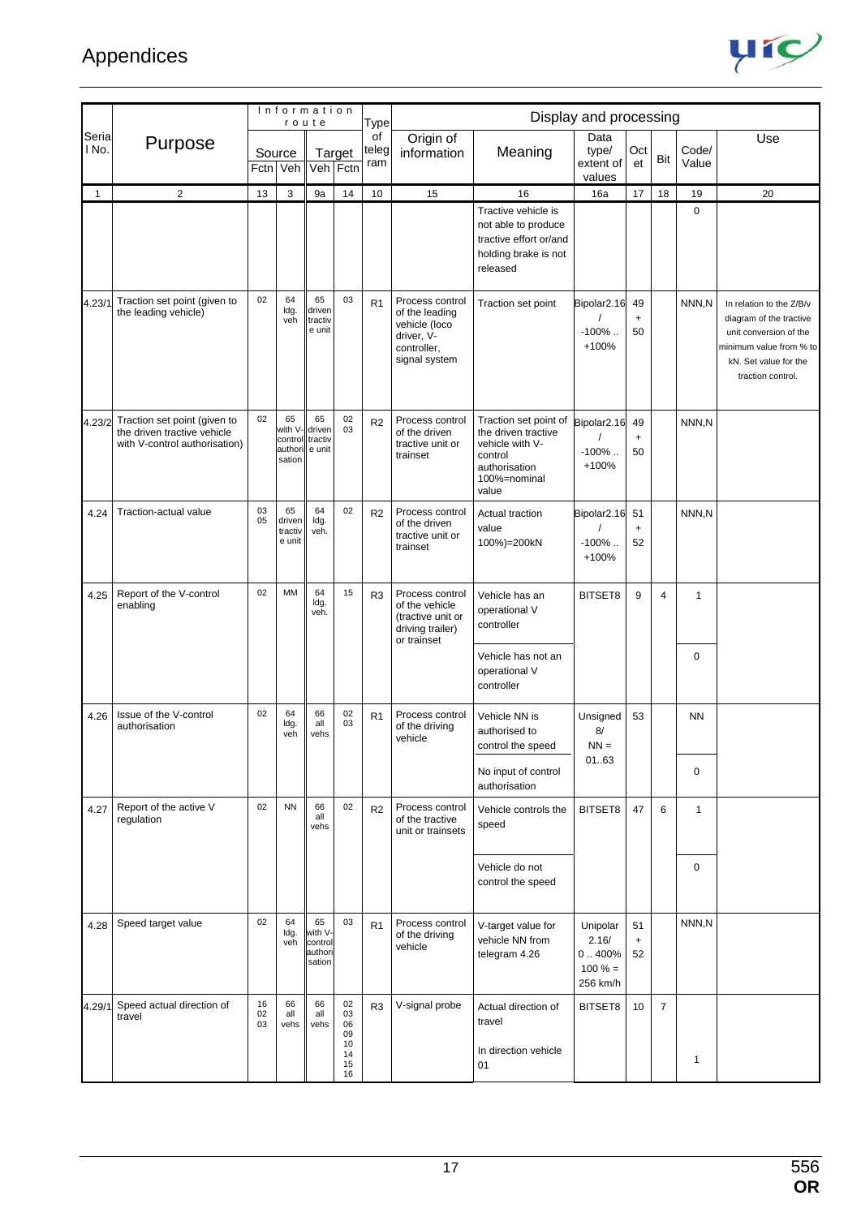# Appendices

| Serial No. | Purpose | Information route | | | | Type of telegram | Display and processing | | | | | | |
|---|---|---|---|---|---|---|---|---|---|---|---|---|---|
| | | Source | | Target | | | Origin of information | Meaning | Data type/ extent of values | Octet | Bit | Code/ Value | Use |
| | | Fctn | Veh | Veh | Fctn | | | | | | | | |
| 1 | 2 | 13 | 3 | 9a | 14 | 10 | 15 | 16 | 16a | 17 | 18 | 19 | 20 |
| | | | | | | | | Tractive vehicle is not able to produce tractive effort or/and holding brake is not released | | | | 0 | |
| 4.23/1 | Traction set point (given to the leading vehicle) | 02 | 64 ldg. veh | 65 driven tractive unit | 03 | R1 | Process control of the leading vehicle (loco driver, V-controller, signal system | Traction set point | Bipolar2.16 / -100% .. +100% | 49 + 50 | | NNN,N | In relation to the Z/B/v diagram of the tractive unit conversion of the minimum value from % to kN. Set value for the traction control. |
| 4.23/2 | Traction set point (given to the driven tractive vehicle with V-control authorisation) | 02 | 65 with V-control authorisation | 65 driven tractive unit | 02 03 | R2 | Process control of the driven tractive unit or trainset | Traction set point of the driven tractive vehicle with V-control authorisation 100%=nominal value | Bipolar2.16 / -100% .. +100% | 49 + 50 | | NNN,N | |
| 4.24 | Traction-actual value | 03 05 | 65 driven tractive unit | 64 ldg. veh. | 02 | R2 | Process control of the driven tractive unit or trainset | Actual traction value 100%)=200kN | Bipolar2.16 / -100% .. +100% | 51 + 52 | | NNN,N | |
| 4.25 | Report of the V-control enabling | 02 | MM | 64 ldg. veh. | 15 | R3 | Process control of the vehicle (tractive unit or driving trailer) or trainset | Vehicle has an operational V controller | BITSET8 | 9 | 4 | 1 | |
| | | | | | | | | Vehicle has not an operational V controller | | | | 0 | |
| 4.26 | Issue of the V-control authorisation | 02 | 64 ldg. veh | 66 all vehs | 02 03 | R1 | Process control of the driving vehicle | Vehicle NN is authorised to control the speed | Unsigned 8/ NN = 01..63 | 53 | | NN | |
| | | | | | | | | No input of control authorisation | | | | 0 | |
| 4.27 | Report of the active V regulation | 02 | NN | 66 all vehs | 02 | R2 | Process control of the tractive unit or trainsets | Vehicle controls the speed | BITSET8 | 47 | 6 | 1 | |
| | | | | | | | | Vehicle do not control the speed | | | | 0 | |
| 4.28 | Speed target value | 02 | 64 ldg. veh | 65 with V-control authorisation | 03 | R1 | Process control of the driving vehicle | V-target value for vehicle NN from telegram 4.26 | Unipolar 2.16/ 0 .. 400% 100 % = 256 km/h | 51 + 52 | | NNN,N | |
| 4.29/1 | Speed actual direction of travel | 16 02 03 | 66 all vehs | 66 all vehs | 02 03 06 09 10 14 15 16 | R3 | V-signal probe | Actual direction of travel | BITSET8 | 10 | 7 | | |
| | | | | | | | | In direction vehicle 01 | | | | 1 | |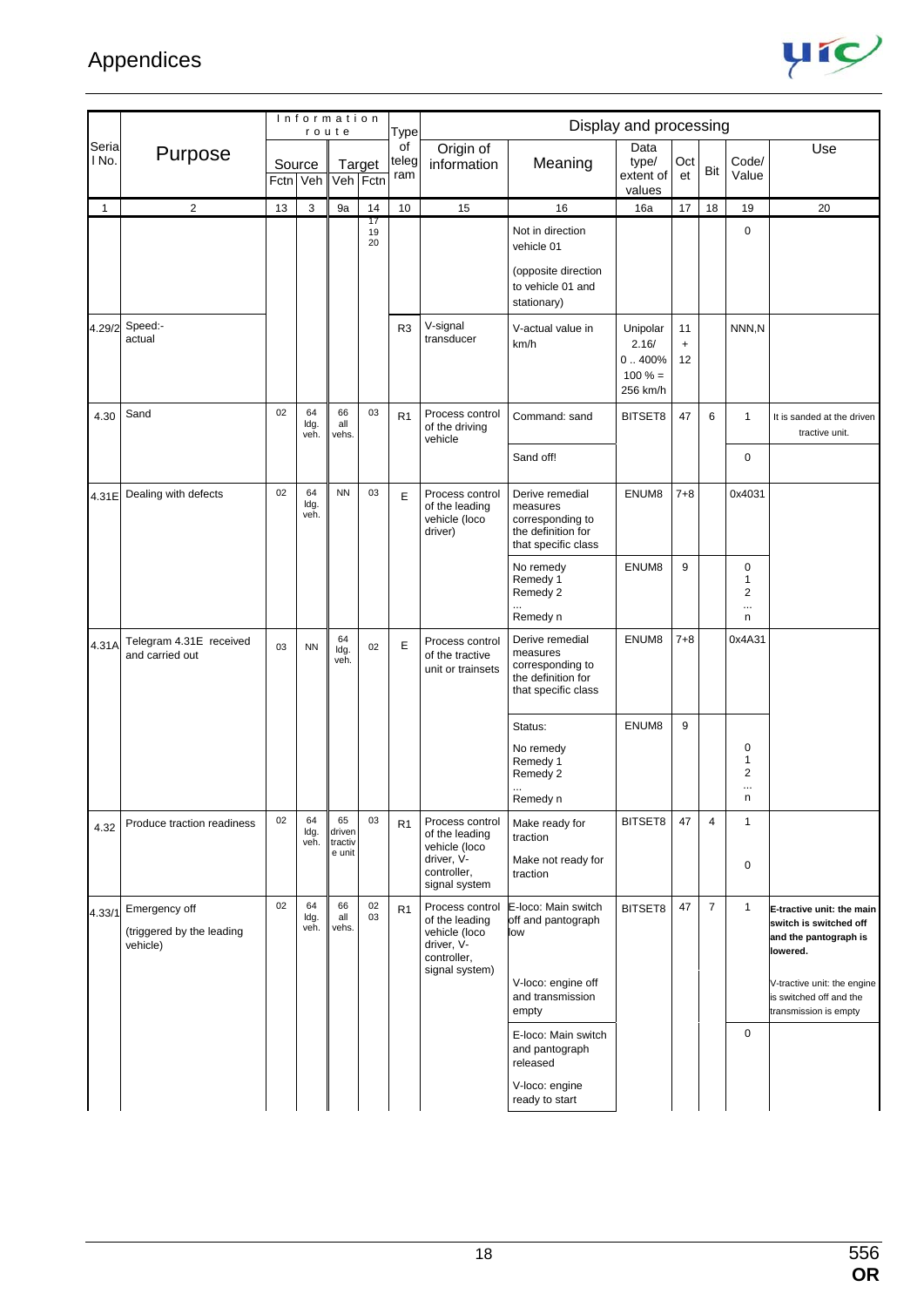# Appendices

| Serial No. | Purpose | Information route | | | | Type of telegram | Display and processing | | | | | | |
|---|---|---|---|---|---|---|---|---|---|---|---|---|---|
| | | Source | | Target | | | Origin of information | Meaning | Data type/ extent of values | Octet | Bit | Code/ Value | Use |
| | | Fctn | Veh | Veh | Fctn | | | | | | | | |
| 1 | 2 | 13 | 3 | 9a | 14 | 10 | 15 | 16 | 16a | 17 | 18 | 19 | 20 |
| | | | | | 17 19 20 | | | Not in direction vehicle 01 (opposite direction to vehicle 01 and stationary) | | | | 0 | |
| 4.29/2 | Speed:- actual | | | | | R3 | V-signal transducer | V-actual value in km/h | Unipolar 2.16/ 0 .. 400% 100 % = 256 km/h | 11 + 12 | | NNN,N | |
| 4.30 | Sand | 02 | 64 ldg. veh. | 66 all vehs. | 03 | R1 | Process control of the driving vehicle | Command: sand | BITSET8 | 47 | 6 | 1 | It is sanded at the driven tractive unit. |
| | | | | | | | | Sand off! | | | | 0 | |
| 4.31E | Dealing with defects | 02 | 64 ldg. veh. | NN | 03 | E | Process control of the leading vehicle (loco driver) | Derive remedial measures corresponding to the definition for that specific class | ENUM8 | 7+8 | | 0x4031 | |
| | | | | | | | | No remedy Remedy 1 Remedy 2 ... Remedy n | ENUM8 | 9 | | 0 1 2 ... n | |
| 4.31A | Telegram 4.31E received and carried out | 03 | NN | 64 ldg. veh. | 02 | E | Process control of the tractive unit or trainsets | Derive remedial measures corresponding to the definition for that specific class | ENUM8 | 7+8 | | 0x4A31 | |
| | | | | | | | | Status: No remedy Remedy 1 Remedy 2 ... Remedy n | ENUM8 | 9 | | 0 1 2 ... n | |
| 4.32 | Produce traction readiness | 02 | 64 ldg. veh. | 65 driven tractive unit | 03 | R1 | Process control of the leading vehicle (loco driver, V-controller, signal system | Make ready for traction | BITSET8 | 47 | 4 | 1 | |
| | | | | | | | | Make not ready for traction | | | | 0 | |
| 4.33/1 | Emergency off (triggered by the leading vehicle) | 02 | 64 ldg. veh. | 66 all vehs. | 02 03 | R1 | Process control of the leading vehicle (loco driver, V-controller, signal system) | E-loco: Main switch off and pantograph low | BITSET8 | 47 | 7 | 1 | **E-tractive unit: the main switch is switched off and the pantograph is lowered.** |
| | | | | | | | | V-loco: engine off and transmission empty | | | | | V-tractive unit: the engine is switched off and the transmission is empty |
| | | | | | | | | E-loco: Main switch and pantograph released | | | | 0 | |
| | | | | | | | | V-loco: engine ready to start | | | | | |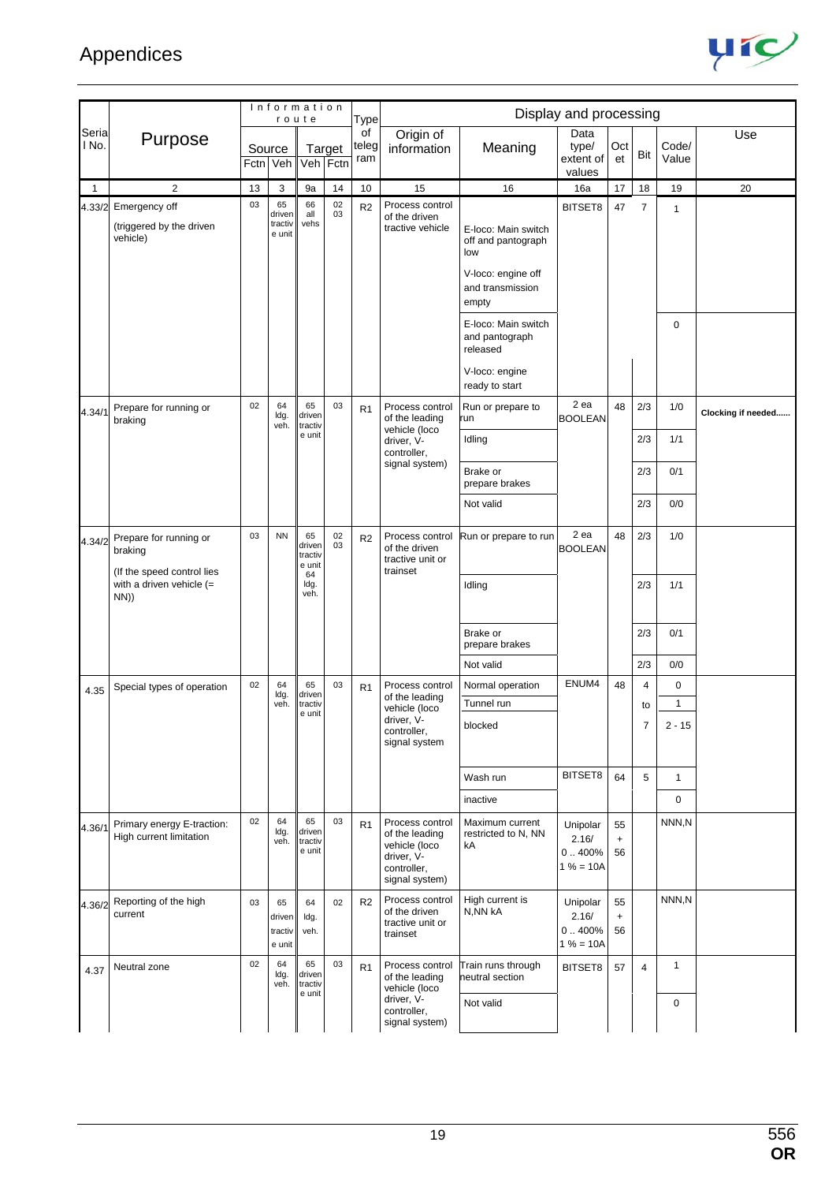| Serial No. | Purpose | Information route | | | | Type of telegram | Display and processing | | | | | | Use |
|---|---|---|---|---|---|---|---|---|---|---|---|---|---|
| | | Source | | Target | | | Origin of information | Meaning | Data type/ extent of values | Octet | Bit | Code/ Value | |
| | | Fctn | Veh | Veh | Fctn | | | | | | | | |
| 1 | 2 | 13 | 3 | 9a | 14 | 10 | 15 | 16 | 16a | 17 | 18 | 19 | 20 |
| 4.33/2 | Emergency off (triggered by the driven vehicle) | 03 | 65 driven tractive unit | 66 all vehs | 02 03 | R2 | Process control of the driven tractive vehicle | E-loco: Main switch off and pantograph low<br>V-loco: engine off and transmission empty | BITSET8 | 47 | 7 | 1 | |
| | | | | | | | | E-loco: Main switch and pantograph released<br>V-loco: engine ready to start | | | | 0 | |
| 4.34/1 | Prepare for running or braking | 02 | 64 ldg. veh. | 65 driven tractive unit | 03 | R1 | Process control of the leading vehicle (loco driver, V-controller, signal system) | Run or prepare to run | 2 ea BOOLEAN | 48 | 2/3 | 1/0 | Clocking if needed...... |
| | | | | | | | | Idling | | | 2/3 | 1/1 | |
| | | | | | | | | Brake or prepare brakes | | | 2/3 | 0/1 | |
| | | | | | | | | Not valid | | | 2/3 | 0/0 | |
| 4.34/2 | Prepare for running or braking<br>(If the speed control lies with a driven vehicle (= NN)) | 03 | NN | 65 driven tractive unit 64 ldg. veh. | 02 03 | R2 | Process control of the driven tractive unit or trainset | Run or prepare to run | 2 ea BOOLEAN | 48 | 2/3 | 1/0 | |
| | | | | | | | | Idling | | | 2/3 | 1/1 | |
| | | | | | | | | Brake or prepare brakes | | | 2/3 | 0/1 | |
| | | | | | | | | Not valid | | | 2/3 | 0/0 | |
| 4.35 | Special types of operation | 02 | 64 ldg. veh. | 65 driven tractive unit | 03 | R1 | Process control of the leading vehicle (loco driver, V-controller, signal system | Normal operation | ENUM4 | 48 | 4 to 7 | 0 | |
| | | | | | | | | Tunnel run | | | | 1 | |
| | | | | | | | | blocked | | | | 2 - 15 | |
| | | | | | | | | Wash run | BITSET8 | 64 | 5 | 1 | |
| | | | | | | | | inactive | | | | 0 | |
| 4.36/1 | Primary energy E-traction: High current limitation | 02 | 64 ldg. veh. | 65 driven tractive unit | 03 | R1 | Process control of the leading vehicle (loco driver, V-controller, signal system) | Maximum current restricted to N, NN kA | Unipolar 2.16/ 0 .. 400% 1 % = 10A | 55 + 56 | | NNN,N | |
| 4.36/2 | Reporting of the high current | 03 | 65 driven tractive unit | 64 ldg. veh. | 02 | R2 | Process control of the driven tractive unit or trainset | High current is N,NN kA | Unipolar 2.16/ 0 .. 400% 1 % = 10A | 55 + 56 | | NNN,N | |
| 4.37 | Neutral zone | 02 | 64 ldg. veh. | 65 driven tractive unit | 03 | R1 | Process control of the leading vehicle (loco driver, V-controller, signal system) | Train runs through neutral section | BITSET8 | 57 | 4 | 1 | |
| | | | | | | | | Not valid | | | | 0 | |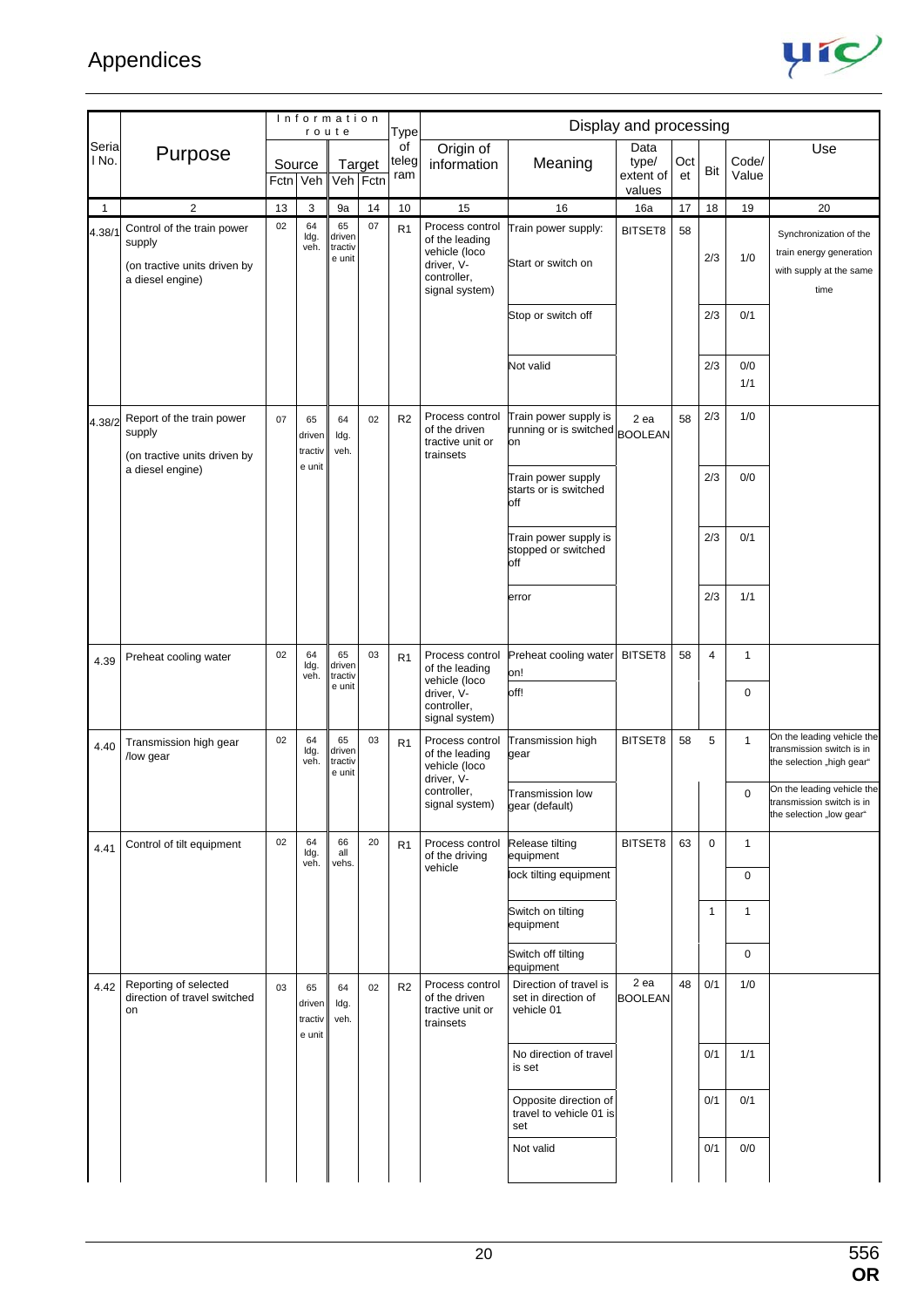# Appendices

| Serial No. | Purpose | Information route | | | | Type of telegram | Display and processing | | | | | | |
|---|---|---|---|---|---|---|---|---|---|---|---|---|---|
| | | Source | | Target | | | Origin of information | Meaning | Data type/ extent of values | Octet | Bit | Code/ Value | Use |
| | | Fctn | Veh | Veh | Fctn | | | | | | | | |
| 1 | 2 | 13 | 3 | 9a | 14 | 10 | 15 | 16 | 16a | 17 | 18 | 19 | 20 |
| 4.38/1 | Control of the train power supply (on tractive units driven by a diesel engine) | 02 | 64 ldg. veh. | 65 driven tractive unit | 07 | R1 | Process control of the leading vehicle (loco driver, V-controller, signal system) | Train power supply: Start or switch on | BITSET8 | 58 | 2/3 | 1/0 | Synchronization of the train energy generation with supply at the same time |
| | | | | | | | | Stop or switch off | | | 2/3 | 0/1 | |
| | | | | | | | | Not valid | | | 2/3 | 0/0 1/1 | |
| 4.38/2 | Report of the train power supply (on tractive units driven by a diesel engine) | 07 | 65 driven tractive unit | 64 ldg. veh. | 02 | R2 | Process control of the driven tractive unit or trainsets | Train power supply is running or is switched on | 2 ea BOOLEAN | 58 | 2/3 | 1/0 | |
| | | | | | | | | Train power supply starts or is switched off | | | 2/3 | 0/0 | |
| | | | | | | | | Train power supply is stopped or switched off | | | 2/3 | 0/1 | |
| | | | | | | | | error | | | 2/3 | 1/1 | |
| 4.39 | Preheat cooling water | 02 | 64 ldg. veh. | 65 driven tractive unit | 03 | R1 | Process control of the leading vehicle (loco driver, V-controller, signal system) | Preheat cooling water on! | BITSET8 | 58 | 4 | 1 | |
| | | | | | | | | off! | | | | 0 | |
| 4.40 | Transmission high gear /low gear | 02 | 64 ldg. veh. | 65 driven tractive unit | 03 | R1 | Process control of the leading vehicle (loco driver, V-controller, signal system) | Transmission high gear | BITSET8 | 58 | 5 | 1 | On the leading vehicle the transmission switch is in the selection „high gear" |
| | | | | | | | | Transmission low gear (default) | | | | 0 | On the leading vehicle the transmission switch is in the selection „low gear" |
| 4.41 | Control of tilt equipment | 02 | 64 ldg. veh. | 66 all vehs. | 20 | R1 | Process control of the driving vehicle | Release tilting equipment | BITSET8 | 63 | 0 | 1 | |
| | | | | | | | | lock tilting equipment | | | | 0 | |
| | | | | | | | | Switch on tilting equipment | | | 1 | 1 | |
| | | | | | | | | Switch off tilting equipment | | | | 0 | |
| 4.42 | Reporting of selected direction of travel switched on | 03 | 65 driven tractive unit | 64 ldg. veh. | 02 | R2 | Process control of the driven tractive unit or trainsets | Direction of travel is set in direction of vehicle 01 | 2 ea BOOLEAN | 48 | 0/1 | 1/0 | |
| | | | | | | | | No direction of travel is set | | | 0/1 | 1/1 | |
| | | | | | | | | Opposite direction of travel to vehicle 01 is set | | | 0/1 | 0/1 | |
| | | | | | | | | Not valid | | | 0/1 | 0/0 | |

556
**OR**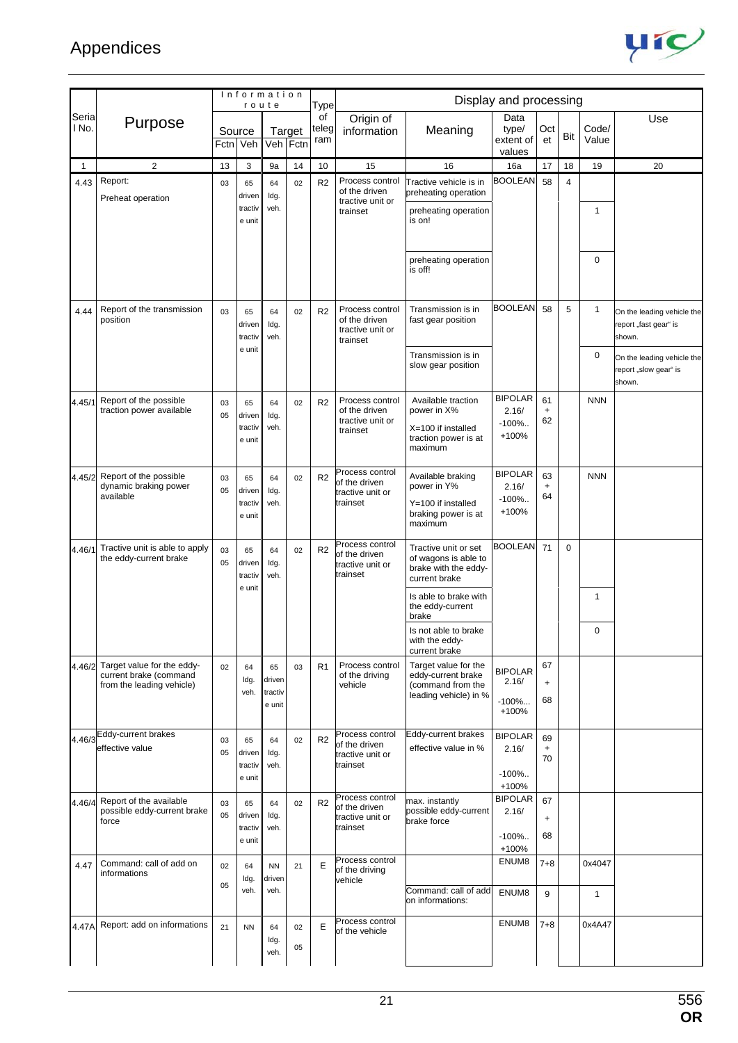# Appendices

| Serial No. | Purpose | Information route | | | | Type of telegram | Display and processing | | | | | | |
|---|---|---|---|---|---|---|---|---|---|---|---|---|---|
| | | Source | | Target | | | Origin of information | Meaning | Data type/ extent of values | Octet | Bit | Code/ Value | Use |
| | | Fctn | Veh | Veh | Fctn | | | | | | | | |
| 1 | 2 | 13 | 3 | 9a | 14 | 10 | 15 | 16 | 16a | 17 | 18 | 19 | 20 |
| 4.43 | Report: Preheat operation | 03 | 65 driven tractive unit | 64 ldg. veh. | 02 | R2 | Process control of the driven tractive unit or trainset | Tractive vehicle is in preheating operation | BOOLEAN | 58 | 4 | | |
| | | | | | | | | preheating operation is on! | | | | 1 | |
| | | | | | | | | preheating operation is off! | | | | 0 | |
| 4.44 | Report of the transmission position | 03 | 65 driven tractive unit | 64 ldg. veh. | 02 | R2 | Process control of the driven tractive unit or trainset | Transmission is in fast gear position | BOOLEAN | 58 | 5 | 1 | On the leading vehicle the report „fast gear" is shown. |
| | | | | | | | | Transmission is in slow gear position | | | | 0 | On the leading vehicle the report „slow gear" is shown. |
| 4.45/1 | Report of the possible traction power available | 03 05 | 65 driven tractive unit | 64 ldg. veh. | 02 | R2 | Process control of the driven tractive unit or trainset | Available traction power in X% X=100 if installed traction power is at maximum | BIPOLAR 2.16/ -100%.. +100% | 61 + 62 | | NNN | |
| 4.45/2 | Report of the possible dynamic braking power available | 03 05 | 65 driven tractive unit | 64 ldg. veh. | 02 | R2 | Process control of the driven tractive unit or trainset | Available braking power in Y% Y=100 if installed braking power is at maximum | BIPOLAR 2.16/ -100%.. +100% | 63 + 64 | | NNN | |
| 4.46/1 | Tractive unit is able to apply the eddy-current brake | 03 05 | 65 driven tractive unit | 64 ldg. veh. | 02 | R2 | Process control of the driven tractive unit or trainset | Tractive unit or set of wagons is able to brake with the eddy-current brake | BOOLEAN | 71 | 0 | | |
| | | | | | | | | Is able to brake with the eddy-current brake | | | | 1 | |
| | | | | | | | | Is not able to brake with the eddy-current brake | | | | 0 | |
| 4.46/2 | Target value for the eddy-current brake (command from the leading vehicle) | 02 | 64 ldg. veh. | 65 driven tractive unit | 03 | R1 | Process control of the driving vehicle | Target value for the eddy-current brake (command from the leading vehicle) in % | BIPOLAR 2.16/ -100%... +100% | 67 + 68 | | | |
| 4.46/3 | Eddy-current brakes effective value | 03 05 | 65 driven tractive unit | 64 ldg. veh. | 02 | R2 | Process control of the driven tractive unit or trainset | Eddy-current brakes effective value in % | BIPOLAR 2.16/ -100%.. +100% | 69 + 70 | | | |
| 4.46/4 | Report of the available possible eddy-current brake force | 03 05 | 65 driven tractive unit | 64 ldg. veh. | 02 | R2 | Process control of the driven tractive unit or trainset | max. instantly possible eddy-current brake force | BIPOLAR 2.16/ -100%.. +100% | 67 + 68 | | | |
| 4.47 | Command: call of add on informations | 02 05 | 64 ldg. veh. | NN driven veh. | 21 | E | Process control of the driving vehicle | | ENUM8 | 7+8 | | 0x4047 | |
| | | | | | | | | Command: call of add on informations: | ENUM8 | 9 | | 1 | |
| 4.47A | Report: add on informations | 21 | NN | 64 ldg. veh. | 02 05 | E | Process control of the vehicle | | ENUM8 | 7+8 | | 0x4A47 | |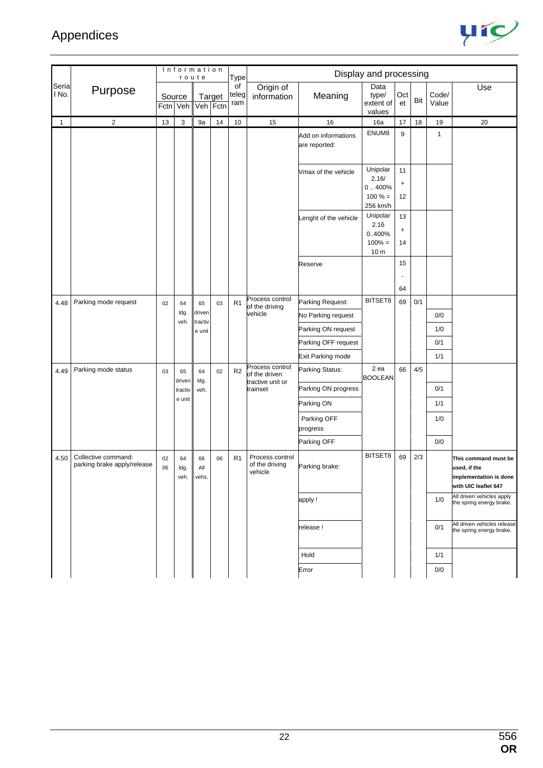# Appendices

| Serial No. | Purpose | Information route | | | | Type of telegram | Display and processing | | | | | | |
|---|---|---|---|---|---|---|---|---|---|---|---|---|---|
| | | Source | | Target | | | Origin of information | Meaning | Data type/ extent of values | Octet | Bit | Code/ Value | Use |
| | | Fctn | Veh | Veh | Fctn | | | | | | | | |
| 1 | 2 | 13 | 3 | 9a | 14 | 10 | 15 | 16 | 16a | 17 | 18 | 19 | 20 |
| | | | | | | | | Add on informations are reported: | ENUM8 | 9 | | 1 | |
| | | | | | | | | Vmax of the vehicle | Unipolar 2.16/ 0 .. 400% 100 % = 256 km/h | 11 + 12 | | | |
| | | | | | | | | Lenght of the vehicle | Unipolar 2.16 0..400% 100% = 10 m | 13 + 14 | | | |
| | | | | | | | | Reserve | | 15 - 64 | | | |
| 4.48 | Parking mode request | 02 | 64 ldg. veh. | 65 driven tractive unit | 03 | R1 | Process control of the driving vehicle | Parking Request: | BITSET8 | 69 | 0/1 | | |
| | | | | | | | | No Parking request | | | | 0/0 | |
| | | | | | | | | Parking ON request | | | | 1/0 | |
| | | | | | | | | Parking OFF request | | | | 0/1 | |
| | | | | | | | | Exit Parking mode | | | | 1/1 | |
| 4.49 | Parking mode status | 03 | 65 driven tractive unit | 64 ldg. veh. | 02 | R2 | Process control of the driven tractive unit or trainset | Parking Status: | 2 ea BOOLEAN | 66 | 4/5 | | |
| | | | | | | | | Parking ON progress | | | | 0/1 | |
| | | | | | | | | Parking ON | | | | 1/1 | |
| | | | | | | | | Parking OFF progress | | | | 1/0 | |
| | | | | | | | | Parking OFF | | | | 0/0 | |
| 4.50 | Collective command: parking brake apply/release | 02 06 | 64 ldg. veh. | 66 All vehs. | 06 | R1 | Process control of the driving vehicle | Parking brake: | BITSET8 | 69 | 2/3 | | **This command must be used, if the implementation is done with UIC leaflet 647** |
| | | | | | | | | apply ! | | | | 1/0 | All driven vehicles apply the spring energy brake. |
| | | | | | | | | release ! | | | | 0/1 | All driven vehicles release the spring energy brake. |
| | | | | | | | | Hold | | | | 1/1 | |
| | | | | | | | | Error | | | | 0/0 | |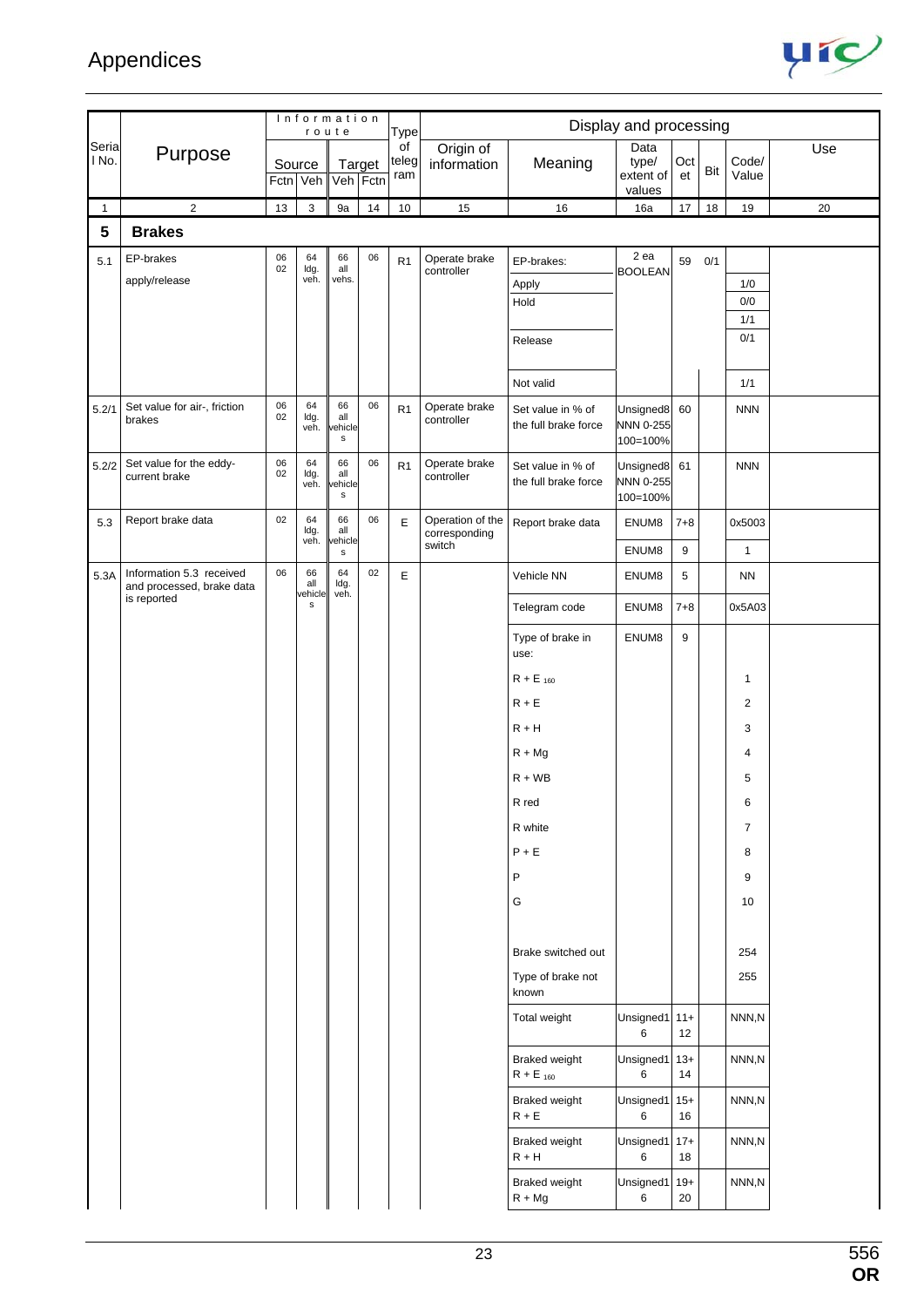| Serial No. | Purpose | Information route | | | | Type of telegram | Display and processing | | | | | | Use |
|---|---|---|---|---|---|---|---|---|---|---|---|---|---|
| | | Source | | Target | | | Origin of information | Meaning | Data type/ extent of values | Octet | Bit | Code/ Value | |
| | | Fctn | Veh | Veh | Fctn | | | | | | | | |
| 1 | 2 | 13 | 3 | 9a | 14 | 10 | 15 | 16 | 16a | 17 | 18 | 19 | 20 |
| **5** | **Brakes** | | | | | | | | | | | | |
| 5.1 | EP-brakes apply/release | 06 02 | 64 ldg. veh. | 66 all vehs. | 06 | R1 | Operate brake controller | EP-brakes: | 2 ea BOOLEAN | 59 | 0/1 | | |
| | | | | | | | | Apply | | | | 1/0 | |
| | | | | | | | | Hold | | | | 0/0 | |
| | | | | | | | | | | | | 1/1 | |
| | | | | | | | | Release | | | | 0/1 | |
| | | | | | | | | Not valid | | | | 1/1 | |
| 5.2/1 | Set value for air-, friction brakes | 06 02 | 64 ldg. veh. | 66 all vehicles | 06 | R1 | Operate brake controller | Set value in % of the full brake force | Unsigned8 NNN 0-255 100=100% | 60 | | NNN | |
| 5.2/2 | Set value for the eddy-current brake | 06 02 | 64 ldg. veh. | 66 all vehicles | 06 | R1 | Operate brake controller | Set value in % of the full brake force | Unsigned8 NNN 0-255 100=100% | 61 | | NNN | |
| 5.3 | Report brake data | 02 | 64 ldg. veh. | 66 all vehicles | 06 | E | Operation of the corresponding switch | Report brake data | ENUM8 | 7+8 | | 0x5003 | |
| | | | | | | | | | ENUM8 | 9 | | 1 | |
| 5.3A | Information 5.3 received and processed, brake data is reported | 06 | 66 all vehicles | 64 ldg. veh. | 02 | E | | Vehicle NN | ENUM8 | 5 | | NN | |
| | | | | | | | | Telegram code | ENUM8 | 7+8 | | 0x5A03 | |
| | | | | | | | | Type of brake in use: | ENUM8 | 9 | | | |
| | | | | | | | | R + E $_{160}$ | | | | 1 | |
| | | | | | | | | R + E | | | | 2 | |
| | | | | | | | | R + H | | | | 3 | |
| | | | | | | | | R + Mg | | | | 4 | |
| | | | | | | | | R + WB | | | | 5 | |
| | | | | | | | | R red | | | | 6 | |
| | | | | | | | | R white | | | | 7 | |
| | | | | | | | | P + E | | | | 8 | |
| | | | | | | | | P | | | | 9 | |
| | | | | | | | | G | | | | 10 | |
| | | | | | | | | Brake switched out | | | | 254 | |
| | | | | | | | | Type of brake not known | | | | 255 | |
| | | | | | | | | Total weight | Unsigned16 | 11+12 | | NNN,N | |
| | | | | | | | | Braked weight R + E $_{160}$ | Unsigned16 | 13+14 | | NNN,N | |
| | | | | | | | | Braked weight R + E | Unsigned16 | 15+16 | | NNN,N | |
| | | | | | | | | Braked weight R + H | Unsigned16 | 17+18 | | NNN,N | |
| | | | | | | | | Braked weight R + Mg | Unsigned16 | 19+20 | | NNN,N | |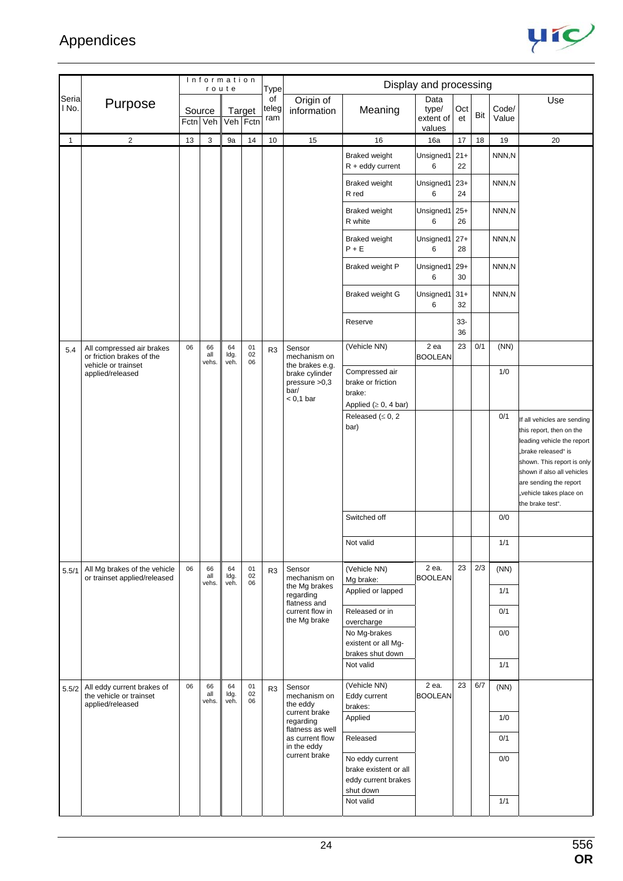| Serial No. | Purpose | Information route | | | | Type of telegram | Display and processing | | | | | | |
|---|---|---|---|---|---|---|---|---|---|---|---|---|---|
| | | Source | | Target | | | Origin of information | Meaning | Data type/ extent of values | Octet | Bit | Code/ Value | Use |
| | | Fctn | Veh | Veh | Fctn | | | | | | | | |
| 1 | 2 | 13 | 3 | 9a | 14 | 10 | 15 | 16 | 16a | 17 | 18 | 19 | 20 |
| | | | | | | | | Braked weight R + eddy current | Unsigned16 | 21+ 22 | | NNN,N | |
| | | | | | | | | Braked weight R red | Unsigned16 | 23+ 24 | | NNN,N | |
| | | | | | | | | Braked weight R white | Unsigned16 | 25+ 26 | | NNN,N | |
| | | | | | | | | Braked weight P + E | Unsigned16 | 27+ 28 | | NNN,N | |
| | | | | | | | | Braked weight P | Unsigned16 | 29+ 30 | | NNN,N | |
| | | | | | | | | Braked weight G | Unsigned16 | 31+ 32 | | NNN,N | |
| | | | | | | | | Reserve | | 33- 36 | | | |
| 5.4 | All compressed air brakes or friction brakes of the vehicle or trainset applied/released | 06 | 66 all vehs. | 64 ldg. veh. | 01 02 06 | R3 | Sensor mechanism on the brakes e.g. brake cylinder pressure >0,3 bar/ < 0,1 bar | (Vehicle NN) | 2 ea BOOLEAN | 23 | 0/1 | (NN) | |
| | | | | | | | | Compressed air brake or friction brake: Applied (≥ 0, 4 bar) | | | | 1/0 | |
| | | | | | | | | Released (≤ 0, 2 bar) | | | | 0/1 | If all vehicles are sending this report, then on the leading vehicle the report „brake released" is shown. This report is only shown if also all vehicles are sending the report „vehicle takes place on the brake test". |
| | | | | | | | | Switched off | | | | 0/0 | |
| | | | | | | | | Not valid | | | | 1/1 | |
| 5.5/1 | All Mg brakes of the vehicle or trainset applied/released | 06 | 66 all vehs. | 64 ldg. veh. | 01 02 06 | R3 | Sensor mechanism on the Mg brakes regarding flatness and current flow in the Mg brake | (Vehicle NN) Mg brake: | 2 ea. BOOLEAN | 23 | 2/3 | (NN) | |
| | | | | | | | | Applied or lapped | | | | 1/1 | |
| | | | | | | | | Released or in overcharge | | | | 0/1 | |
| | | | | | | | | No Mg-brakes existent or all Mg-brakes shut down | | | | 0/0 | |
| | | | | | | | | Not valid | | | | 1/1 | |
| 5.5/2 | All eddy current brakes of the vehicle or trainset applied/released | 06 | 66 all vehs. | 64 ldg. veh. | 01 02 06 | R3 | Sensor mechanism on the eddy current brake regarding flatness as well as current flow in the eddy current brake | (Vehicle NN) Eddy current brakes: | 2 ea. BOOLEAN | 23 | 6/7 | (NN) | |
| | | | | | | | | Applied | | | | 1/0 | |
| | | | | | | | | Released | | | | 0/1 | |
| | | | | | | | | No eddy current brake existent or all eddy current brakes shut down | | | | 0/0 | |
| | | | | | | | | Not valid | | | | 1/1 | |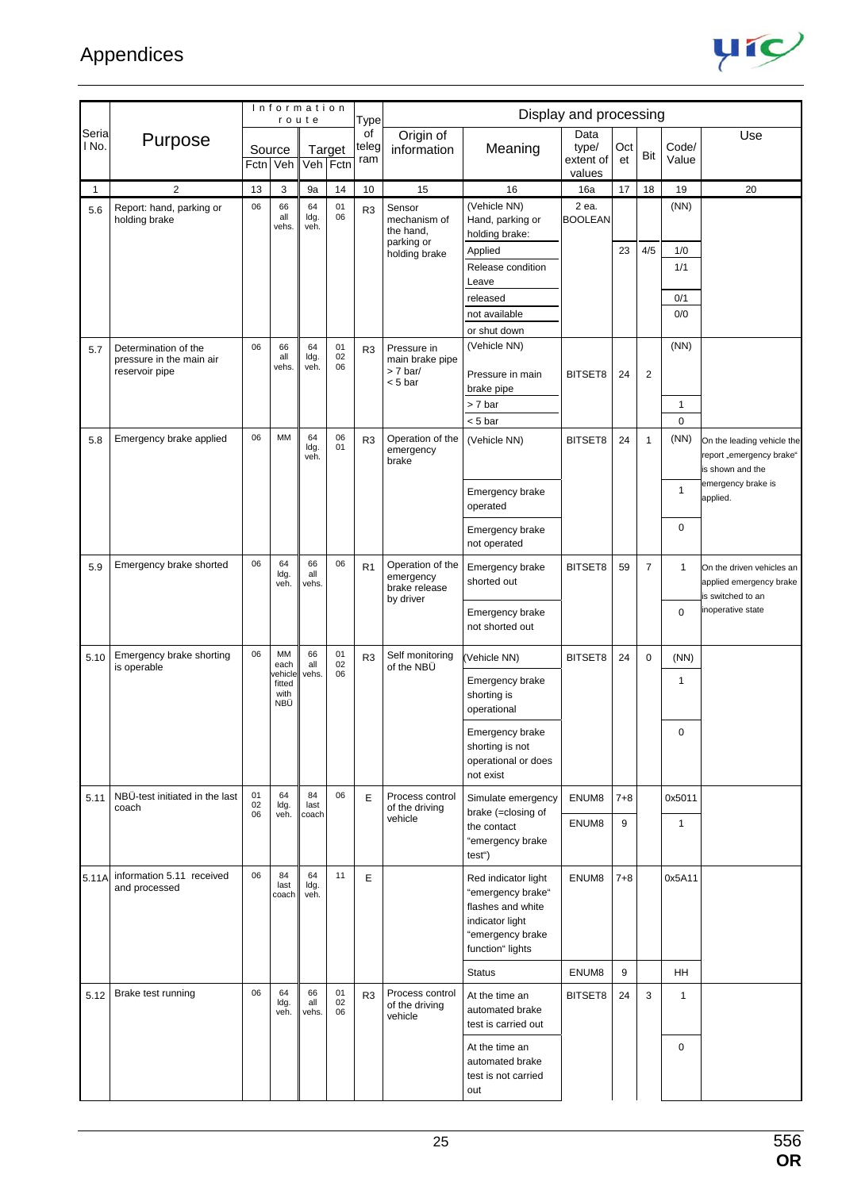# Appendices

| Serial No. | Purpose | Information route | | | | Type of telegram | Display and processing | | | | | | |
|---|---|---|---|---|---|---|---|---|---|---|---|---|---|
| | | Source | | Target | | | Origin of information | Meaning | Data type/ extent of values | Octet | Bit | Code/ Value | Use |
| | | Fctn | Veh | Veh | Fctn | | | | | | | | |
| 1 | 2 | 13 | 3 | 9a | 14 | 10 | 15 | 16 | 16a | 17 | 18 | 19 | 20 |
| 5.6 | Report: hand, parking or holding brake | 06 | 66 all vehs. | 64 ldg. veh. | 01 06 | R3 | Sensor mechanism of the hand, parking or holding brake | (Vehicle NN) Hand, parking or holding brake: | 2 ea. BOOLEAN | | | (NN) | |
| | | | | | | | | Applied | | 23 | 4/5 | 1/0 | |
| | | | | | | | | Release condition Leave | | | | 1/1 | |
| | | | | | | | | released | | | | 0/1 | |
| | | | | | | | | not available or shut down | | | | 0/0 | |
| 5.7 | Determination of the pressure in the main air reservoir pipe | 06 | 66 all vehs. | 64 ldg. veh. | 01 02 06 | R3 | Pressure in main brake pipe > 7 bar/ < 5 bar | (Vehicle NN) | | | | (NN) | |
| | | | | | | | | Pressure in main brake pipe | BITSET8 | 24 | 2 | | |
| | | | | | | | | > 7 bar | | | | 1 | |
| | | | | | | | | < 5 bar | | | | 0 | |
| 5.8 | Emergency brake applied | 06 | MM | 64 ldg. veh. | 06 01 | R3 | Operation of the emergency brake | (Vehicle NN) | BITSET8 | 24 | 1 | (NN) | On the leading vehicle the report „emergency brake" is shown and the emergency brake is applied. |
| | | | | | | | | Emergency brake operated | | | | 1 | |
| | | | | | | | | Emergency brake not operated | | | | 0 | |
| 5.9 | Emergency brake shorted | 06 | 64 ldg. veh. | 66 all vehs. | 06 | R1 | Operation of the emergency brake release by driver | Emergency brake shorted out | BITSET8 | 59 | 7 | 1 | On the driven vehicles an applied emergency brake is switched to an inoperative state |
| | | | | | | | | Emergency brake not shorted out | | | | 0 | |
| 5.10 | Emergency brake shorting is operable | 06 | MM each vehicle fitted with NBÜ | 66 all vehs. | 01 02 06 | R3 | Self monitoring of the NBÜ | (Vehicle NN) | BITSET8 | 24 | 0 | (NN) | |
| | | | | | | | | Emergency brake shorting is operational | | | | 1 | |
| | | | | | | | | Emergency brake shorting is not operational or does not exist | | | | 0 | |
| 5.11 | NBÜ-test initiated in the last coach | 01 02 06 | 64 ldg. veh. | 84 last coach | 06 | E | Process control of the driving vehicle | Simulate emergency brake (=closing of the contact "emergency brake test") | ENUM8 | 7+8 | | 0x5011 | |
| | | | | | | | | | ENUM8 | 9 | | 1 | |
| 5.11A | information 5.11 received and processed | 06 | 84 last coach | 64 ldg. veh. | 11 | E | | Red indicator light "emergency brake" flashes and white indicator light "emergency brake function" lights | ENUM8 | 7+8 | | 0x5A11 | |
| | | | | | | | | Status | ENUM8 | 9 | | HH | |
| 5.12 | Brake test running | 06 | 64 ldg. veh. | 66 all vehs. | 01 02 06 | R3 | Process control of the driving vehicle | At the time an automated brake test is carried out | BITSET8 | 24 | 3 | 1 | |
| | | | | | | | | At the time an automated brake test is not carried out | | | | 0 | |

556
**OR**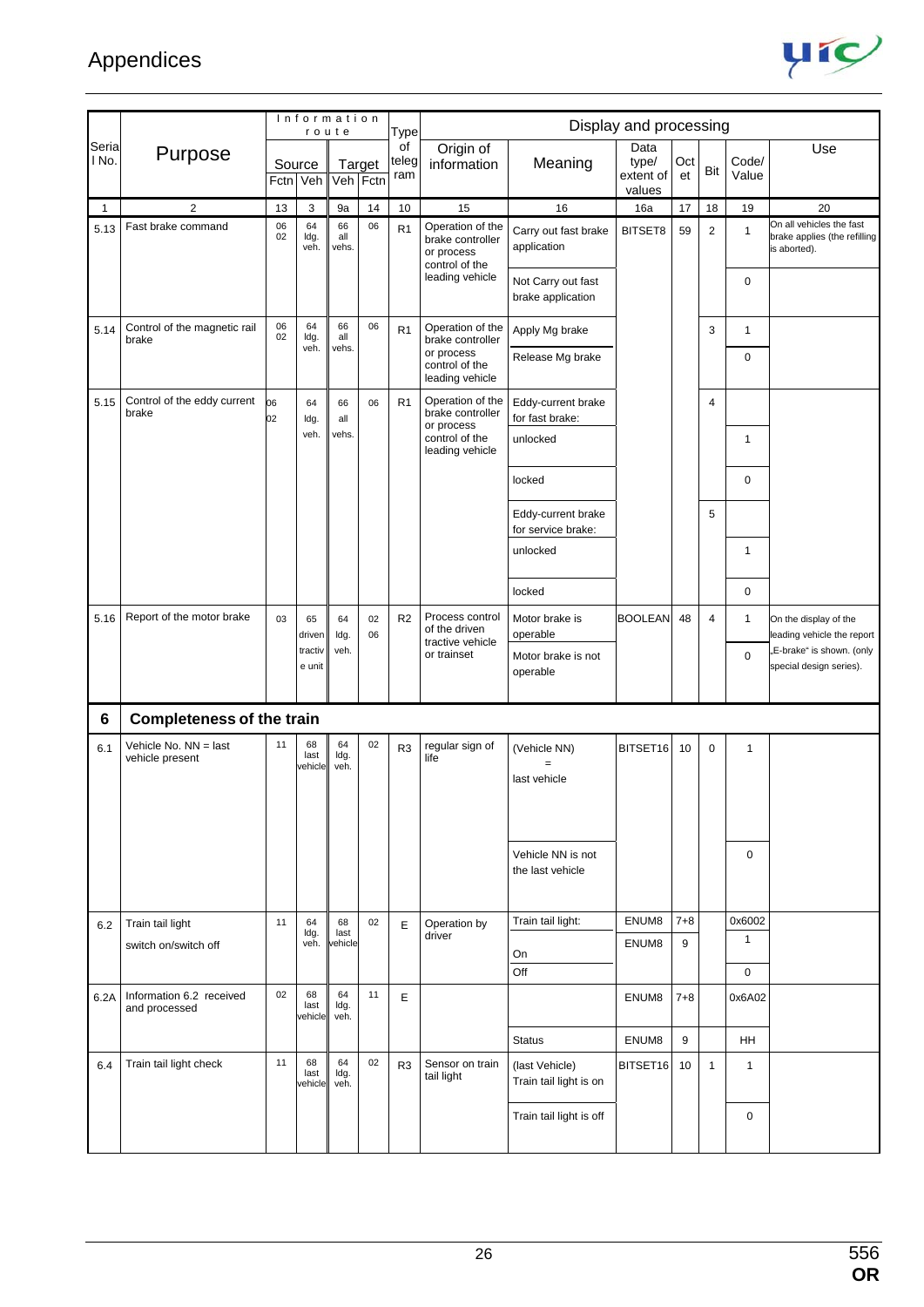# Appendices

| Serial No. | Purpose | Information route | | | | Type of telegram | Display and processing | | | | | | |
|---|---|---|---|---|---|---|---|---|---|---|---|---|---|
| | | Source | | Target | | | Origin of information | Meaning | Data type/ extent of values | Octet | Bit | Code/ Value | Use |
| | | Fctn | Veh | Veh | Fctn | | | | | | | | |
| 1 | 2 | 13 | 3 | 9a | 14 | 10 | 15 | 16 | 16a | 17 | 18 | 19 | 20 |
| 5.13 | Fast brake command | 06 02 | 64 ldg. veh. | 66 all vehs. | 06 | R1 | Operation of the brake controller or process control of the leading vehicle | Carry out fast brake application | BITSET8 | 59 | 2 | 1 | On all vehicles the fast brake applies (the refilling is aborted). |
| | | | | | | | | Not Carry out fast brake application | | | | 0 | |
| 5.14 | Control of the magnetic rail brake | 06 02 | 64 ldg. veh. | 66 all vehs. | 06 | R1 | Operation of the brake controller or process control of the leading vehicle | Apply Mg brake | | | 3 | 1 | |
| | | | | | | | | Release Mg brake | | | | 0 | |
| 5.15 | Control of the eddy current brake | 06 02 | 64 ldg. veh. | 66 all vehs. | 06 | R1 | Operation of the brake controller or process control of the leading vehicle | Eddy-current brake for fast brake: | | | 4 | | |
| | | | | | | | | unlocked | | | | 1 | |
| | | | | | | | | locked | | | | 0 | |
| | | | | | | | | Eddy-current brake for service brake: | | | 5 | | |
| | | | | | | | | unlocked | | | | 1 | |
| | | | | | | | | locked | | | | 0 | |
| 5.16 | Report of the motor brake | 03 | 65 driven tractive unit | 64 ldg. veh. | 02 06 | R2 | Process control of the driven tractive vehicle or trainset | Motor brake is operable | BOOLEAN | 48 | 4 | 1 | On the display of the leading vehicle the report „E-brake“ is shown. (only special design series). |
| | | | | | | | | Motor brake is not operable | | | | 0 | |
| **6** | **Completeness of the train** | | | | | | | | | | | | |
| 6.1 | Vehicle No. NN = last vehicle present | 11 | 68 last vehicle | 64 ldg. veh. | 02 | R3 | regular sign of life | (Vehicle NN) = last vehicle | BITSET16 | 10 | 0 | 1 | |
| | | | | | | | | Vehicle NN is not the last vehicle | | | | 0 | |
| 6.2 | Train tail light switch on/switch off | 11 | 64 ldg. veh. | 68 last vehicle | 02 | E | Operation by driver | Train tail light: | ENUM8 | 7+8 | | 0x6002 | |
| | | | | | | | | On | ENUM8 | 9 | | 1 | |
| | | | | | | | | Off | | | | 0 | |
| 6.2A | Information 6.2 received and processed | 02 | 68 last vehicle | 64 ldg. veh. | 11 | E | | | ENUM8 | 7+8 | | 0x6A02 | |
| | | | | | | | | Status | ENUM8 | 9 | | HH | |
| 6.4 | Train tail light check | 11 | 68 last vehicle | 64 ldg. veh. | 02 | R3 | Sensor on train tail light | (last Vehicle) Train tail light is on | BITSET16 | 10 | 1 | 1 | |
| | | | | | | | | Train tail light is off | | | | 0 | |

556
**OR**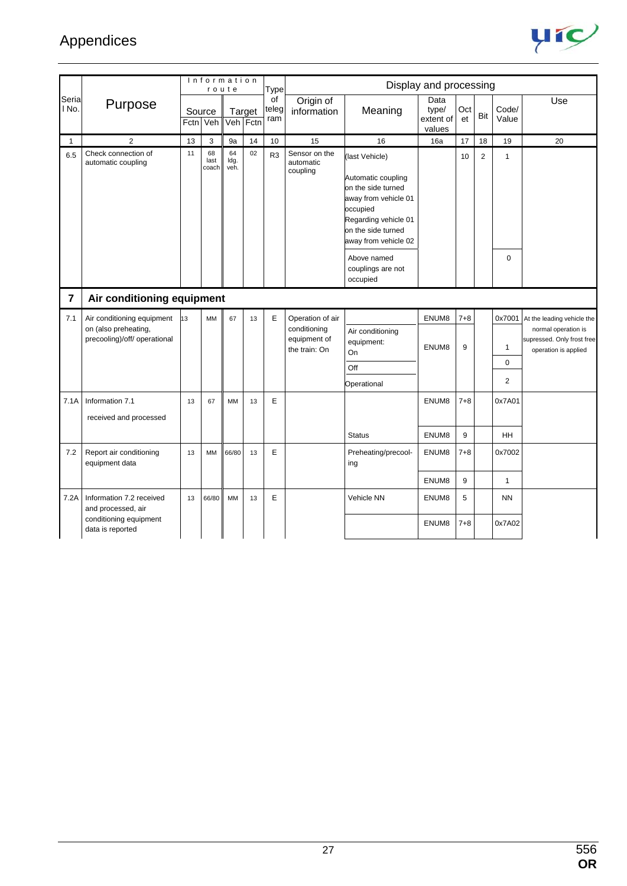| Serial No. | Purpose | Information route | | | | Type of telegram | Display and processing | | | | | | |
|---|---|---|---|---|---|---|---|---|---|---|---|---|---|
| | | Source | | Target | | | Origin of information | Meaning | Data type/ extent of values | Octet | Bit | Code/ Value | Use |
| | | Fctn | Veh | Veh | Fctn | | | | | | | | |
| 1 | 2 | 13 | 3 | 9a | 14 | 10 | 15 | 16 | 16a | 17 | 18 | 19 | 20 |
| 6.5 | Check connection of automatic coupling | 11 | 68 last coach | 64 ldg. veh. | 02 | R3 | Sensor on the automatic coupling | (last Vehicle)<br><br>Automatic coupling on the side turned away from vehicle 01 occupied<br>Regarding vehicle 01 on the side turned away from vehicle 02 | | 10 | 2 | 1 | |
| | | | | | | | | Above named couplings are not occupied | | | | 0 | |
| **7** | **Air conditioning equipment** | | | | | | | | | | | | |
| 7.1 | Air conditioning equipment on (also preheating, precooling)/off/ operational | 13 | MM | 67 | 13 | E | Operation of air conditioning equipment of the train: On | | ENUM8 | 7+8 | | 0x7001 | At the leading vehicle the normal operation is supressed. Only frost free operation is applied |
| | | | | | | | | Air conditioning equipment: On | ENUM8 | 9 | | 1 | |
| | | | | | | | | Off | | | | 0 | |
| | | | | | | | | Operational | | | | 2 | |
| 7.1A | Information 7.1<br><br>received and processed | 13 | 67 | MM | 13 | E | | | ENUM8 | 7+8 | | 0x7A01 | |
| | | | | | | | | Status | ENUM8 | 9 | | HH | |
| 7.2 | Report air conditioning equipment data | 13 | MM | 66/80 | 13 | E | | Preheating/precooling | ENUM8 | 7+8 | | 0x7002 | |
| | | | | | | | | | ENUM8 | 9 | | 1 | |
| 7.2A | Information 7.2 received and processed, air conditioning equipment data is reported | 13 | 66/80 | MM | 13 | E | | Vehicle NN | ENUM8 | 5 | | NN | |
| | | | | | | | | | ENUM8 | 7+8 | | 0x7A02 | |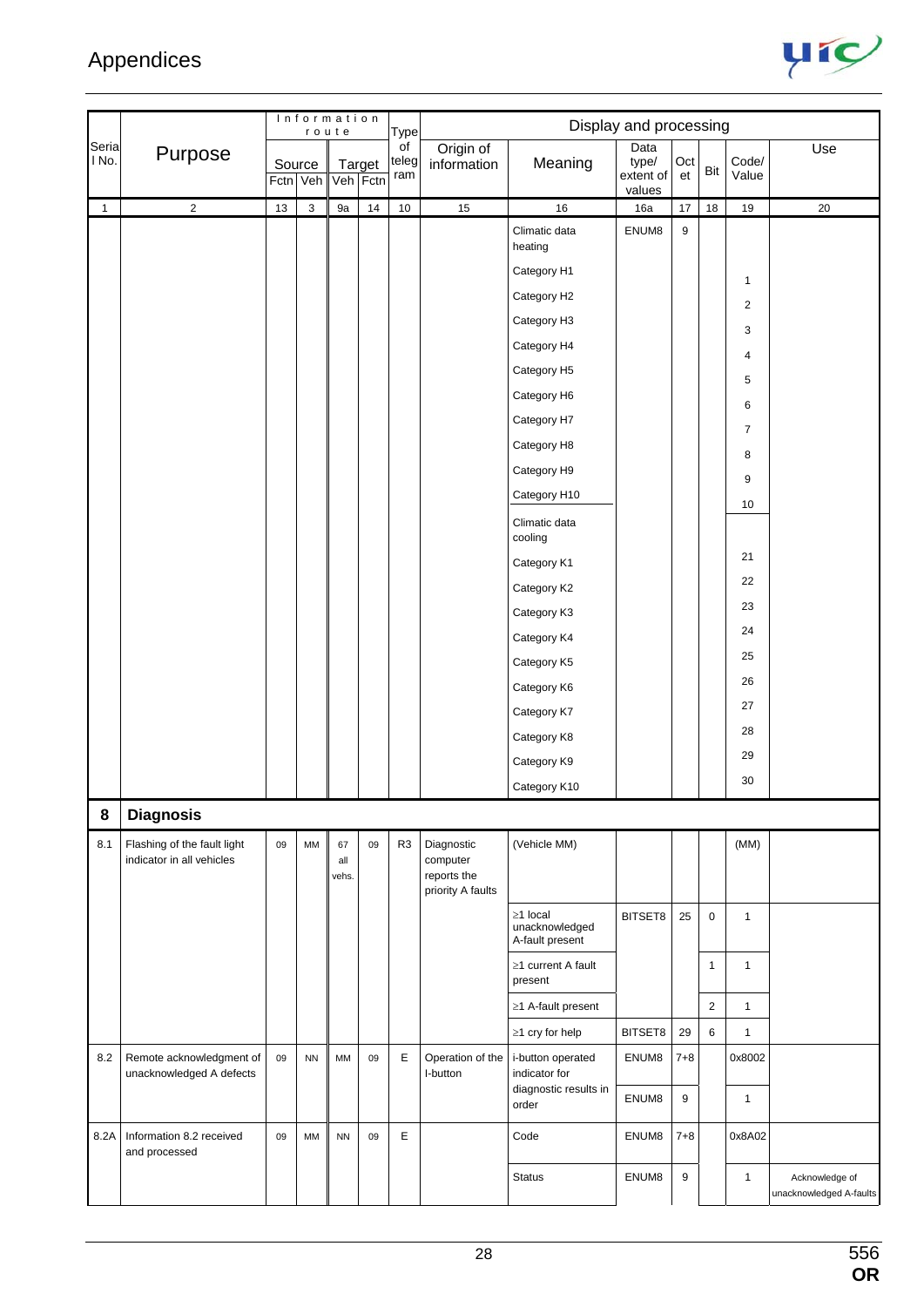| Serial No. | Purpose | Information route | | | | Type of telegram | Display and processing | | | | | | |
|---|---|---|---|---|---|---|---|---|---|---|---|---|---|
| | | Source | | Target | | | Origin of information | Meaning | Data type/ extent of values | Octet | Bit | Code/ Value | Use |
| | | Fctn | Veh | Veh | Fctn | | | | | | | | |
| 1 | 2 | 13 | 3 | 9a | 14 | 10 | 15 | 16 | 16a | 17 | 18 | 19 | 20 |
| | | | | | | | | Climatic data heating | ENUM8 | 9 | | | |
| | | | | | | | | Category H1 | | | | 1 | |
| | | | | | | | | Category H2 | | | | 2 | |
| | | | | | | | | Category H3 | | | | 3 | |
| | | | | | | | | Category H4 | | | | 4 | |
| | | | | | | | | Category H5 | | | | 5 | |
| | | | | | | | | Category H6 | | | | 6 | |
| | | | | | | | | Category H7 | | | | 7 | |
| | | | | | | | | Category H8 | | | | 8 | |
| | | | | | | | | Category H9 | | | | 9 | |
| | | | | | | | | Category H10 | | | | 10 | |
| | | | | | | | | Climatic data cooling | | | | | |
| | | | | | | | | Category K1 | | | | 21 | |
| | | | | | | | | Category K2 | | | | 22 | |
| | | | | | | | | Category K3 | | | | 23 | |
| | | | | | | | | Category K4 | | | | 24 | |
| | | | | | | | | Category K5 | | | | 25 | |
| | | | | | | | | Category K6 | | | | 26 | |
| | | | | | | | | Category K7 | | | | 27 | |
| | | | | | | | | Category K8 | | | | 28 | |
| | | | | | | | | Category K9 | | | | 29 | |
| | | | | | | | | Category K10 | | | | 30 | |
| **8** | **Diagnosis** | | | | | | | | | | | | |
| 8.1 | Flashing of the fault light indicator in all vehicles | 09 | MM | 67 all vehs. | 09 | R3 | Diagnostic computer reports the priority A faults | (Vehicle MM) | | | | (MM) | |
| | | | | | | | | ≥1 local unacknowledged A-fault present | BITSET8 | 25 | 0 | 1 | |
| | | | | | | | | ≥1 current A fault present | | | 1 | 1 | |
| | | | | | | | | ≥1 A-fault present | | | 2 | 1 | |
| | | | | | | | | ≥1 cry for help | BITSET8 | 29 | 6 | 1 | |
| 8.2 | Remote acknowledgment of unacknowledged A defects | 09 | NN | MM | 09 | E | Operation of the I-button | i-button operated indicator for diagnostic results in order | ENUM8 | 7+8 | | 0x8002 | |
| | | | | | | | | | ENUM8 | 9 | | 1 | |
| 8.2A | Information 8.2 received and processed | 09 | MM | NN | 09 | E | | Code | ENUM8 | 7+8 | | 0x8A02 | |
| | | | | | | | | Status | ENUM8 | 9 | | 1 | Acknowledge of unacknowledged A-faults |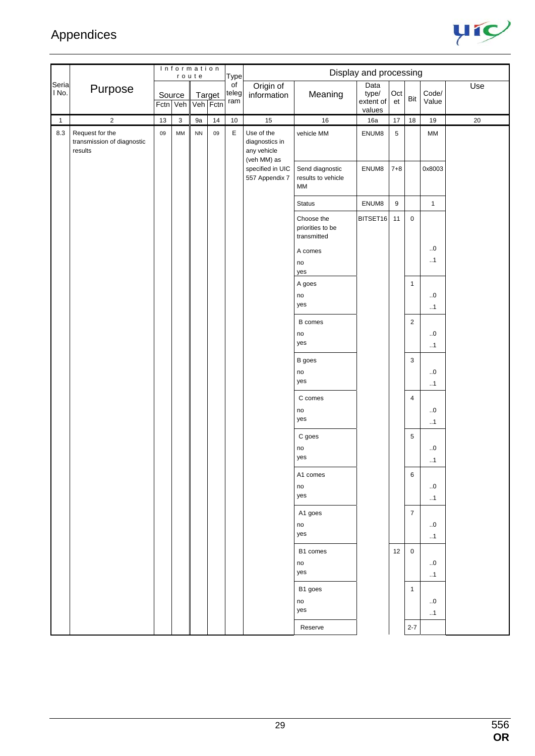## Appendices

| Serial No. | Purpose | Information route | | | | Type of telegram | Display and processing | | | | | | Use |
|---|---|---|---|---|---|---|---|---|---|---|---|---|---|
| | | Source | | Target | | | Origin of information | Meaning | Data type/ extent of values | Octet | Bit | Code/ Value | |
| | | Fctn | Veh | Veh | Fctn | | | | | | | | |
| 1 | 2 | 13 | 3 | 9a | 14 | 10 | 15 | 16 | 16a | 17 | 18 | 19 | 20 |
| 8.3 | Request for the transmission of diagnostic results | 09 | MM | NN | 09 | E | Use of the diagnostics in any vehicle (veh MM) as specified in UIC 557 Appendix 7 | vehicle MM | ENUM8 | 5 | | MM | |
| | | | | | | | | Send diagnostic results to vehicle MM | ENUM8 | 7+8 | | 0x8003 | |
| | | | | | | | | Status | ENUM8 | 9 | | 1 | |
| | | | | | | | | Choose the priorities to be transmitted | BITSET16 | 11 | 0 | | |
| | | | | | | | | A comes<br>no<br>yes | | | | ..0<br>..1 | |
| | | | | | | | | A goes<br>no<br>yes | | | 1 | ..0<br>..1 | |
| | | | | | | | | B comes<br>no<br>yes | | | 2 | ..0<br>..1 | |
| | | | | | | | | B goes<br>no<br>yes | | | 3 | ..0<br>..1 | |
| | | | | | | | | C comes<br>no<br>yes | | | 4 | ..0<br>..1 | |
| | | | | | | | | C goes<br>no<br>yes | | | 5 | ..0<br>..1 | |
| | | | | | | | | A1 comes<br>no<br>yes | | | 6 | ..0<br>..1 | |
| | | | | | | | | A1 goes<br>no<br>yes | | | 7 | ..0<br>..1 | |
| | | | | | | | | B1 comes<br>no<br>yes | | 12 | 0 | ..0<br>..1 | |
| | | | | | | | | B1 goes<br>no<br>yes | | | 1 | ..0<br>..1 | |
| | | | | | | | | Reserve | | | 2-7 | | |

556
OR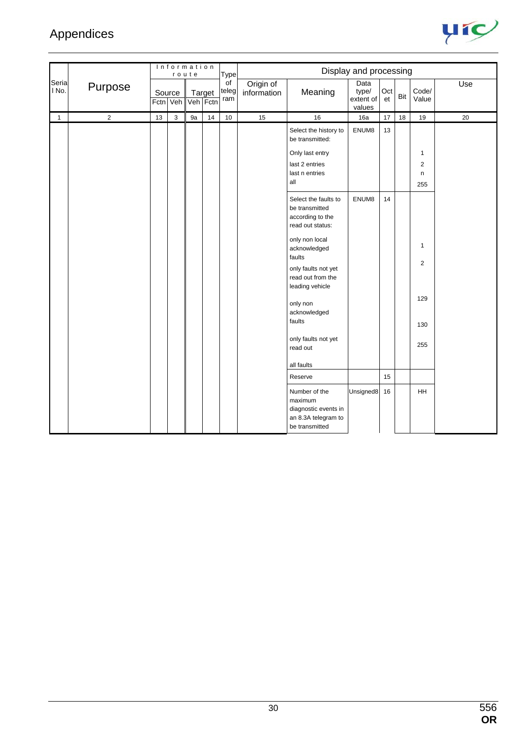| Serial No. | Purpose | Information route | | | | Type of telegram | Display and processing | | | | | | |
|---|---|---|---|---|---|---|---|---|---|---|---|---|---|
| | | Source | | Target | | | Origin of information | Meaning | Data type/ extent of values | Octet | Bit | Code/ Value | Use |
| | | Fctn | Veh | Veh | Fctn | | | | | | | | |
| 1 | 2 | 13 | 3 | 9a | 14 | 10 | 15 | 16 | 16a | 17 | 18 | 19 | 20 |
| | | | | | | | | Select the history to be transmitted: | ENUM8 | 13 | | | |
| | | | | | | | | Only last entry | | | | 1 | |
| | | | | | | | | last 2 entries | | | | 2 | |
| | | | | | | | | last n entries | | | | n | |
| | | | | | | | | all | | | | 255 | |
| | | | | | | | | Select the faults to be transmitted according to the read out status: | ENUM8 | 14 | | | |
| | | | | | | | | only non local acknowledged faults | | | | 1 | |
| | | | | | | | | only faults not yet read out from the leading vehicle | | | | 2 | |
| | | | | | | | | only non acknowledged faults | | | | 129 | |
| | | | | | | | | only faults not yet read out | | | | 130 | |
| | | | | | | | | all faults | | | | 255 | |
| | | | | | | | | Reserve | | 15 | | | |
| | | | | | | | | Number of the maximum diagnostic events in an 8.3A telegram to be transmitted | Unsigned8 | 16 | | HH | |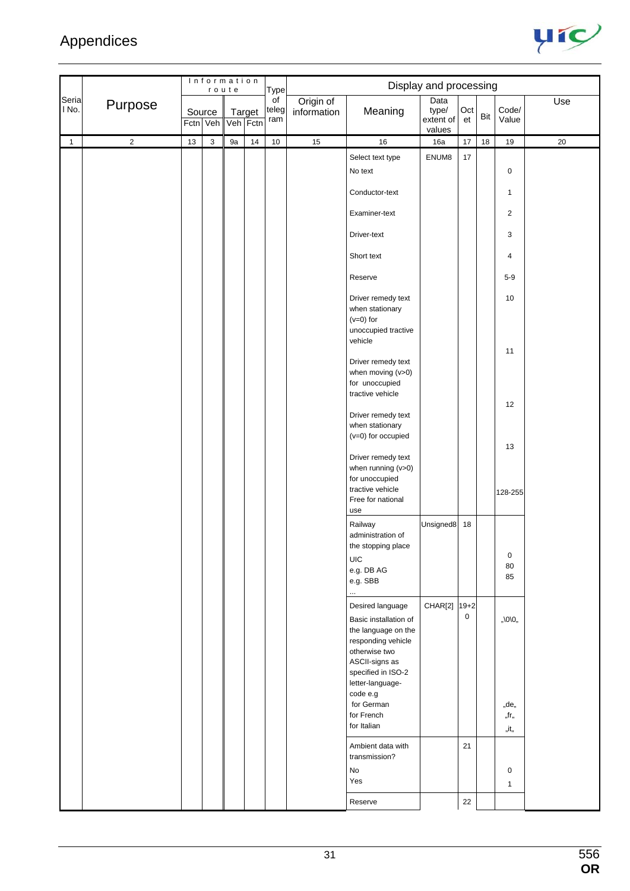# Appendices

| Serial No. | Purpose | Information route | | | | Type of telegram | Display and processing | | | | | | Use |
|---|---|---|---|---|---|---|---|---|---|---|---|---|---|
| | | Source | | Target | | | Origin of information | Meaning | Data type/ extent of values | Octet | Bit | Code/ Value | |
| | | Fctn | Veh | Veh | Fctn | | | | | | | | |
| 1 | 2 | 13 | 3 | 9a | 14 | 10 | 15 | 16 | 16a | 17 | 18 | 19 | 20 |
| | | | | | | | | Select text type | ENUM8 | 17 | | | |
| | | | | | | | | No text | | | | 0 | |
| | | | | | | | | Conductor-text | | | | 1 | |
| | | | | | | | | Examiner-text | | | | 2 | |
| | | | | | | | | Driver-text | | | | 3 | |
| | | | | | | | | Short text | | | | 4 | |
| | | | | | | | | Reserve | | | | 5-9 | |
| | | | | | | | | Driver remedy text when stationary (v=0) for unoccupied tractive vehicle | | | | 10 | |
| | | | | | | | | Driver remedy text when moving (v>0) for unoccupied tractive vehicle | | | | 11 | |
| | | | | | | | | Driver remedy text when stationary (v=0) for occupied | | | | 12 | |
| | | | | | | | | Driver remedy text when running (v>0) for unoccupied tractive vehicle | | | | 13 | |
| | | | | | | | | Free for national use | | | | 128-255 | |
| | | | | | | | | Railway administration of the stopping place | Unsigned8 | 18 | | | |
| | | | | | | | | UIC | | | | 0 | |
| | | | | | | | | e.g. DB AG | | | | 80 | |
| | | | | | | | | e.g. SBB | | | | 85 | |
| | | | | | | | | ... | | | | | |
| | | | | | | | | Desired language | CHAR[2] | 19+20 | | | |
| | | | | | | | | Basic installation of the language on the responding vehicle otherwise two ASCII-signs as specified in ISO-2 letter-language-code e.g | | | | „\0\0„ | |
| | | | | | | | | for German | | | | „de„ | |
| | | | | | | | | for French | | | | „fr„ | |
| | | | | | | | | for Italian | | | | „it„ | |
| | | | | | | | | Ambient data with transmission? | | 21 | | | |
| | | | | | | | | No | | | | 0 | |
| | | | | | | | | Yes | | | | 1 | |
| | | | | | | | | Reserve | | 22 | | | |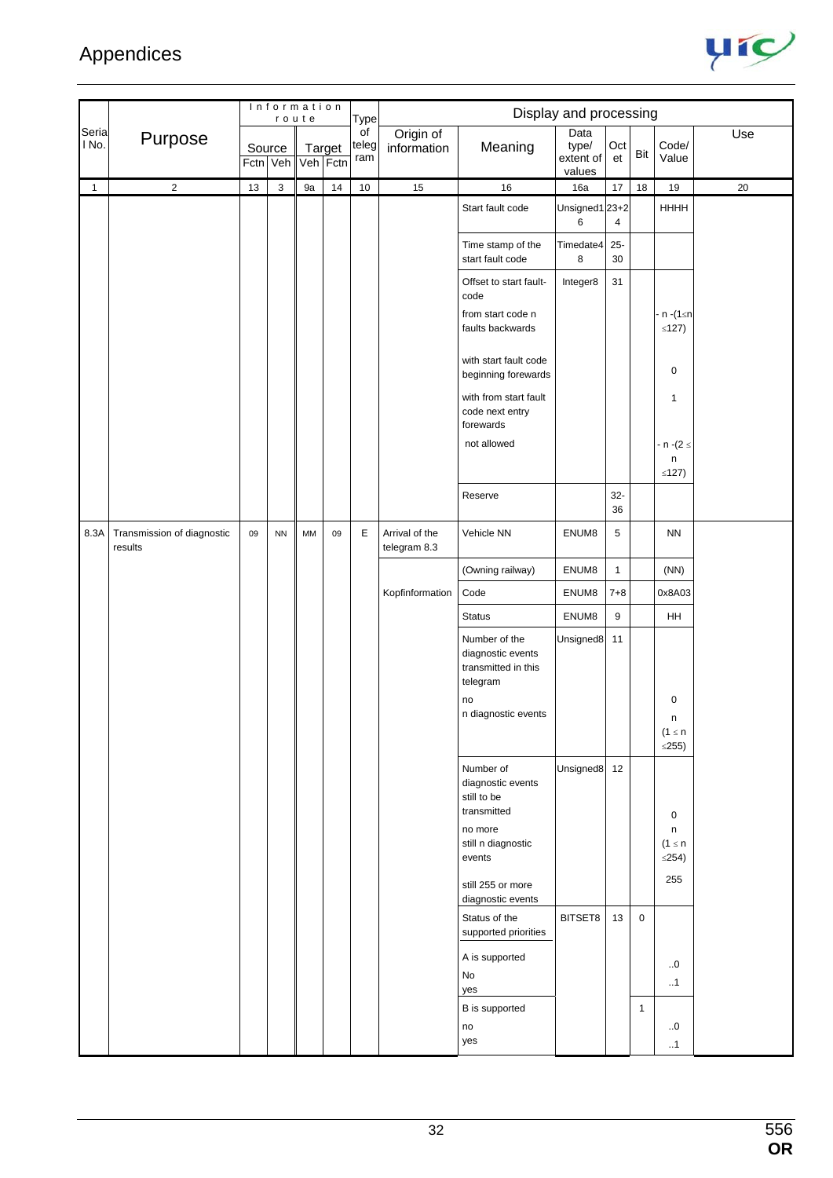| Serial No. | Purpose | Information route | | | | Type of telegram | Display and processing | | | | | | Use |
|---|---|---|---|---|---|---|---|---|---|---|---|---|---|
| | | Source | | Target | | | Origin of information | Meaning | Data type/ extent of values | Octet | Bit | Code/ Value | |
| | | Fctn | Veh | Veh | Fctn | | | | | | | | |
| 1 | 2 | 13 | 3 | 9a | 14 | 10 | 15 | 16 | 16a | 17 | 18 | 19 | 20 |
| | | | | | | | | Start fault code | Unsigned16 | 23+24 | | HHHH | |
| | | | | | | | | Time stamp of the start fault code | Timedate48 | 25-30 | | | |
| | | | | | | | | Offset to start fault-code | Integer8 | 31 | | | |
| | | | | | | | | from start code n faults backwards | | | | - n -(1≤n ≤127) | |
| | | | | | | | | with start fault code beginning forewards | | | | 0 | |
| | | | | | | | | with from start fault code next entry forewards | | | | 1 | |
| | | | | | | | | not allowed | | | | - n -(2 ≤ n ≤127) | |
| | | | | | | | | Reserve | | 32-36 | | | |
| 8.3A | Transmission of diagnostic results | 09 | NN | MM | 09 | E | Arrival of the telegram 8.3 | Vehicle NN | ENUM8 | 5 | | NN | |
| | | | | | | | | (Owning railway) | ENUM8 | 1 | | (NN) | |
| | | | | | | | Kopfinformation | Code | ENUM8 | 7+8 | | 0x8A03 | |
| | | | | | | | | Status | ENUM8 | 9 | | HH | |
| | | | | | | | | Number of the diagnostic events transmitted in this telegram | Unsigned8 | 11 | | | |
| | | | | | | | | no | | | | 0 | |
| | | | | | | | | n diagnostic events | | | | n (1 ≤ n ≤255) | |
| | | | | | | | | Number of diagnostic events still to be transmitted | Unsigned8 | 12 | | | |
| | | | | | | | | no more | | | | 0 | |
| | | | | | | | | still n diagnostic events | | | | n (1 ≤ n ≤254) | |
| | | | | | | | | still 255 or more diagnostic events | | | | 255 | |
| | | | | | | | | Status of the supported priorities | BITSET8 | 13 | 0 | | |
| | | | | | | | | A is supported | | | | | |
| | | | | | | | | No | | | | ..0 | |
| | | | | | | | | yes | | | | ..1 | |
| | | | | | | | | B is supported | | | 1 | | |
| | | | | | | | | no | | | | ..0 | |
| | | | | | | | | yes | | | | ..1 | |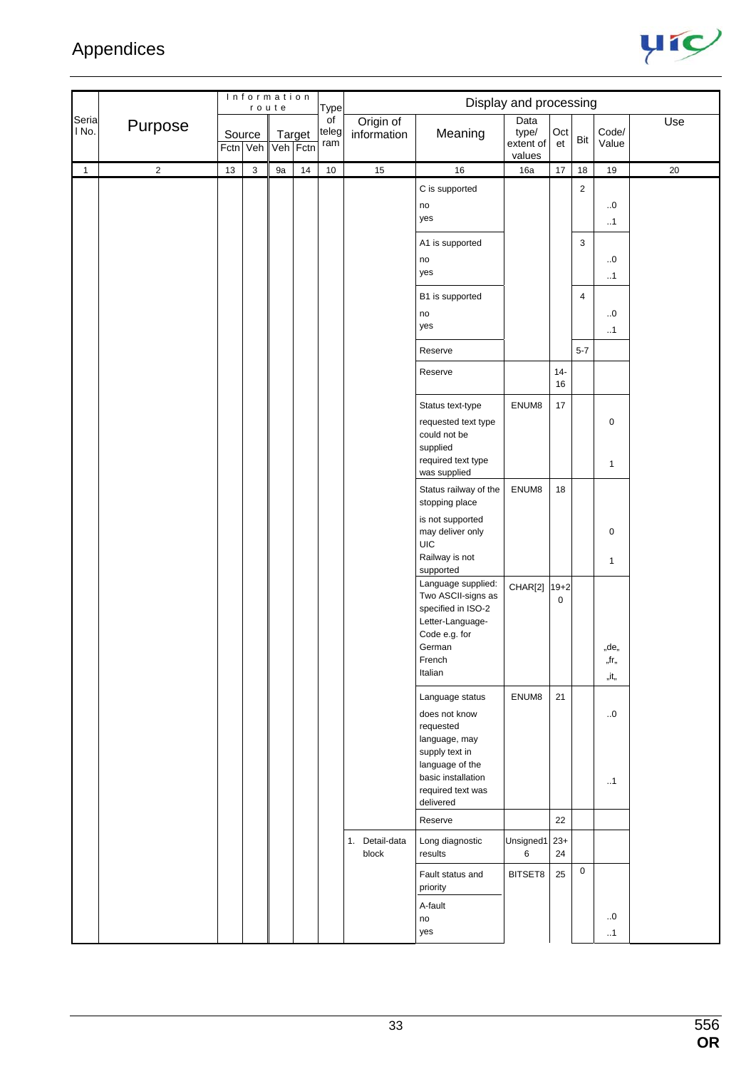# Appendices

| Serial No. | Purpose | Information route | | | | Type of telegram | Display and processing | | | | | | Use |
|---|---|---|---|---|---|---|---|---|---|---|---|---|---|
| | | Source | | Target | | | Origin of information | Meaning | Data type/ extent of values | Octet | Bit | Code/ Value | |
| | | Fctn | Veh | Veh | Fctn | | | | | | | | |
| 1 | 2 | 13 | 3 | 9a | 14 | 10 | 15 | 16 | 16a | 17 | 18 | 19 | 20 |
| | | | | | | | | C is supported | | | 2 | | |
| | | | | | | | | no | | | | ..0 | |
| | | | | | | | | yes | | | | ..1 | |
| | | | | | | | | A1 is supported | | | 3 | | |
| | | | | | | | | no | | | | ..0 | |
| | | | | | | | | yes | | | | ..1 | |
| | | | | | | | | B1 is supported | | | 4 | | |
| | | | | | | | | no | | | | ..0 | |
| | | | | | | | | yes | | | | ..1 | |
| | | | | | | | | Reserve | | | 5-7 | | |
| | | | | | | | | Reserve | | 14-16 | | | |
| | | | | | | | | Status text-type | ENUM8 | 17 | | | |
| | | | | | | | | requested text type could not be supplied | | | | 0 | |
| | | | | | | | | required text type was supplied | | | | 1 | |
| | | | | | | | | Status railway of the stopping place | ENUM8 | 18 | | | |
| | | | | | | | | is not supported may deliver only UIC | | | | 0 | |
| | | | | | | | | Railway is not supported | | | | 1 | |
| | | | | | | | | Language supplied: Two ASCII-signs as specified in ISO-2 Letter-Language-Code e.g. for | CHAR[2] | 19+20 | | | |
| | | | | | | | | German | | | | „de„ | |
| | | | | | | | | French | | | | „fr„ | |
| | | | | | | | | Italian | | | | „it„ | |
| | | | | | | | | Language status | ENUM8 | 21 | | | |
| | | | | | | | | does not know requested language, may supply text in language of the basic installation | | | | ..0 | |
| | | | | | | | | required text was delivered | | | | ..1 | |
| | | | | | | | | Reserve | | 22 | | | |
| | | | | | | | 1. Detail-data block | Long diagnostic results | Unsigned16 | 23+24 | | | |
| | | | | | | | | Fault status and priority | BITSET8 | 25 | 0 | | |
| | | | | | | | | A-fault | | | | | |
| | | | | | | | | no | | | | ..0 | |
| | | | | | | | | yes | | | | ..1 | |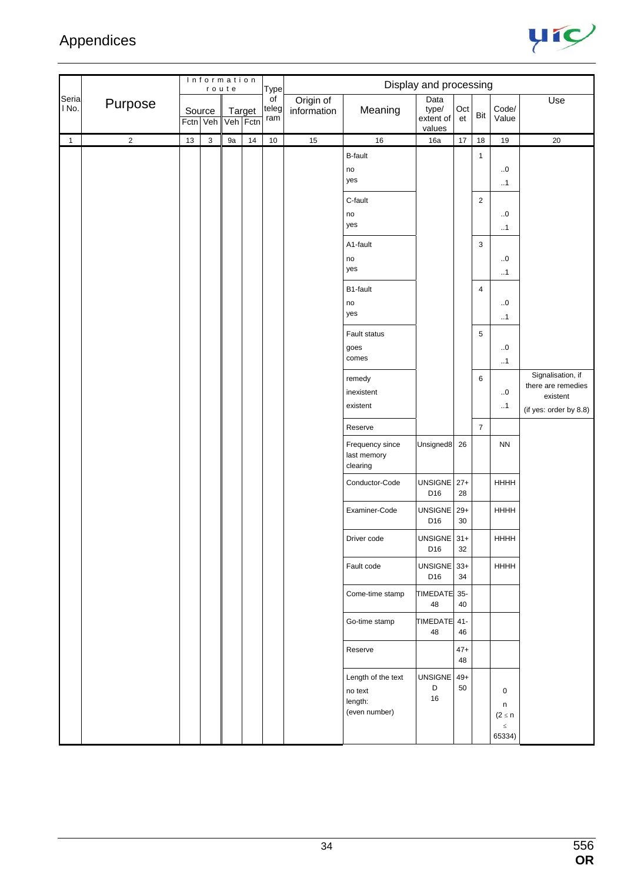# Appendices

| Serial No. | Purpose | Information route | | | | Type of telegram | Display and processing | | | | | | |
|---|---|---|---|---|---|---|---|---|---|---|---|---|---|
| | | Source | | Target | | | Origin of information | Meaning | Data type/ extent of values | Octet | Bit | Code/ Value | Use |
| | | Fctn | Veh | Veh | Fctn | | | | | | | | |
| 1 | 2 | 13 | 3 | 9a | 14 | 10 | 15 | 16 | 16a | 17 | 18 | 19 | 20 |
| | | | | | | | | B-fault | | | 1 | | |
| | | | | | | | | no | | | | ..0 | |
| | | | | | | | | yes | | | | ..1 | |
| | | | | | | | | C-fault | | | 2 | | |
| | | | | | | | | no | | | | ..0 | |
| | | | | | | | | yes | | | | ..1 | |
| | | | | | | | | A1-fault | | | 3 | | |
| | | | | | | | | no | | | | ..0 | |
| | | | | | | | | yes | | | | ..1 | |
| | | | | | | | | B1-fault | | | 4 | | |
| | | | | | | | | no | | | | ..0 | |
| | | | | | | | | yes | | | | ..1 | |
| | | | | | | | | Fault status | | | 5 | | |
| | | | | | | | | goes | | | | ..0 | |
| | | | | | | | | comes | | | | ..1 | |
| | | | | | | | | remedy | | | 6 | | Signalisation, if there are remedies existent |
| | | | | | | | | inexistent | | | | ..0 | |
| | | | | | | | | existent | | | | ..1 | (if yes: order by 8.8) |
| | | | | | | | | Reserve | | | 7 | | |
| | | | | | | | | Frequency since last memory clearing | Unsigned8 | 26 | | NN | |
| | | | | | | | | Conductor-Code | UNSIGNED16 | 27+28 | | HHHH | |
| | | | | | | | | Examiner-Code | UNSIGNED16 | 29+30 | | HHHH | |
| | | | | | | | | Driver code | UNSIGNED16 | 31+32 | | HHHH | |
| | | | | | | | | Fault code | UNSIGNED16 | 33+34 | | HHHH | |
| | | | | | | | | Come-time stamp | TIMEDATE48 | 35-40 | | | |
| | | | | | | | | Go-time stamp | TIMEDATE48 | 41-46 | | | |
| | | | | | | | | Reserve | | 47+48 | | | |
| | | | | | | | | Length of the text | UNSIGNED 16 | 49+50 | | | |
| | | | | | | | | no text | | | | 0 | |
| | | | | | | | | length: (even number) | | | | n ($2 \leq n \leq 65334$) | |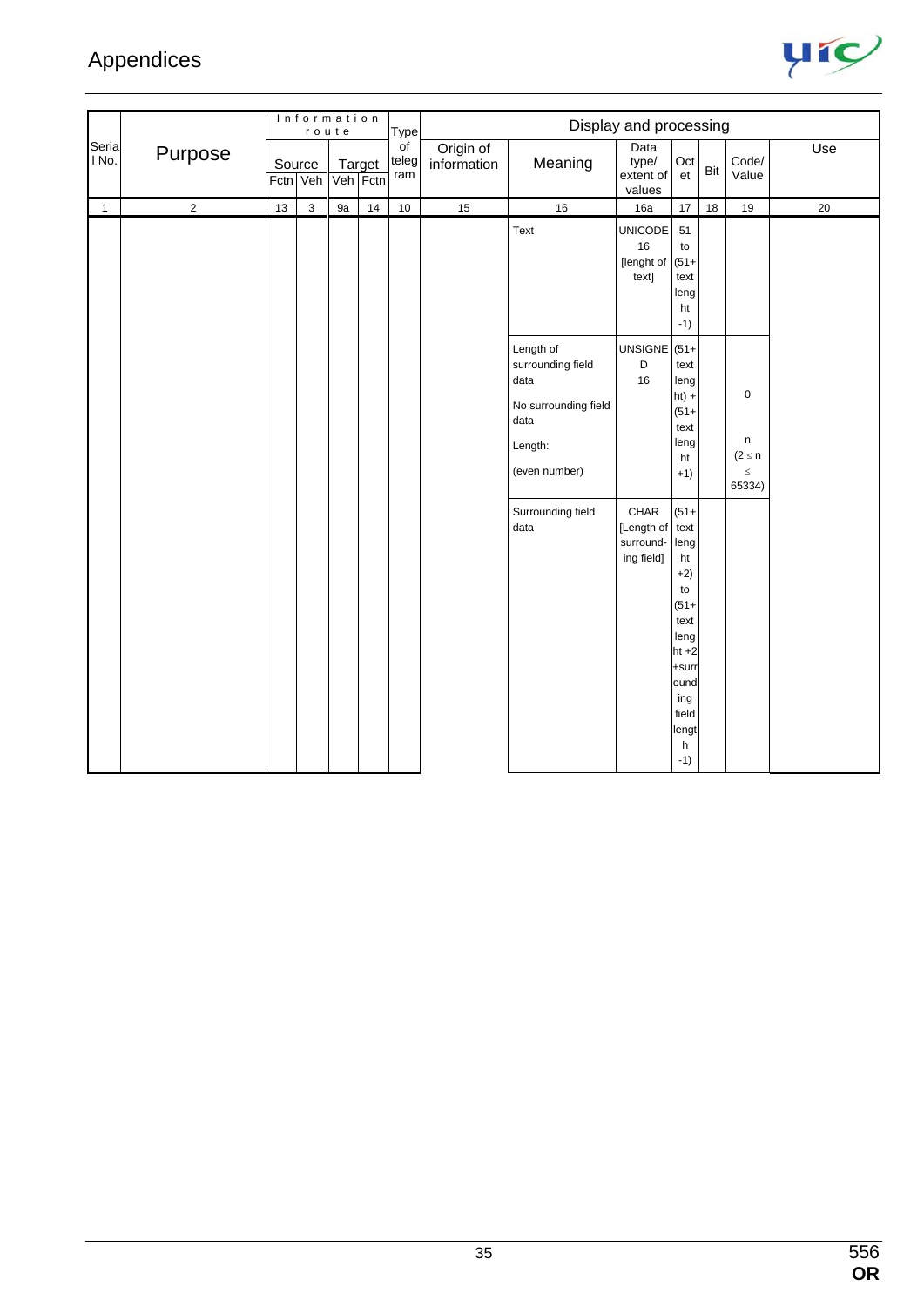# Appendices

| Serial No. | Purpose | Information route | | | | Type of telegram | Display and processing | | | | | | |
|---|---|---|---|---|---|---|---|---|---|---|---|---|---|
| | | Source | | Target | | | Origin of information | Meaning | Data type/ extent of values | Octet | Bit | Code/ Value | Use |
| | | Fctn | Veh | Veh | Fctn | | | | | | | | |
| 1 | 2 | 13 | 3 | 9a | 14 | 10 | 15 | 16 | 16a | 17 | 18 | 19 | 20 |
| | | | | | | | | Text | UNICODE 16 [lenght of text] | 51 to (51+ text lenght -1) | | | |
| | | | | | | | | Length of surrounding field data<br><br>No surrounding field data<br><br>Length:<br><br>(even number) | UNSIGNED 16 | (51+ text lenght) + (51+ text lenght +1) | | 0<br><br>n<br>(2 ≤ n ≤ 65334) | |
| | | | | | | | | Surrounding field data | CHAR [Length of surrounding field] | (51+ text lenght +2) to (51+ text lenght +2 +surrounding field length -1) | | | |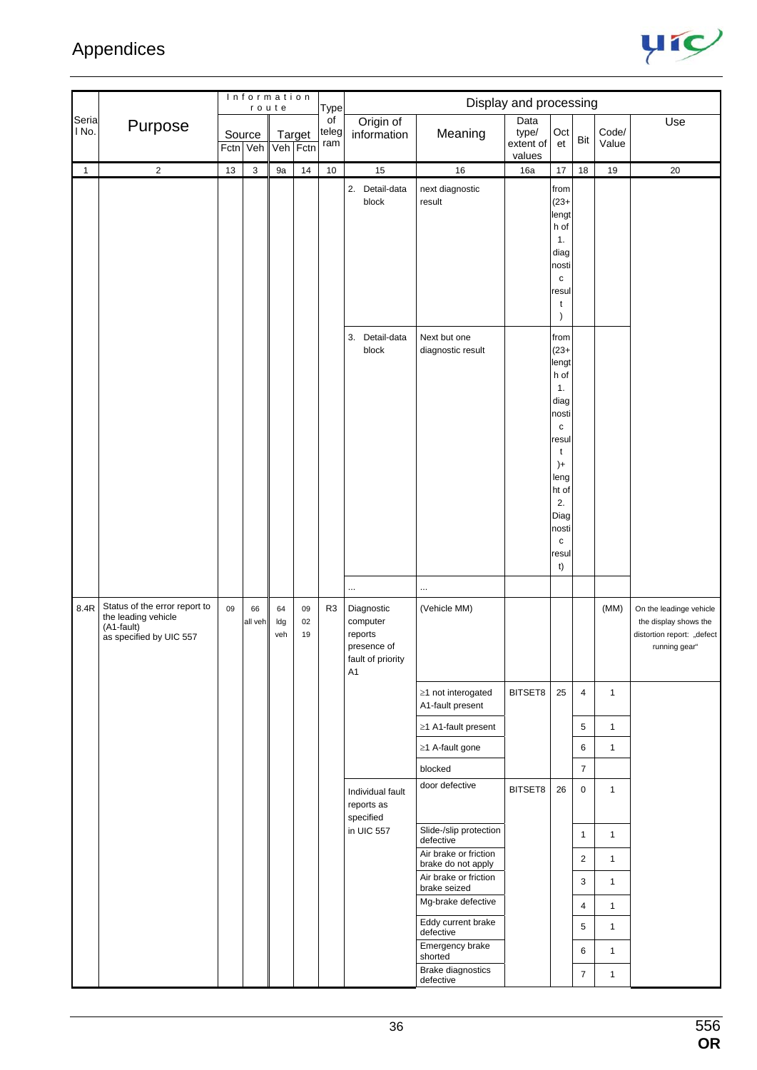| Serial No. | Purpose | Information route | | | | Type of telegram | Display and processing | | | | | | |
|---|---|---|---|---|---|---|---|---|---|---|---|---|---|
| | | Source | | Target | | | Origin of information | Meaning | Data type/ extent of values | Octet | Bit | Code/ Value | Use |
| | | Fctn | Veh | Veh | Fctn | | | | | | | | |
| 1 | 2 | 13 | 3 | 9a | 14 | 10 | 15 | 16 | 16a | 17 | 18 | 19 | 20 |
| | | | | | | | 2. Detail-data block | next diagnostic result | | from (23+ length of 1. diagnostic result) | | | |
| | | | | | | | 3. Detail-data block | Next but one diagnostic result | | from (23+ length of 1. diagnostic result)+ lenght of 2. Diagnostic result) | | | |
| | | | | | | | ... | ... | | | | | |
| 8.4R | Status of the error report to the leading vehicle (A1-fault) as specified by UIC 557 | 09 | 66 all veh | 64 ldg veh | 09 02 19 | R3 | Diagnostic computer reports presence of fault of priority A1 | (Vehicle MM) | | | | (MM) | On the leadinge vehicle the display shows the distortion report: „defect running gear" |
| | | | | | | | | ≥1 not interogated A1-fault present | BITSET8 | 25 | 4 | 1 | |
| | | | | | | | | ≥1 A1-fault present | | | 5 | 1 | |
| | | | | | | | | ≥1 A-fault gone | | | 6 | 1 | |
| | | | | | | | | blocked | | | 7 | | |
| | | | | | | | Individual fault reports as specified in UIC 557 | door defective | BITSET8 | 26 | 0 | 1 | |
| | | | | | | | | Slide-/slip protection defective | | | 1 | 1 | |
| | | | | | | | | Air brake or friction brake do not apply | | | 2 | 1 | |
| | | | | | | | | Air brake or friction brake seized | | | 3 | 1 | |
| | | | | | | | | Mg-brake defective | | | 4 | 1 | |
| | | | | | | | | Eddy current brake defective | | | 5 | 1 | |
| | | | | | | | | Emergency brake shorted | | | 6 | 1 | |
| | | | | | | | | Brake diagnostics defective | | | 7 | 1 | |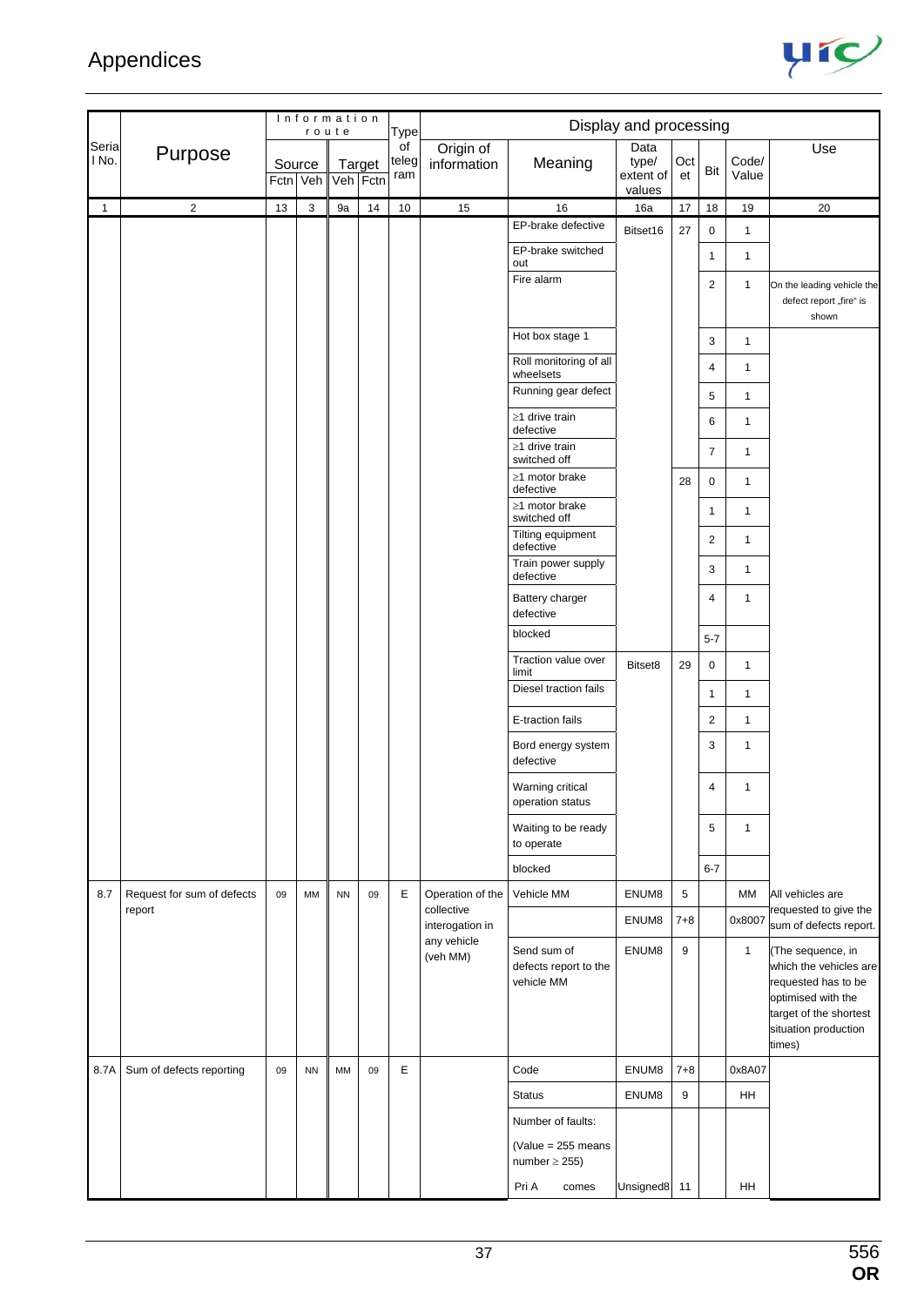| Serial No. | Purpose | Information route | | | | Type of telegram | Display and processing | | | | | | |
|---|---|---|---|---|---|---|---|---|---|---|---|---|---|
| | | Source | | Target | | | Origin of information | Meaning | Data type/ extent of values | Octet | Bit | Code/ Value | Use |
| | | Fctn | Veh | Veh | Fctn | | | | | | | | |
| 1 | 2 | 13 | 3 | 9a | 14 | 10 | 15 | 16 | 16a | 17 | 18 | 19 | 20 |
| | | | | | | | | EP-brake defective | Bitset16 | 27 | 0 | 1 | |
| | | | | | | | | EP-brake switched out | | | 1 | 1 | |
| | | | | | | | | Fire alarm | | | 2 | 1 | On the leading vehicle the defect report „fire" is shown |
| | | | | | | | | Hot box stage 1 | | | 3 | 1 | |
| | | | | | | | | Roll monitoring of all wheelsets | | | 4 | 1 | |
| | | | | | | | | Running gear defect | | | 5 | 1 | |
| | | | | | | | | ≥1 drive train defective | | | 6 | 1 | |
| | | | | | | | | ≥1 drive train switched off | | | 7 | 1 | |
| | | | | | | | | ≥1 motor brake defective | | 28 | 0 | 1 | |
| | | | | | | | | ≥1 motor brake switched off | | | 1 | 1 | |
| | | | | | | | | Tilting equipment defective | | | 2 | 1 | |
| | | | | | | | | Train power supply defective | | | 3 | 1 | |
| | | | | | | | | Battery charger defective | | | 4 | 1 | |
| | | | | | | | | blocked | | | 5-7 | | |
| | | | | | | | | Traction value over limit | Bitset8 | 29 | 0 | 1 | |
| | | | | | | | | Diesel traction fails | | | 1 | 1 | |
| | | | | | | | | E-traction fails | | | 2 | 1 | |
| | | | | | | | | Bord energy system defective | | | 3 | 1 | |
| | | | | | | | | Warning critical operation status | | | 4 | 1 | |
| | | | | | | | | Waiting to be ready to operate | | | 5 | 1 | |
| | | | | | | | | blocked | | | 6-7 | | |
| 8.7 | Request for sum of defects report | 09 | MM | NN | 09 | E | Operation of the collective interogation in any vehicle (veh MM) | Vehicle MM | ENUM8 | 5 | | MM | All vehicles are requested to give the sum of defects report. |
| | | | | | | | | | ENUM8 | 7+8 | | 0x8007 | |
| | | | | | | | | Send sum of defects report to the vehicle MM | ENUM8 | 9 | | 1 | (The sequence, in which the vehicles are requested has to be optimised with the target of the shortest situation production times) |
| 8.7A | Sum of defects reporting | 09 | NN | MM | 09 | E | | Code | ENUM8 | 7+8 | | 0x8A07 | |
| | | | | | | | | Status | ENUM8 | 9 | | HH | |
| | | | | | | | | Number of faults: (Value = 255 means number ≥ 255) Pri A comes | Unsigned8 | 11 | | HH | |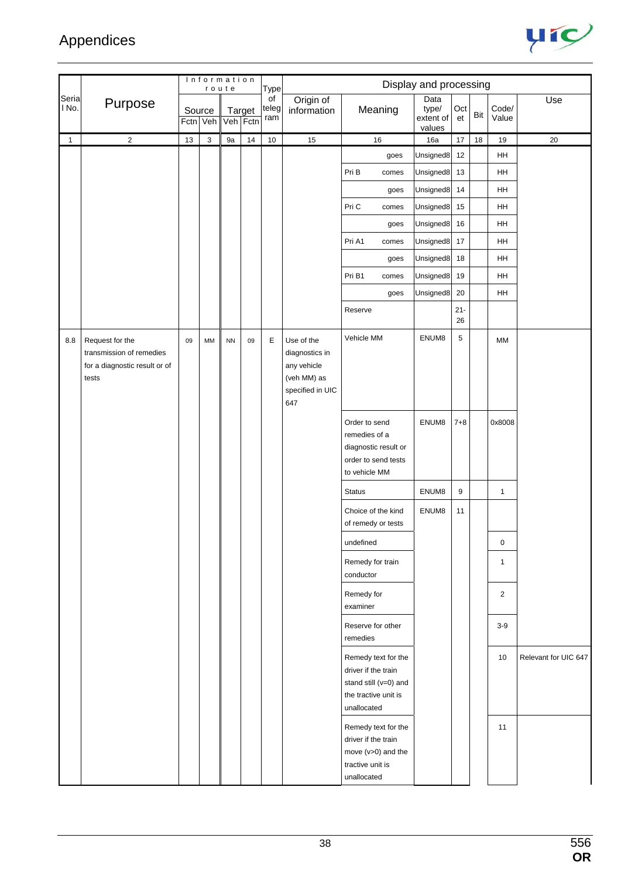# Appendices

| Serial No. | Purpose | Information route | | | | Type of telegram | Display and processing | | | | | | |
|---|---|---|---|---|---|---|---|---|---|---|---|---|---|
| | | Source | | Target | | | Origin of information | Meaning | Data type/ extent of values | Octet | Bit | Code/ Value | Use |
| | | Fctn | Veh | Veh | Fctn | | | | | | | | |
| 1 | 2 | 13 | 3 | 9a | 14 | 10 | 15 | 16 | 16a | 17 | 18 | 19 | 20 |
| | | | | | | | | goes | Unsigned8 | 12 | | HH | |
| | | | | | | | | Pri B comes | Unsigned8 | 13 | | HH | |
| | | | | | | | | goes | Unsigned8 | 14 | | HH | |
| | | | | | | | | Pri C comes | Unsigned8 | 15 | | HH | |
| | | | | | | | | goes | Unsigned8 | 16 | | HH | |
| | | | | | | | | Pri A1 comes | Unsigned8 | 17 | | HH | |
| | | | | | | | | goes | Unsigned8 | 18 | | HH | |
| | | | | | | | | Pri B1 comes | Unsigned8 | 19 | | HH | |
| | | | | | | | | goes | Unsigned8 | 20 | | HH | |
| | | | | | | | | Reserve | | 21-26 | | | |
| 8.8 | Request for the transmission of remedies for a diagnostic result or of tests | 09 | MM | NN | 09 | E | Use of the diagnostics in any vehicle (veh MM) as specified in UIC 647 | Vehicle MM | ENUM8 | 5 | | MM | |
| | | | | | | | | Order to send remedies of a diagnostic result or order to send tests to vehicle MM | ENUM8 | 7+8 | | 0x8008 | |
| | | | | | | | | Status | ENUM8 | 9 | | 1 | |
| | | | | | | | | Choice of the kind of remedy or tests | ENUM8 | 11 | | | |
| | | | | | | | | undefined | | | | 0 | |
| | | | | | | | | Remedy for train conductor | | | | 1 | |
| | | | | | | | | Remedy for examiner | | | | 2 | |
| | | | | | | | | Reserve for other remedies | | | | 3-9 | |
| | | | | | | | | Remedy text for the driver if the train stand still (v=0) and the tractive unit is unallocated | | | | 10 | Relevant for UIC 647 |
| | | | | | | | | Remedy text for the driver if the train move (v>0) and the tractive unit is unallocated | | | | 11 | |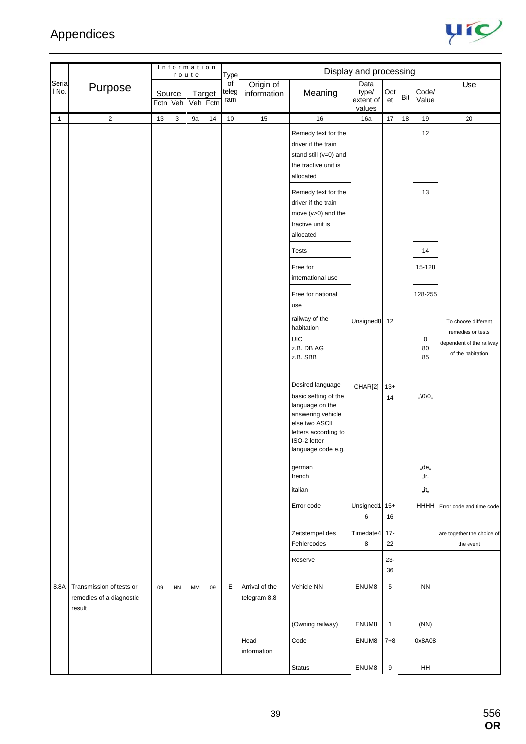# Appendices

| Serial No. | Purpose | Information route | | | | Type of telegram | Display and processing | | | | | | |
|---|---|---|---|---|---|---|---|---|---|---|---|---|---|
| | | Source | | Target | | | Origin of information | Meaning | Data type/ extent of values | Octet | Bit | Code/ Value | Use |
| | | Fctn | Veh | Veh | Fctn | | | | | | | | |
| 1 | 2 | 13 | 3 | 9a | 14 | 10 | 15 | 16 | 16a | 17 | 18 | 19 | 20 |
| | | | | | | | | Remedy text for the driver if the train stand still (v=0) and the tractive unit is allocated | | | | 12 | |
| | | | | | | | | Remedy text for the driver if the train move (v>0) and the tractive unit is allocated | | | | 13 | |
| | | | | | | | | Tests | | | | 14 | |
| | | | | | | | | Free for international use | | | | 15-128 | |
| | | | | | | | | Free for national use | | | | 128-255 | |
| | | | | | | | | railway of the habitation<br>UIC<br>z.B. DB AG<br>z.B. SBB<br>... | Unsigned8 | 12 | | <br>0<br>80<br>85 | To choose different remedies or tests dependent of the railway of the habitation |
| | | | | | | | | Desired language basic setting of the language on the answering vehicle else two ASCII letters according to ISO-2 letter language code e.g.<br>german<br>french<br>italian | CHAR[2] | 13+ 14 | | „\0\0„<br><br>„de„<br>„fr„<br>„it„ | |
| | | | | | | | | Error code | Unsigned16 | 15+ 16 | | HHHH | Error code and time code |
| | | | | | | | | Zeitstempel des Fehlercodes | Timedate48 | 17- 22 | | | are together the choice of the event |
| | | | | | | | | Reserve | | 23- 36 | | | |
| 8.8A | Transmission of tests or remedies of a diagnostic result | 09 | NN | MM | 09 | E | Arrival of the telegram 8.8 | Vehicle NN | ENUM8 | 5 | | NN | |
| | | | | | | | | (Owning railway) | ENUM8 | 1 | | (NN) | |
| | | | | | | | Head information | Code | ENUM8 | 7+8 | | 0x8A08 | |
| | | | | | | | | Status | ENUM8 | 9 | | HH | |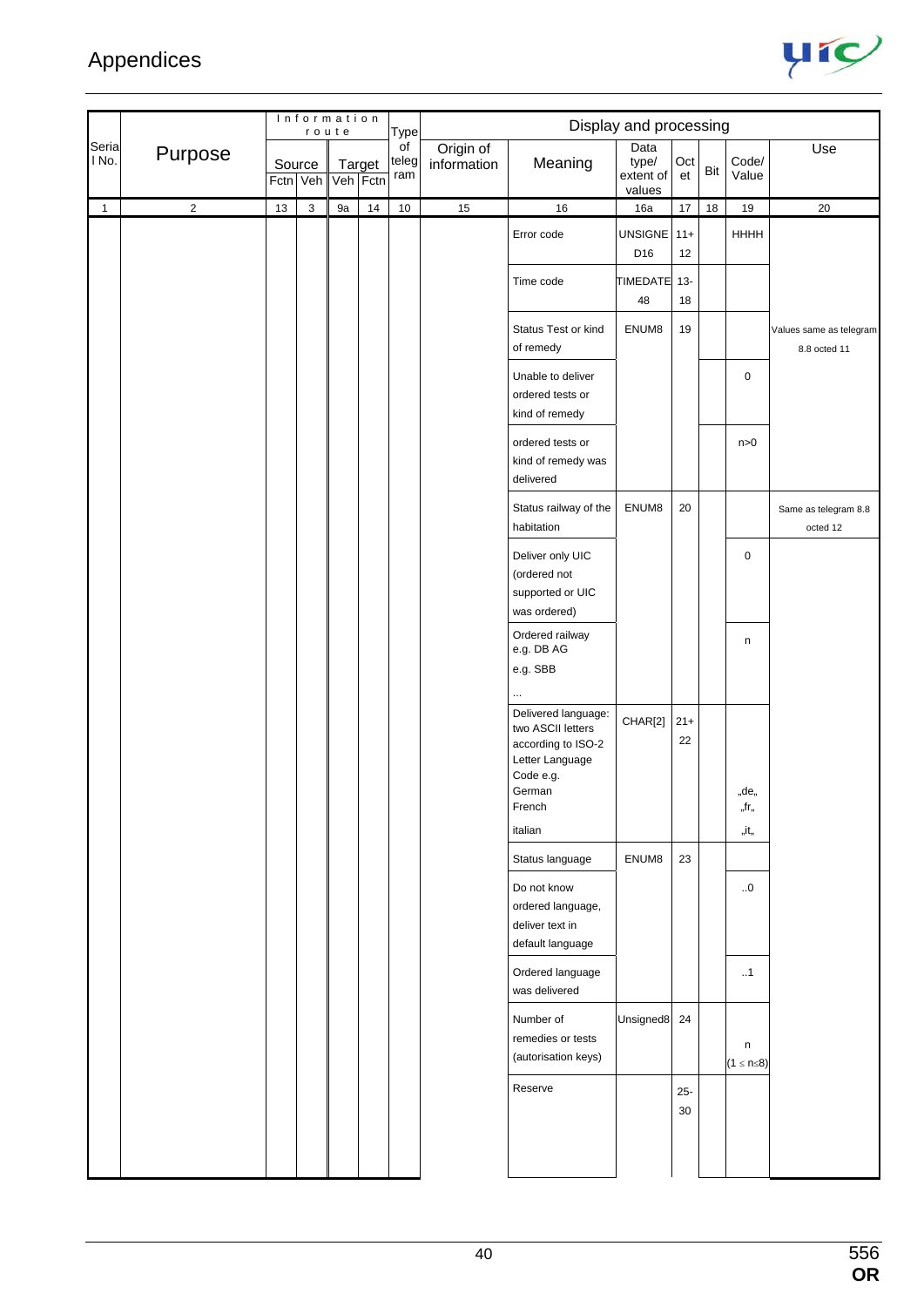## Appendices

| Serial No. | Purpose | Information route | | | | Type of telegram | Display and processing | | | | | | |
|---|---|---|---|---|---|---|---|---|---|---|---|---|---|
| | | Source | | Target | | | Origin of information | Meaning | Data type/ extent of values | Octet | Bit | Code/ Value | Use |
| | | Fctn | Veh | Veh | Fctn | | | | | | | | |
| 1 | 2 | 13 | 3 | 9a | 14 | 10 | 15 | 16 | 16a | 17 | 18 | 19 | 20 |
| | | | | | | | | Error code | UNSIGNED16 | 11+ 12 | | HHHH | |
| | | | | | | | | Time code | TIMEDATE 48 | 13- 18 | | | |
| | | | | | | | | Status Test or kind of remedy | ENUM8 | 19 | | | Values same as telegram 8.8 octed 11 |
| | | | | | | | | Unable to deliver ordered tests or kind of remedy | | | | 0 | |
| | | | | | | | | ordered tests or kind of remedy was delivered | | | | n>0 | |
| | | | | | | | | Status railway of the habitation | ENUM8 | 20 | | | Same as telegram 8.8 octed 12 |
| | | | | | | | | Deliver only UIC (ordered not supported or UIC was ordered) | | | | 0 | |
| | | | | | | | | Ordered railway e.g. DB AG e.g. SBB ... | | | | n | |
| | | | | | | | | Delivered language: two ASCII letters according to ISO-2 Letter Language Code e.g. German French italian | CHAR[2] | 21+ 22 | | „de„ „fr„ „it„ | |
| | | | | | | | | Status language | ENUM8 | 23 | | | |
| | | | | | | | | Do not know ordered language, deliver text in default language | | | | ..0 | |
| | | | | | | | | Ordered language was delivered | | | | ..1 | |
| | | | | | | | | Number of remedies or tests (autorisation keys) | Unsigned8 | 24 | | n $(1 \leq n \leq 8)$ | |
| | | | | | | | | Reserve | | 25- 30 | | | |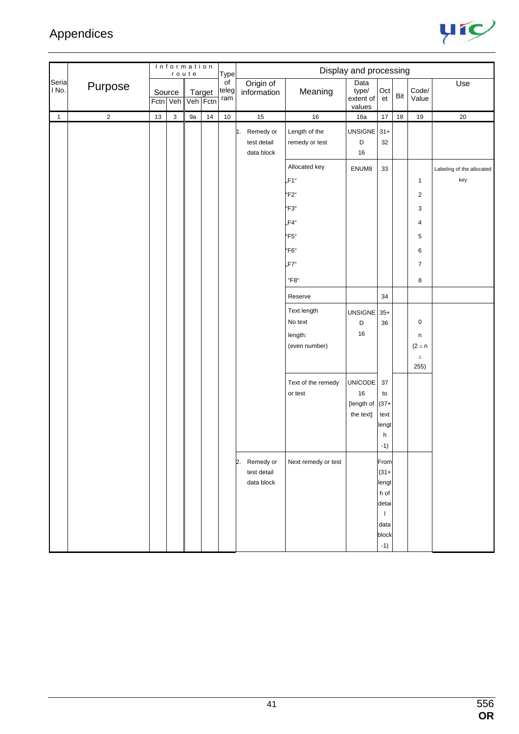| Serial No. | Purpose | Information route | | | | Type of telegram | Display and processing | | | | | | |
|---|---|---|---|---|---|---|---|---|---|---|---|---|---|
| | | Source | | Target | | | Origin of information | Meaning | Data type/ extent of values | Octet | Bit | Code/ Value | Use |
| | | Fctn | Veh | Veh | Fctn | | | | | | | | |
| 1 | 2 | 13 | 3 | 9a | 14 | 10 | 15 | 16 | 16a | 17 | 18 | 19 | 20 |
| | | | | | | | 1. Remedy or test detail data block | Length of the remedy or test | UNSIGNED 16 | 31+ 32 | | | |
| | | | | | | | | Allocated key | ENUM8 | 33 | | | Labeling of the allocated key |
| | | | | | | | | „F1“ | | | | 1 | |
| | | | | | | | | “F2“ | | | | 2 | |
| | | | | | | | | “F3“ | | | | 3 | |
| | | | | | | | | „F4“ | | | | 4 | |
| | | | | | | | | “F5“ | | | | 5 | |
| | | | | | | | | “F6“ | | | | 6 | |
| | | | | | | | | „F7“ | | | | 7 | |
| | | | | | | | | “F8“ | | | | 8 | |
| | | | | | | | | Reserve | | 34 | | | |
| | | | | | | | | Text length<br>No text<br>length:<br>(even number) | UNSIGNED 16 | 35+ 36 | | 0<br>n<br>(2 ≤ n ≤ 255) | |
| | | | | | | | | Text of the remedy or test | UNICODE 16 [length of the text] | 37 to (37+ text length -1) | | | |
| | | | | | | | 2. Remedy or test detail data block | Next remedy or test | | From (31+ length of detail data block -1) | | | |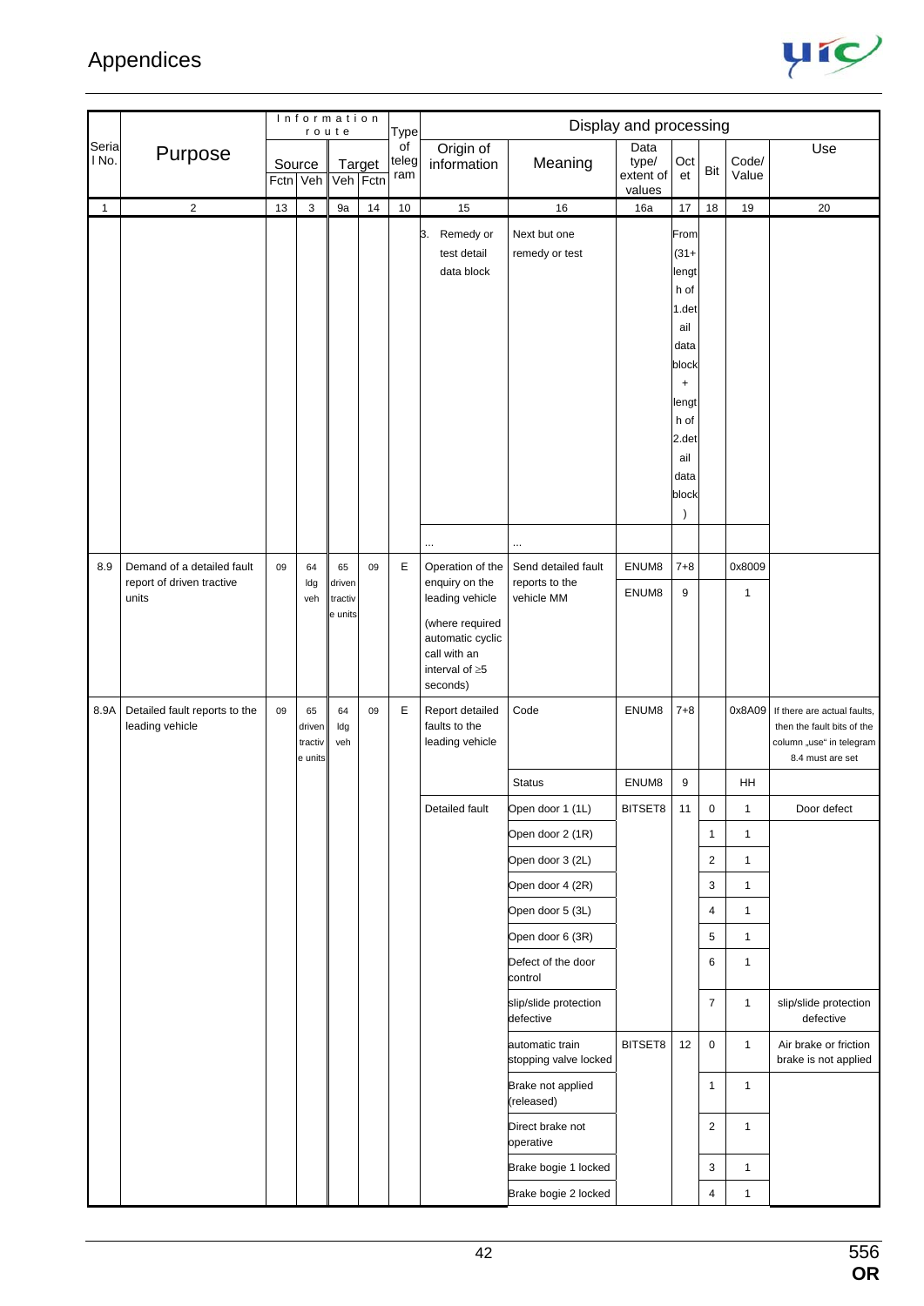| Serial No. | Purpose | Information route | | | | Type of telegram | Display and processing | | | | | | |
|---|---|---|---|---|---|---|---|---|---|---|---|---|---|
| | | Source | | Target | | | Origin of information | Meaning | Data type/ extent of values | Octet | Bit | Code/ Value | Use |
| | | Fctn | Veh | Veh | Fctn | | | | | | | | |
| 1 | 2 | 13 | 3 | 9a | 14 | 10 | 15 | 16 | 16a | 17 | 18 | 19 | 20 |
| | | | | | | | 3. Remedy or test detail data block | Next but one remedy or test | | From (31+ length of 1.detail data block + length of 2.detail data block) | | | |
| | | | | | | | ... | ... | | | | | |
| 8.9 | Demand of a detailed fault report of driven tractive units | 09 | 64 ldg veh | 65 driven tractive units | 09 | E | Operation of the enquiry on the leading vehicle (where required automatic cyclic call with an interval of ≥5 seconds) | Send detailed fault reports to the vehicle MM | ENUM8 | 7+8 | | 0x8009 | |
| | | | | | | | | | ENUM8 | 9 | | 1 | |
| 8.9A | Detailed fault reports to the leading vehicle | 09 | 65 driven tractive units | 64 ldg veh | 09 | E | Report detailed faults to the leading vehicle | Code | ENUM8 | 7+8 | | 0x8A09 | If there are actual faults, then the fault bits of the column „use" in telegram 8.4 must are set |
| | | | | | | | | Status | ENUM8 | 9 | | HH | |
| | | | | | | | Detailed fault | Open door 1 (1L) | BITSET8 | 11 | 0 | 1 | Door defect |
| | | | | | | | | Open door 2 (1R) | | | 1 | 1 | |
| | | | | | | | | Open door 3 (2L) | | | 2 | 1 | |
| | | | | | | | | Open door 4 (2R) | | | 3 | 1 | |
| | | | | | | | | Open door 5 (3L) | | | 4 | 1 | |
| | | | | | | | | Open door 6 (3R) | | | 5 | 1 | |
| | | | | | | | | Defect of the door control | | | 6 | 1 | |
| | | | | | | | | slip/slide protection defective | | | 7 | 1 | slip/slide protection defective |
| | | | | | | | | automatic train stopping valve locked | BITSET8 | 12 | 0 | 1 | Air brake or friction brake is not applied |
| | | | | | | | | Brake not applied (released) | | | 1 | 1 | |
| | | | | | | | | Direct brake not operative | | | 2 | 1 | |
| | | | | | | | | Brake bogie 1 locked | | | 3 | 1 | |
| | | | | | | | | Brake bogie 2 locked | | | 4 | 1 | |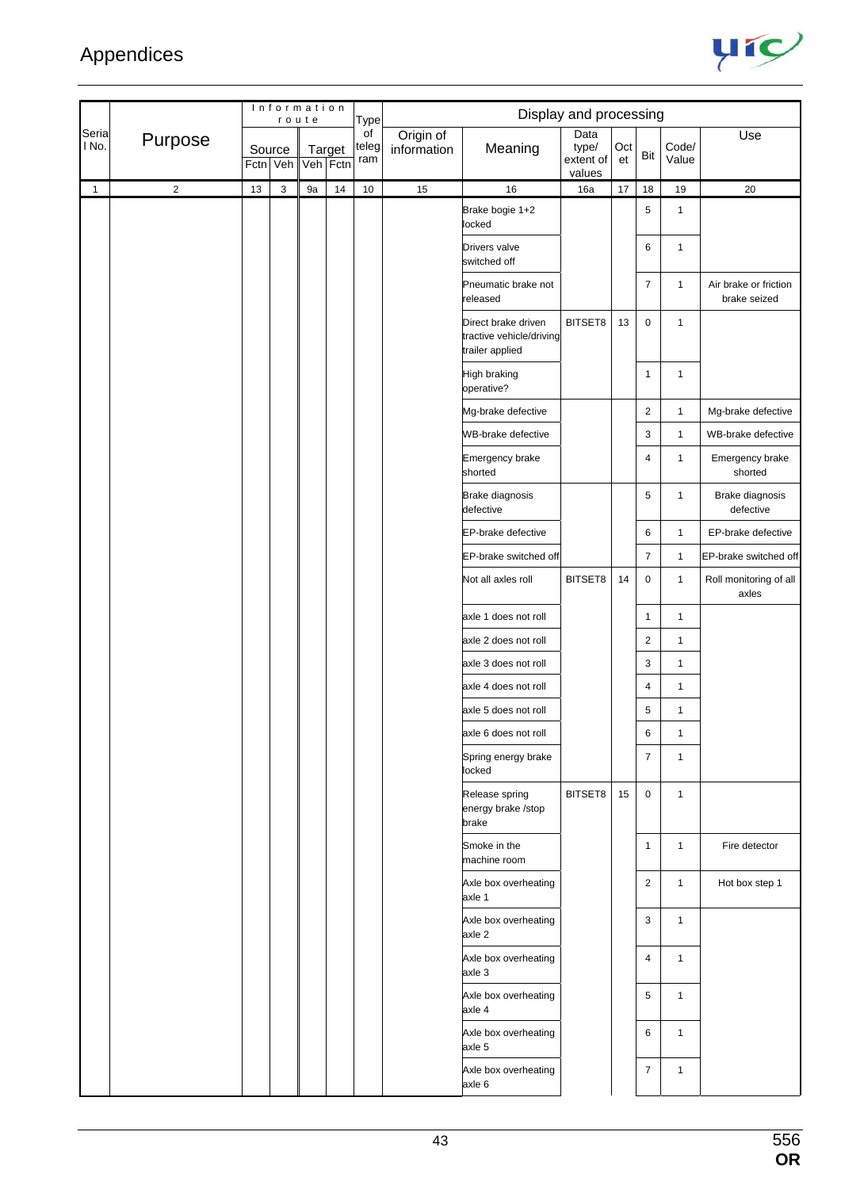# Appendices

| Serial No. | Purpose | Information route | | | | Type of telegram | Display and processing | | | | | | |
|---|---|---|---|---|---|---|---|---|---|---|---|---|---|
| | | Source | | Target | | | Origin of information | Meaning | Data type/ extent of values | Octet | Bit | Code/ Value | Use |
| | | Fctn | Veh | Veh | Fctn | | | | | | | | |
| 1 | 2 | 13 | 3 | 9a | 14 | 10 | 15 | 16 | 16a | 17 | 18 | 19 | 20 |
| | | | | | | | | Brake bogie 1+2 locked | | | 5 | 1 | |
| | | | | | | | | Drivers valve switched off | | | 6 | 1 | |
| | | | | | | | | Pneumatic brake not released | | | 7 | 1 | Air brake or friction brake seized |
| | | | | | | | | Direct brake driven tractive vehicle/driving trailer applied | BITSET8 | 13 | 0 | 1 | |
| | | | | | | | | High braking operative? | | | 1 | 1 | |
| | | | | | | | | Mg-brake defective | | | 2 | 1 | Mg-brake defective |
| | | | | | | | | WB-brake defective | | | 3 | 1 | WB-brake defective |
| | | | | | | | | Emergency brake shorted | | | 4 | 1 | Emergency brake shorted |
| | | | | | | | | Brake diagnosis defective | | | 5 | 1 | Brake diagnosis defective |
| | | | | | | | | EP-brake defective | | | 6 | 1 | EP-brake defective |
| | | | | | | | | EP-brake switched off | | | 7 | 1 | EP-brake switched off |
| | | | | | | | | Not all axles roll | BITSET8 | 14 | 0 | 1 | Roll monitoring of all axles |
| | | | | | | | | axle 1 does not roll | | | 1 | 1 | |
| | | | | | | | | axle 2 does not roll | | | 2 | 1 | |
| | | | | | | | | axle 3 does not roll | | | 3 | 1 | |
| | | | | | | | | axle 4 does not roll | | | 4 | 1 | |
| | | | | | | | | axle 5 does not roll | | | 5 | 1 | |
| | | | | | | | | axle 6 does not roll | | | 6 | 1 | |
| | | | | | | | | Spring energy brake locked | | | 7 | 1 | |
| | | | | | | | | Release spring energy brake /stop brake | BITSET8 | 15 | 0 | 1 | |
| | | | | | | | | Smoke in the machine room | | | 1 | 1 | Fire detector |
| | | | | | | | | Axle box overheating axle 1 | | | 2 | 1 | Hot box step 1 |
| | | | | | | | | Axle box overheating axle 2 | | | 3 | 1 | |
| | | | | | | | | Axle box overheating axle 3 | | | 4 | 1 | |
| | | | | | | | | Axle box overheating axle 4 | | | 5 | 1 | |
| | | | | | | | | Axle box overheating axle 5 | | | 6 | 1 | |
| | | | | | | | | Axle box overheating axle 6 | | | 7 | 1 | |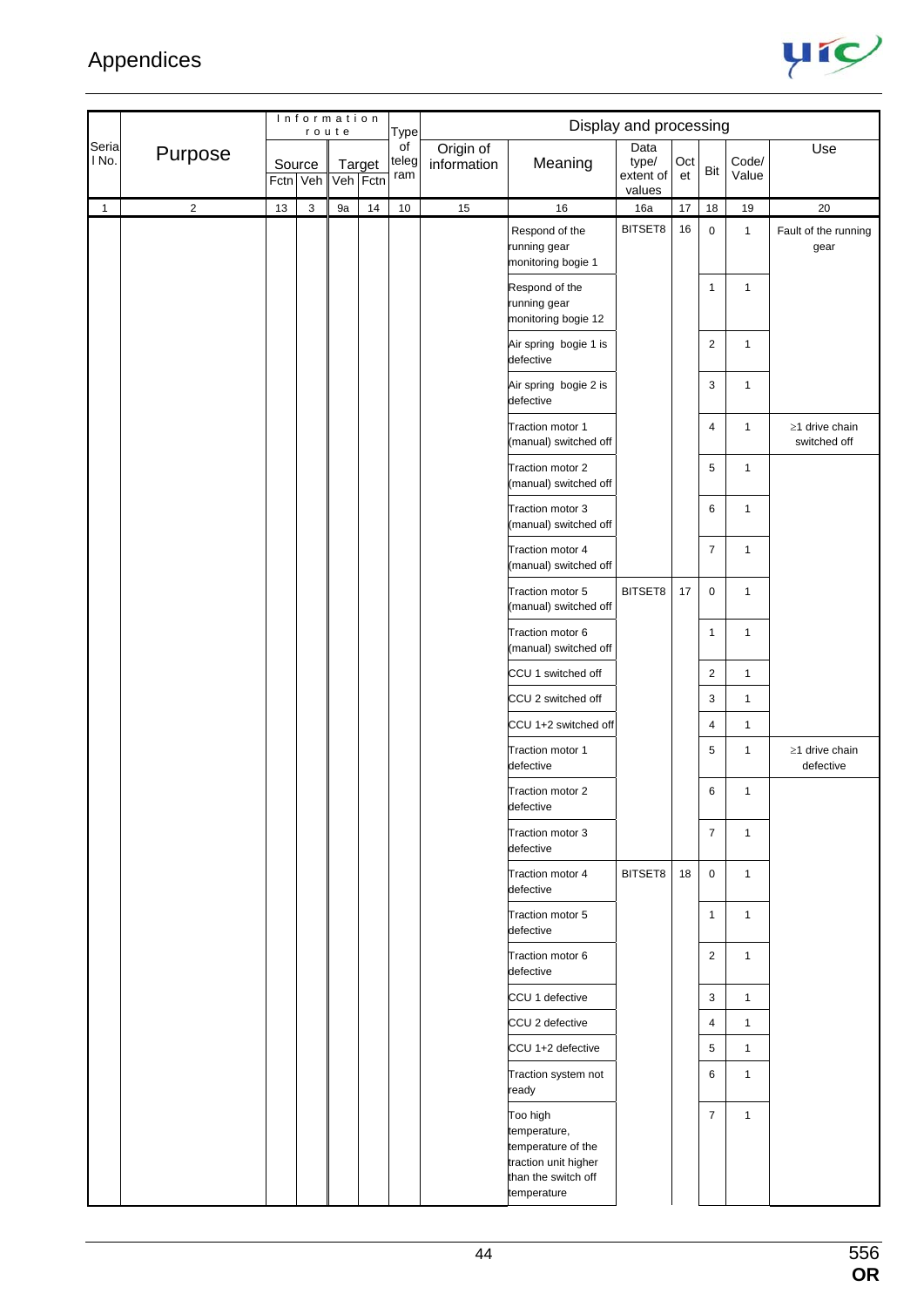# Appendices

| Serial No. | Purpose | Information route | | | | Type of telegram | Display and processing | | | | | | |
|---|---|---|---|---|---|---|---|---|---|---|---|---|---|
| | | Source | | Target | | | Origin of information | Meaning | Data type/ extent of values | Octet | Bit | Code/ Value | Use |
| | | Fctn | Veh | Veh | Fctn | | | | | | | | |
| 1 | 2 | 13 | 3 | 9a | 14 | 10 | 15 | 16 | 16a | 17 | 18 | 19 | 20 |
| | | | | | | | | Respond of the running gear monitoring bogie 1 | BITSET8 | 16 | 0 | 1 | Fault of the running gear |
| | | | | | | | | Respond of the running gear monitoring bogie 12 | | | 1 | 1 | |
| | | | | | | | | Air spring bogie 1 is defective | | | 2 | 1 | |
| | | | | | | | | Air spring bogie 2 is defective | | | 3 | 1 | |
| | | | | | | | | Traction motor 1 (manual) switched off | | | 4 | 1 | ≥1 drive chain switched off |
| | | | | | | | | Traction motor 2 (manual) switched off | | | 5 | 1 | |
| | | | | | | | | Traction motor 3 (manual) switched off | | | 6 | 1 | |
| | | | | | | | | Traction motor 4 (manual) switched off | | | 7 | 1 | |
| | | | | | | | | Traction motor 5 (manual) switched off | BITSET8 | 17 | 0 | 1 | |
| | | | | | | | | Traction motor 6 (manual) switched off | | | 1 | 1 | |
| | | | | | | | | CCU 1 switched off | | | 2 | 1 | |
| | | | | | | | | CCU 2 switched off | | | 3 | 1 | |
| | | | | | | | | CCU 1+2 switched off | | | 4 | 1 | |
| | | | | | | | | Traction motor 1 defective | | | 5 | 1 | ≥1 drive chain defective |
| | | | | | | | | Traction motor 2 defective | | | 6 | 1 | |
| | | | | | | | | Traction motor 3 defective | | | 7 | 1 | |
| | | | | | | | | Traction motor 4 defective | BITSET8 | 18 | 0 | 1 | |
| | | | | | | | | Traction motor 5 defective | | | 1 | 1 | |
| | | | | | | | | Traction motor 6 defective | | | 2 | 1 | |
| | | | | | | | | CCU 1 defective | | | 3 | 1 | |
| | | | | | | | | CCU 2 defective | | | 4 | 1 | |
| | | | | | | | | CCU 1+2 defective | | | 5 | 1 | |
| | | | | | | | | Traction system not ready | | | 6 | 1 | |
| | | | | | | | | Too high temperature, temperature of the traction unit higher than the switch off temperature | | | 7 | 1 | |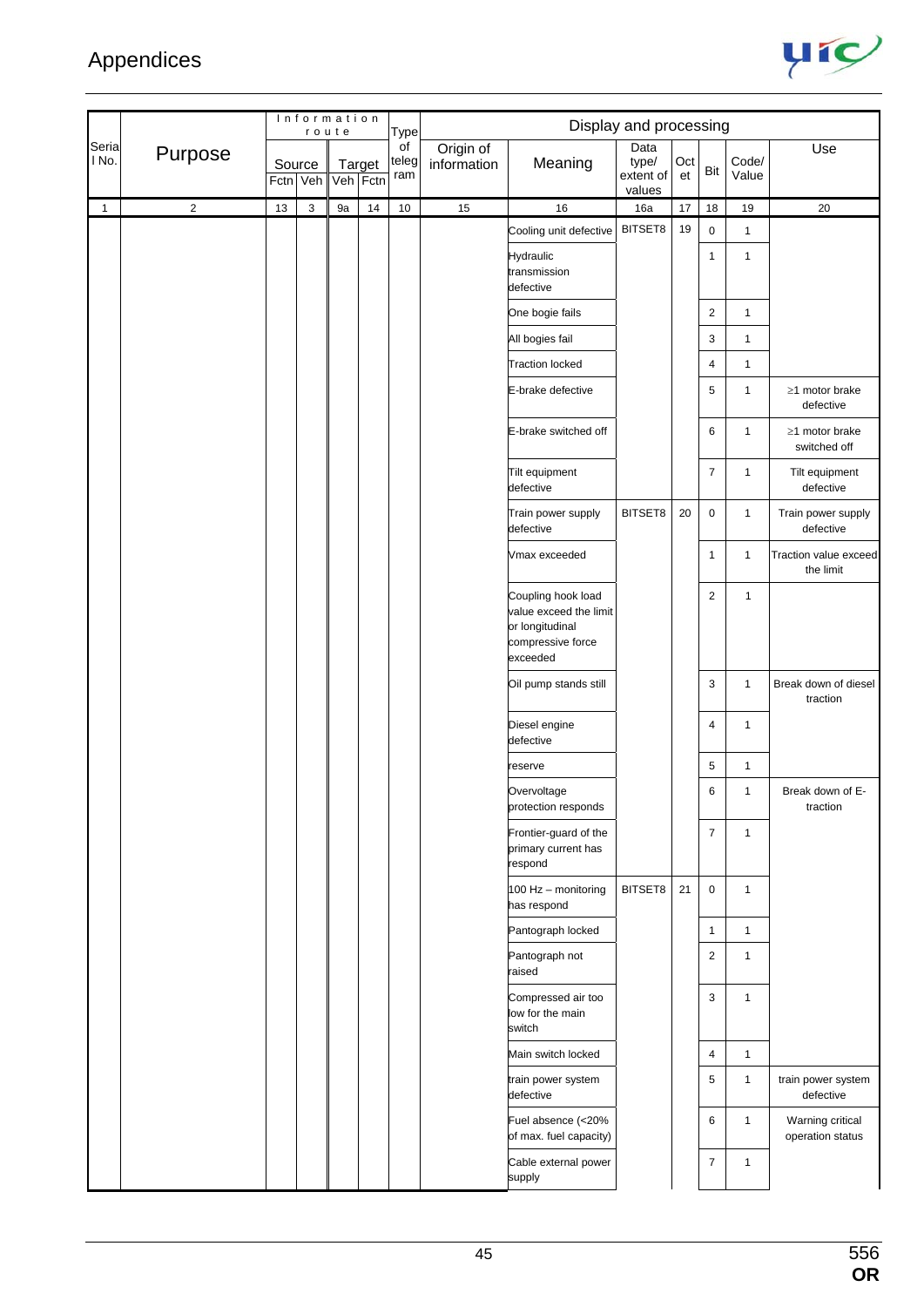| Serial No. | Purpose | Information route | | | | Type of telegram | Display and processing | | | | | | |
|---|---|---|---|---|---|---|---|---|---|---|---|---|---|
| | | Source | | Target | | | Origin of information | Meaning | Data type/ extent of values | Octet | Bit | Code/ Value | Use |
| | | Fctn | Veh | Veh | Fctn | | | | | | | | |
| 1 | 2 | 13 | 3 | 9a | 14 | 10 | 15 | 16 | 16a | 17 | 18 | 19 | 20 |
| | | | | | | | | Cooling unit defective | BITSET8 | 19 | 0 | 1 | |
| | | | | | | | | Hydraulic transmission defective | | | 1 | 1 | |
| | | | | | | | | One bogie fails | | | 2 | 1 | |
| | | | | | | | | All bogies fail | | | 3 | 1 | |
| | | | | | | | | Traction locked | | | 4 | 1 | |
| | | | | | | | | E-brake defective | | | 5 | 1 | ≥1 motor brake defective |
| | | | | | | | | E-brake switched off | | | 6 | 1 | ≥1 motor brake switched off |
| | | | | | | | | Tilt equipment defective | | | 7 | 1 | Tilt equipment defective |
| | | | | | | | | Train power supply defective | BITSET8 | 20 | 0 | 1 | Train power supply defective |
| | | | | | | | | Vmax exceeded | | | 1 | 1 | Traction value exceed the limit |
| | | | | | | | | Coupling hook load value exceed the limit or longitudinal compressive force exceeded | | | 2 | 1 | |
| | | | | | | | | Oil pump stands still | | | 3 | 1 | Break down of diesel traction |
| | | | | | | | | Diesel engine defective | | | 4 | 1 | |
| | | | | | | | | reserve | | | 5 | 1 | |
| | | | | | | | | Overvoltage protection responds | | | 6 | 1 | Break down of E-traction |
| | | | | | | | | Frontier-guard of the primary current has respond | | | 7 | 1 | |
| | | | | | | | | 100 Hz – monitoring has respond | BITSET8 | 21 | 0 | 1 | |
| | | | | | | | | Pantograph locked | | | 1 | 1 | |
| | | | | | | | | Pantograph not raised | | | 2 | 1 | |
| | | | | | | | | Compressed air too low for the main switch | | | 3 | 1 | |
| | | | | | | | | Main switch locked | | | 4 | 1 | |
| | | | | | | | | train power system defective | | | 5 | 1 | train power system defective |
| | | | | | | | | Fuel absence (<20% of max. fuel capacity) | | | 6 | 1 | Warning critical operation status |
| | | | | | | | | Cable external power supply | | | 7 | 1 | |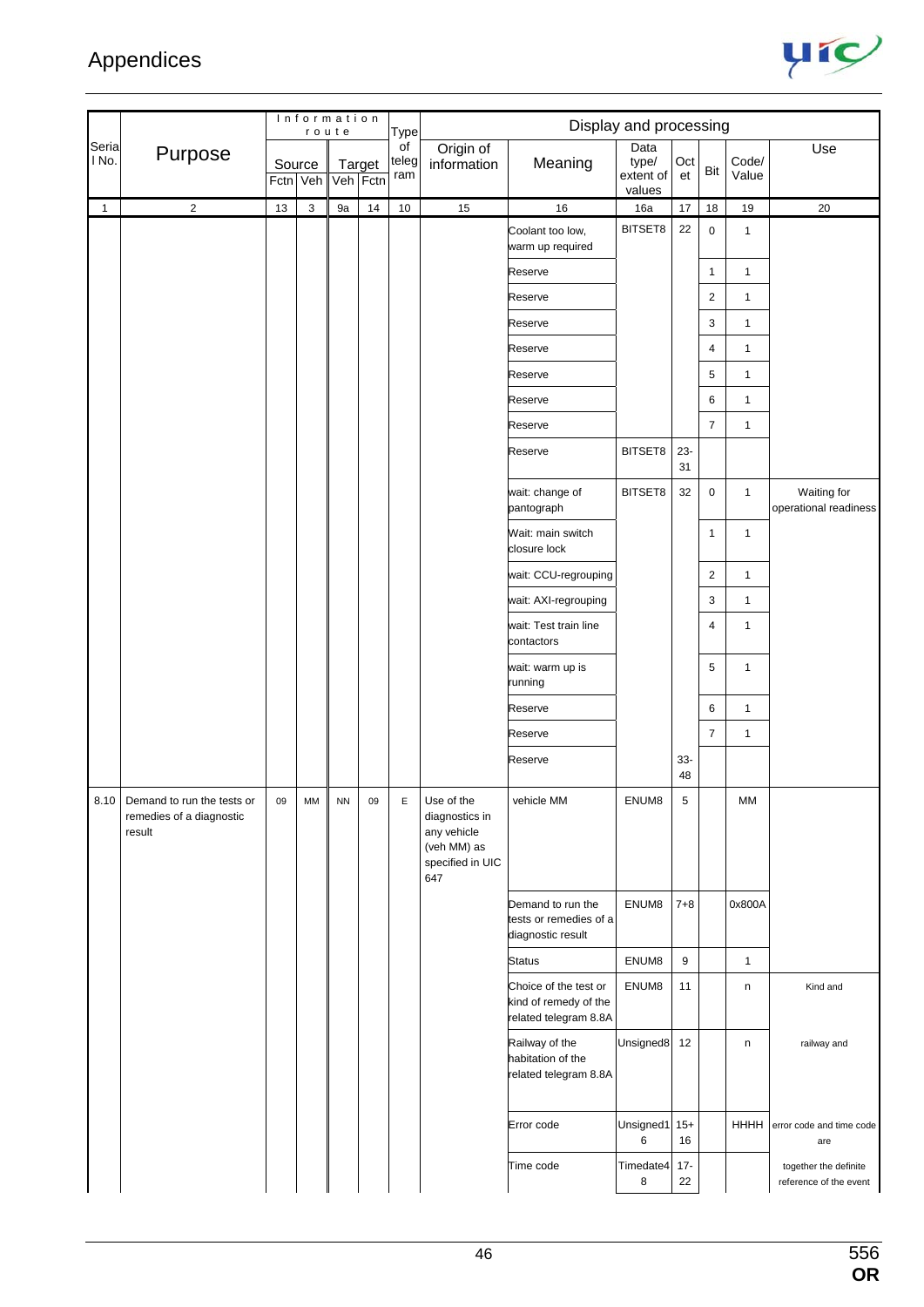| Serial No. | Purpose | Information route | | | | Type of telegram | Display and processing | | | | | | |
|---|---|---|---|---|---|---|---|---|---|---|---|---|---|
| | | Source | | Target | | | Origin of information | Meaning | Data type/ extent of values | Octet | Bit | Code/ Value | Use |
| | | Fctn | Veh | Veh | Fctn | | | | | | | | |
| 1 | 2 | 13 | 3 | 9a | 14 | 10 | 15 | 16 | 16a | 17 | 18 | 19 | 20 |
| | | | | | | | | Coolant too low, warm up required | BITSET8 | 22 | 0 | 1 | |
| | | | | | | | | Reserve | | | 1 | 1 | |
| | | | | | | | | Reserve | | | 2 | 1 | |
| | | | | | | | | Reserve | | | 3 | 1 | |
| | | | | | | | | Reserve | | | 4 | 1 | |
| | | | | | | | | Reserve | | | 5 | 1 | |
| | | | | | | | | Reserve | | | 6 | 1 | |
| | | | | | | | | Reserve | | | 7 | 1 | |
| | | | | | | | | Reserve | BITSET8 | 23-31 | | | |
| | | | | | | | | wait: change of pantograph | BITSET8 | 32 | 0 | 1 | Waiting for operational readiness |
| | | | | | | | | Wait: main switch closure lock | | | 1 | 1 | |
| | | | | | | | | wait: CCU-regrouping | | | 2 | 1 | |
| | | | | | | | | wait: AXI-regrouping | | | 3 | 1 | |
| | | | | | | | | wait: Test train line contactors | | | 4 | 1 | |
| | | | | | | | | wait: warm up is running | | | 5 | 1 | |
| | | | | | | | | Reserve | | | 6 | 1 | |
| | | | | | | | | Reserve | | | 7 | 1 | |
| | | | | | | | | Reserve | | 33-48 | | | |
| 8.10 | Demand to run the tests or remedies of a diagnostic result | 09 | MM | NN | 09 | E | Use of the diagnostics in any vehicle (veh MM) as specified in UIC 647 | vehicle MM | ENUM8 | 5 | | MM | |
| | | | | | | | | Demand to run the tests or remedies of a diagnostic result | ENUM8 | 7+8 | | 0x800A | |
| | | | | | | | | Status | ENUM8 | 9 | | 1 | |
| | | | | | | | | Choice of the test or kind of remedy of the related telegram 8.8A | ENUM8 | 11 | | n | Kind and |
| | | | | | | | | Railway of the habitation of the related telegram 8.8A | Unsigned8 | 12 | | n | railway and |
| | | | | | | | | Error code | Unsigned16 | 15+16 | | HHHH | error code and time code are |
| | | | | | | | | Time code | Timedate48 | 17-22 | | | together the definite reference of the event |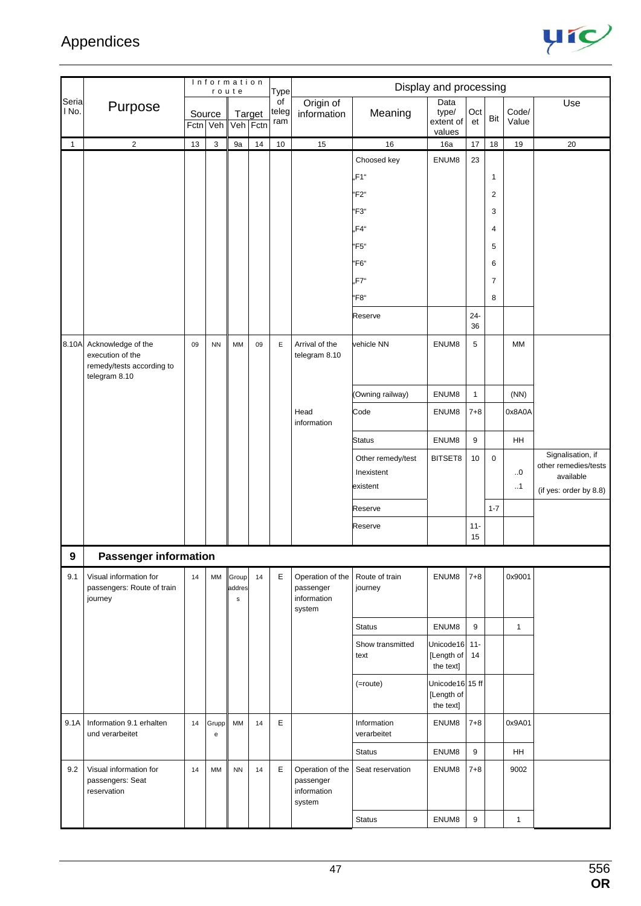| Serial No. | Purpose | Information route | | | | Type of telegram | Display and processing | | | | | | |
|---|---|---|---|---|---|---|---|---|---|---|---|---|---|
| | | Source | | Target | | | Origin of information | Meaning | Data type/ extent of values | Octet | Bit | Code/ Value | Use |
| | | Fctn | Veh | Veh | Fctn | | | | | | | | |
| 1 | 2 | 13 | 3 | 9a | 14 | 10 | 15 | 16 | 16a | 17 | 18 | 19 | 20 |
| | | | | | | | | Choosed key | ENUM8 | 23 | | | |
| | | | | | | | | „F1" | | | 1 | | |
| | | | | | | | | "F2" | | | 2 | | |
| | | | | | | | | "F3" | | | 3 | | |
| | | | | | | | | „F4" | | | 4 | | |
| | | | | | | | | "F5" | | | 5 | | |
| | | | | | | | | "F6" | | | 6 | | |
| | | | | | | | | „F7" | | | 7 | | |
| | | | | | | | | "F8" | | | 8 | | |
| | | | | | | | | Reserve | | 24-36 | | | |
| 8.10A | Acknowledge of the execution of the remedy/tests according to telegram 8.10 | 09 | NN | MM | 09 | E | Arrival of the telegram 8.10 | vehicle NN | ENUM8 | 5 | | MM | |
| | | | | | | | | (Owning railway) | ENUM8 | 1 | | (NN) | |
| | | | | | | | Head information | Code | ENUM8 | 7+8 | | 0x8A0A | |
| | | | | | | | | Status | ENUM8 | 9 | | HH | |
| | | | | | | | | Other remedy/test<br>Inexistent<br>existent | BITSET8 | 10 | 0 | <br>..0<br>..1 | Signalisation, if other remedies/tests available<br>(if yes: order by 8.8) |
| | | | | | | | | Reserve | | | 1-7 | | |
| | | | | | | | | Reserve | | 11-15 | | | |
| **9** | **Passenger information** | | | | | | | | | | | | |
| 9.1 | Visual information for passengers: Route of train journey | 14 | MM | Group address | 14 | E | Operation of the passenger information system | Route of train journey | ENUM8 | 7+8 | | 0x9001 | |
| | | | | | | | | Status | ENUM8 | 9 | | 1 | |
| | | | | | | | | Show transmitted text | Unicode16 [Length of the text] | 11-14 | | | |
| | | | | | | | | (=route) | Unicode16 [Length of the text] | 15 ff | | | |
| 9.1A | Information 9.1 erhalten und verarbeitet | 14 | Gruppe | MM | 14 | E | | Information verarbeitet | ENUM8 | 7+8 | | 0x9A01 | |
| | | | | | | | | Status | ENUM8 | 9 | | HH | |
| 9.2 | Visual information for passengers: Seat reservation | 14 | MM | NN | 14 | E | Operation of the passenger information system | Seat reservation | ENUM8 | 7+8 | | 9002 | |
| | | | | | | | | Status | ENUM8 | 9 | | 1 | |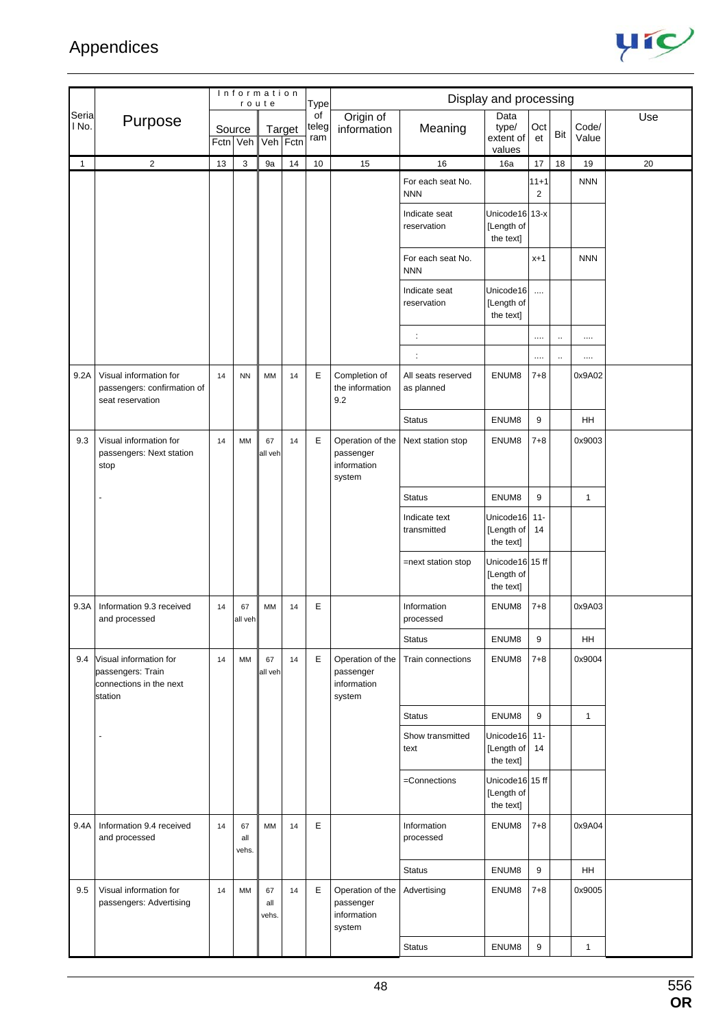# Appendices

| Serial No. | Purpose | Information route | | | | Type of telegram | Display and processing | | | | | | Use |
|---|---|---|---|---|---|---|---|---|---|---|---|---|---|
| | | Source | | Target | | | Origin of information | Meaning | Data type/ extent of values | Octet | Bit | Code/ Value | |
| | | Fctn | Veh | Veh | Fctn | | | | | | | | |
| 1 | 2 | 13 | 3 | 9a | 14 | 10 | 15 | 16 | 16a | 17 | 18 | 19 | 20 |
| | | | | | | | | For each seat No. NNN | | 11+12 | | NNN | |
| | | | | | | | | Indicate seat reservation | Unicode16 [Length of the text] | 13-x | | | |
| | | | | | | | | For each seat No. NNN | | x+1 | | NNN | |
| | | | | | | | | Indicate seat reservation | Unicode16 [Length of the text] | .... | | | |
| | | | | | | | | : | | .... | .. | .... | |
| | | | | | | | | : | | .... | .. | .... | |
| 9.2A | Visual information for passengers: confirmation of seat reservation | 14 | NN | MM | 14 | E | Completion of the information 9.2 | All seats reserved as planned | ENUM8 | 7+8 | | 0x9A02 | |
| | | | | | | | | Status | ENUM8 | 9 | | HH | |
| 9.3 | Visual information for passengers: Next station stop | 14 | MM | 67 all veh | 14 | E | Operation of the passenger information system | Next station stop | ENUM8 | 7+8 | | 0x9003 | |
| | - | | | | | | | Status | ENUM8 | 9 | | 1 | |
| | | | | | | | | Indicate text transmitted | Unicode16 [Length of the text] | 11-14 | | | |
| | | | | | | | | =next station stop | Unicode16 [Length of the text] | 15 ff | | | |
| 9.3A | Information 9.3 received and processed | 14 | 67 all veh | MM | 14 | E | | Information processed | ENUM8 | 7+8 | | 0x9A03 | |
| | | | | | | | | Status | ENUM8 | 9 | | HH | |
| 9.4 | Visual information for passengers: Train connections in the next station | 14 | MM | 67 all veh | 14 | E | Operation of the passenger information system | Train connections | ENUM8 | 7+8 | | 0x9004 | |
| | - | | | | | | | Status | ENUM8 | 9 | | 1 | |
| | | | | | | | | Show transmitted text | Unicode16 [Length of the text] | 11-14 | | | |
| | | | | | | | | =Connections | Unicode16 [Length of the text] | 15 ff | | | |
| 9.4A | Information 9.4 received and processed | 14 | 67 all vehs. | MM | 14 | E | | Information processed | ENUM8 | 7+8 | | 0x9A04 | |
| | | | | | | | | Status | ENUM8 | 9 | | HH | |
| 9.5 | Visual information for passengers: Advertising | 14 | MM | 67 all vehs. | 14 | E | Operation of the passenger information system | Advertising | ENUM8 | 7+8 | | 0x9005 | |
| | | | | | | | | Status | ENUM8 | 9 | | 1 | |

556
**OR**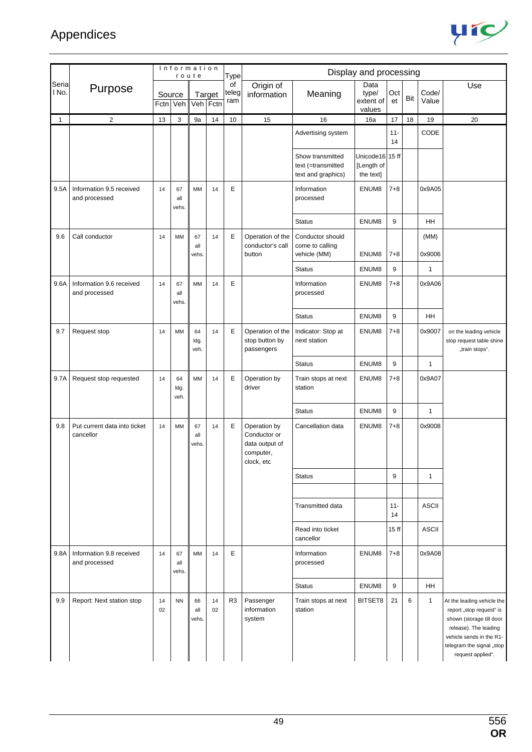# Appendices

| Serial No. | Purpose | Information route | | | | Type of telegram | Display and processing | | | | | | |
|---|---|---|---|---|---|---|---|---|---|---|---|---|---|
| | | Source | | Target | | | Origin of information | Meaning | Data type/ extent of values | Octet | Bit | Code/ Value | Use |
| | | Fctn | Veh | Veh | Fctn | | | | | | | | |
| 1 | 2 | 13 | 3 | 9a | 14 | 10 | 15 | 16 | 16a | 17 | 18 | 19 | 20 |
| | | | | | | | | Advertising system | | 11-14 | | CODE | |
| | | | | | | | | Show transmitted text (=transmitted text and graphics) | Unicode16 [Length of the text] | 15 ff | | | |
| 9.5A | Information 9.5 received and processed | 14 | 67 all vehs. | MM | 14 | E | | Information processed | ENUM8 | 7+8 | | 0x9A05 | |
| | | | | | | | | Status | ENUM8 | 9 | | HH | |
| 9.6 | Call conductor | 14 | MM | 67 all vehs. | 14 | E | Operation of the conductor's call button | Conductor should come to calling vehicle (MM) | ENUM8 | 7+8 | | (MM) 0x9006 | |
| | | | | | | | | Status | ENUM8 | 9 | | 1 | |
| 9.6A | Information 9.6 received and processed | 14 | 67 all vehs. | MM | 14 | E | | Information processed | ENUM8 | 7+8 | | 0x9A06 | |
| | | | | | | | | Status | ENUM8 | 9 | | HH | |
| 9.7 | Request stop | 14 | MM | 64 ldg. veh. | 14 | E | Operation of the stop button by passengers | Indicator: Stop at next station | ENUM8 | 7+8 | | 0x9007 | on the leading vehicle stop request table shine „train stops". |
| | | | | | | | | Status | ENUM8 | 9 | | 1 | |
| 9.7A | Request stop requested | 14 | 64 ldg. veh. | MM | 14 | E | Operation by driver | Train stops at next station | ENUM8 | 7+8 | | 0x9A07 | |
| | | | | | | | | Status | ENUM8 | 9 | | 1 | |
| 9.8 | Put current data into ticket cancellor | 14 | MM | 67 all vehs. | 14 | E | Operation by Conductor or data output of computer, clock, etc | Cancellation data | ENUM8 | 7+8 | | 0x9008 | |
| | | | | | | | | Status | | 9 | | 1 | |
| | | | | | | | | | | | | | |
| | | | | | | | | Transmitted data | | 11-14 | | ASCII | |
| | | | | | | | | Read into ticket cancellor | | 15 ff | | ASCII | |
| 9.8A | Information 9.8 received and processed | 14 | 67 all vehs. | MM | 14 | E | | Information processed | ENUM8 | 7+8 | | 0x9A08 | |
| | | | | | | | | Status | ENUM8 | 9 | | HH | |
| 9.9 | Report: Next station stop | 14 02 | NN | 66 all vehs. | 14 02 | R3 | Passenger information system | Train stops at next station | BITSET8 | 21 | 6 | 1 | At the leading vehicle the report „stop request" is shown (storage till door release). The leading vehicle sends in the R1-telegram the signal „stop request applied". |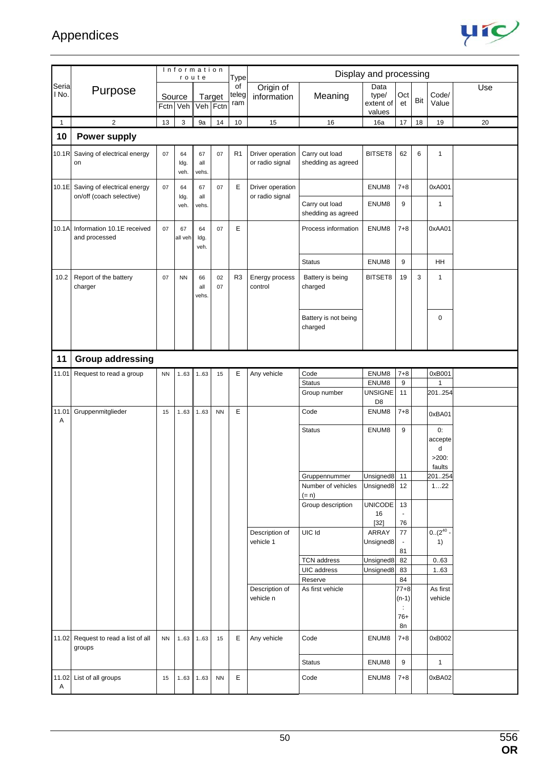# Appendices

| Serial No. | Purpose | Information route | | | | Type of telegram | Display and processing | | | | | | Use |
|---|---|---|---|---|---|---|---|---|---|---|---|---|---|
| | | Source | | Target | | | Origin of information | Meaning | Data type/ extent of values | Octet | Bit | Code/ Value | |
| | | Fctn | Veh | Veh | Fctn | | | | | | | | |
| 1 | 2 | 13 | 3 | 9a | 14 | 10 | 15 | 16 | 16a | 17 | 18 | 19 | 20 |
| **10** | **Power supply** | | | | | | | | | | | | |
| 10.1R | Saving of electrical energy on | 07 | 64 ldg. veh. | 67 all vehs. | 07 | R1 | Driver operation or radio signal | Carry out load shedding as agreed | BITSET8 | 62 | 6 | 1 | |
| 10.1E | Saving of electrical energy on/off (coach selective) | 07 | 64 ldg. veh. | 67 all vehs. | 07 | E | Driver operation or radio signal | | ENUM8 | 7+8 | | 0xA001 | |
| | | | | | | | | Carry out load shedding as agreed | ENUM8 | 9 | | 1 | |
| 10.1A | Information 10.1E received and processed | 07 | 67 all veh | 64 ldg. veh. | 07 | E | | Process information | ENUM8 | 7+8 | | 0xAA01 | |
| | | | | | | | | Status | ENUM8 | 9 | | HH | |
| 10.2 | Report of the battery charger | 07 | NN | 66 all vehs. | 02 07 | R3 | Energy process control | Battery is being charged | BITSET8 | 19 | 3 | 1 | |
| | | | | | | | | Battery is not being charged | | | | 0 | |
| **11** | **Group addressing** | | | | | | | | | | | | |
| 11.01 | Request to read a group | NN | 1..63 | 1..63 | 15 | E | Any vehicle | Code | ENUM8 | 7+8 | | 0xB001 | |
| | | | | | | | | Status | ENUM8 | 9 | | 1 | |
| | | | | | | | | Group number | UNSIGNED8 | 11 | | 201..254 | |
| 11.01 A | Gruppenmitglieder | 15 | 1..63 | 1..63 | NN | E | | Code | ENUM8 | 7+8 | | 0xBA01 | |
| | | | | | | | | Status | ENUM8 | 9 | | 0: accepted >200: faults | |
| | | | | | | | | Gruppennummer | Unsigned8 | 11 | | 201..254 | |
| | | | | | | | | Number of vehicles (= n) | Unsigned8 | 12 | | 1…22 | |
| | | | | | | | | Group description | UNICODE16 [32] | 13 - 76 | | | |
| | | | | | | | Description of vehicle 1 | UIC Id | ARRAY Unsigned8 | 77 - 81 | | 0..($2^{40}$ - 1) | |
| | | | | | | | | TCN address | Unsigned8 | 82 | | 0..63 | |
| | | | | | | | | UIC address | Unsigned8 | 83 | | 1..63 | |
| | | | | | | | | Reserve | | 84 | | | |
| | | | | | | | Description of vehicle n | As first vehicle | | 77+8 (n-1) : 76+ 8n | | As first vehicle | |
| 11.02 | Request to read a list of all groups | NN | 1..63 | 1..63 | 15 | E | Any vehicle | Code | ENUM8 | 7+8 | | 0xB002 | |
| | | | | | | | | Status | ENUM8 | 9 | | 1 | |
| 11.02 A | List of all groups | 15 | 1..63 | 1..63 | NN | E | | Code | ENUM8 | 7+8 | | 0xBA02 | |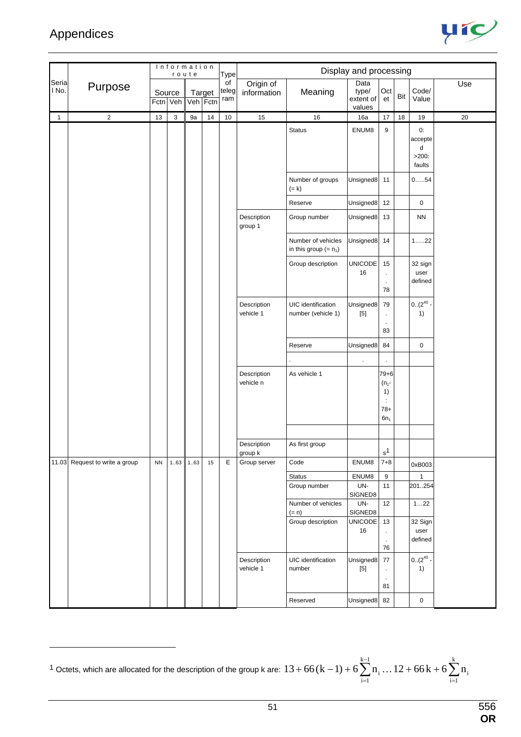# Appendices

| Serial No. | Purpose | Information route | | | | Type of telegram | Display and processing | | | | | | |
|---|---|---|---|---|---|---|---|---|---|---|---|---|---|
| | | Source | | Target | | | Origin of information | Meaning | Data type/ extent of values | Octet | Bit | Code/ Value | Use |
| | | Fctn | Veh | Veh | Fctn | | | | | | | | |
| 1 | 2 | 13 | 3 | 9a | 14 | 10 | 15 | 16 | 16a | 17 | 18 | 19 | 20 |
| | | | | | | | | Status | ENUM8 | 9 | | 0: accepted >200: faults | |
| | | | | | | | | Number of groups (= k) | Unsigned8 | 11 | | 0…..54 | |
| | | | | | | | | Reserve | Unsigned8 | 12 | | 0 | |
| | | | | | | | Description group 1 | Group number | Unsigned8 | 13 | | NN | |
| | | | | | | | | Number of vehicles in this group (= $n_1$) | Unsigned8 | 14 | | 1…..22 | |
| | | | | | | | | Group description | UNICODE 16 | 15 . . 78 | | 32 sign user defined | |
| | | | | | | | Description vehicle 1 | UIC identification number (vehicle 1) | Unsigned8 [5] | 79 . . 83 | | 0..($2^{40}$ - 1) | |
| | | | | | | | | Reserve | Unsigned8 | 84 | | 0 | |
| | | | | | | | | . | . | . | | | |
| | | | | | | | Description vehicle n | As vehicle 1 | | 79+6 ($n_1$-1) : 78+ $6n_1$ | | | |
| | | | | | | | | | | | | | |
| | | | | | | | Description group k | As first group | | $s^1$ | | | |
| 11.03 | Request to write a group | NN | 1..63 | 1..63 | 15 | E | Group server | Code | ENUM8 | 7+8 | | 0xB003 | |
| | | | | | | | | Status | ENUM8 | 9 | | 1 | |
| | | | | | | | | Group number | UN-SIGNED8 | 11 | | 201..254 | |
| | | | | | | | | Number of vehicles (= n) | UN-SIGNED8 | 12 | | 1…22 | |
| | | | | | | | | Group description | UNICODE 16 | 13 . . 76 | | 32 Sign user defined | |
| | | | | | | | Description vehicle 1 | UIC identification number | Unsigned8 [5] | 77 . . 81 | | 0..($2^{40}$ - 1) | |
| | | | | | | | | Reserved | Unsigned8 | 82 | | 0 | |

[1] Octets, which are allocated for the description of the group k are: $13 + 66(k-1) + 6\sum_{i=1}^{k-1} n_i \ldots 12 + 66k + 6\sum_{i=1}^{k} n_i$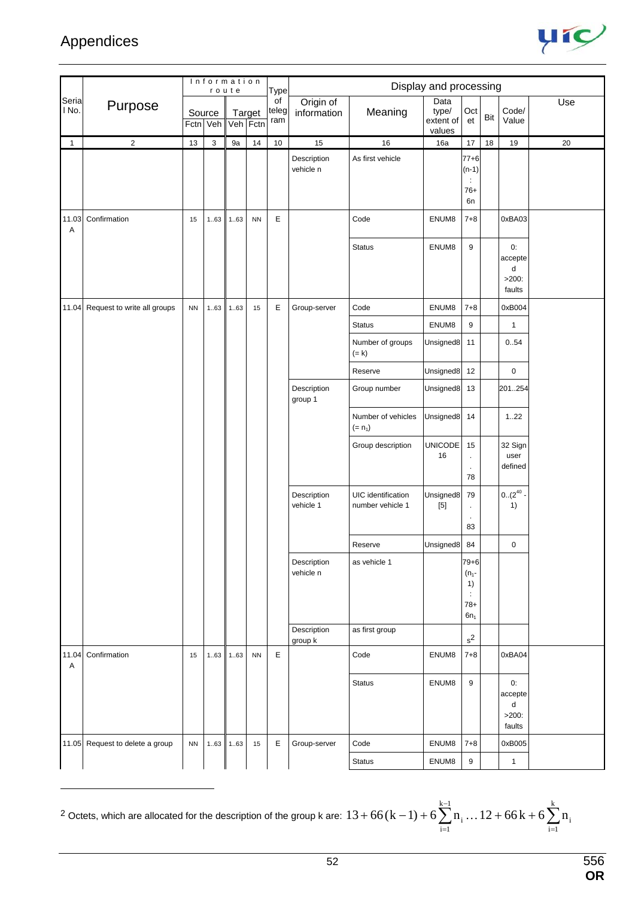| Serial No. | Purpose | Information route | | | | Type of telegram | Display and processing | | | | | | |
|---|---|---|---|---|---|---|---|---|---|---|---|---|---|
| | | Source | | Target | | | Origin of information | Meaning | Data type/ extent of values | Octet | Bit | Code/ Value | Use |
| | | Fctn | Veh | Veh | Fctn | | | | | | | | |
| 1 | 2 | 13 | 3 | 9a | 14 | 10 | 15 | 16 | 16a | 17 | 18 | 19 | 20 |
| | | | | | | | Description vehicle n | As first vehicle | | 77+6 (n-1) : 76+ 6n | | | |
| 11.03 A | Confirmation | 15 | 1..63 | 1..63 | NN | E | | Code | ENUM8 | 7+8 | | 0xBA03 | |
| | | | | | | | | Status | ENUM8 | 9 | | 0: accepted >200: faults | |
| 11.04 | Request to write all groups | NN | 1..63 | 1..63 | 15 | E | Group-server | Code | ENUM8 | 7+8 | | 0xB004 | |
| | | | | | | | | Status | ENUM8 | 9 | | 1 | |
| | | | | | | | | Number of groups (= k) | Unsigned8 | 11 | | 0..54 | |
| | | | | | | | | Reserve | Unsigned8 | 12 | | 0 | |
| | | | | | | | Description group 1 | Group number | Unsigned8 | 13 | | 201..254 | |
| | | | | | | | | Number of vehicles (= $n_1$) | Unsigned8 | 14 | | 1..22 | |
| | | | | | | | | Group description | UNICODE 16 | 15 . . 78 | | 32 Sign user defined | |
| | | | | | | | Description vehicle 1 | UIC identification number vehicle 1 | Unsigned8 [5] | 79 . . 83 | | 0..($2^{40}$ - 1) | |
| | | | | | | | | Reserve | Unsigned8 | 84 | | 0 | |
| | | | | | | | Description vehicle n | as vehicle 1 | | 79+6 ($n_1$-1) : 78+ 6$n_1$ | | | |
| | | | | | | | Description group k | as first group | | s[2] | | | |
| 11.04 A | Confirmation | 15 | 1..63 | 1..63 | NN | E | | Code | ENUM8 | 7+8 | | 0xBA04 | |
| | | | | | | | | Status | ENUM8 | 9 | | 0: accepted >200: faults | |
| 11.05 | Request to delete a group | NN | 1..63 | 1..63 | 15 | E | Group-server | Code | ENUM8 | 7+8 | | 0xB005 | |
| | | | | | | | | Status | ENUM8 | 9 | | 1 | |

[2] Octets, which are allocated for the description of the group k are: $13 + 66(k-1) + 6\sum_{i=1}^{k-1} n_i \ldots 12 + 66k + 6\sum_{i=1}^{k} n_i$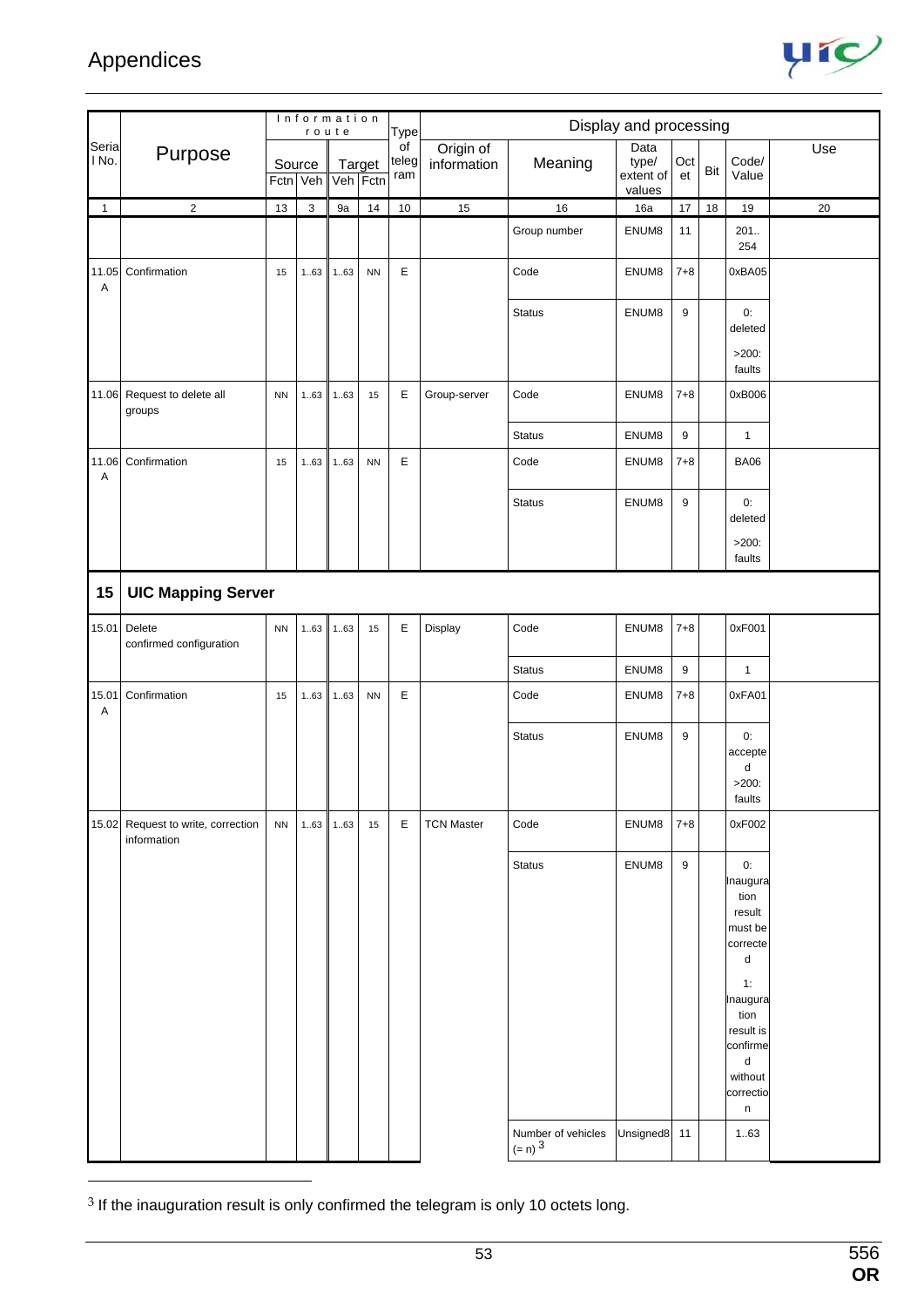| Serial No. | Purpose | Information route | | | | Type of telegram | Display and processing | | | | | | |
|---|---|---|---|---|---|---|---|---|---|---|---|---|---|
| | | Source | | Target | | | Origin of information | Meaning | Data type/ extent of values | Octet | Bit | Code/ Value | Use |
| | | Fctn | Veh | Veh | Fctn | | | | | | | | |
| 1 | 2 | 13 | 3 | 9a | 14 | 10 | 15 | 16 | 16a | 17 | 18 | 19 | 20 |
| | | | | | | | | Group number | ENUM8 | 11 | | 201.. 254 | |
| 11.05 A | Confirmation | 15 | 1..63 | 1..63 | NN | E | | Code | ENUM8 | 7+8 | | 0xBA05 | |
| | | | | | | | | Status | ENUM8 | 9 | | 0: deleted >200: faults | |
| 11.06 | Request to delete all groups | NN | 1..63 | 1..63 | 15 | E | Group-server | Code | ENUM8 | 7+8 | | 0xB006 | |
| | | | | | | | | Status | ENUM8 | 9 | | 1 | |
| 11.06 A | Confirmation | 15 | 1..63 | 1..63 | NN | E | | Code | ENUM8 | 7+8 | | BA06 | |
| | | | | | | | | Status | ENUM8 | 9 | | 0: deleted >200: faults | |
| **15** | **UIC Mapping Server** | | | | | | | | | | | | |
| 15.01 | Delete confirmed configuration | NN | 1..63 | 1..63 | 15 | E | Display | Code | ENUM8 | 7+8 | | 0xF001 | |
| | | | | | | | | Status | ENUM8 | 9 | | 1 | |
| 15.01 A | Confirmation | 15 | 1..63 | 1..63 | NN | E | | Code | ENUM8 | 7+8 | | 0xFA01 | |
| | | | | | | | | Status | ENUM8 | 9 | | 0: accepted >200: faults | |
| 15.02 | Request to write, correction information | NN | 1..63 | 1..63 | 15 | E | TCN Master | Code | ENUM8 | 7+8 | | 0xF002 | |
| | | | | | | | | Status | ENUM8 | 9 | | 0: Inauguration result must be corrected 1: Inauguration result is confirmed without correction | |
| | | | | | | | | Number of vehicles (= n) [3] | Unsigned8 | 11 | | 1..63 | |

[3] If the inauguration result is only confirmed the telegram is only 10 octets long.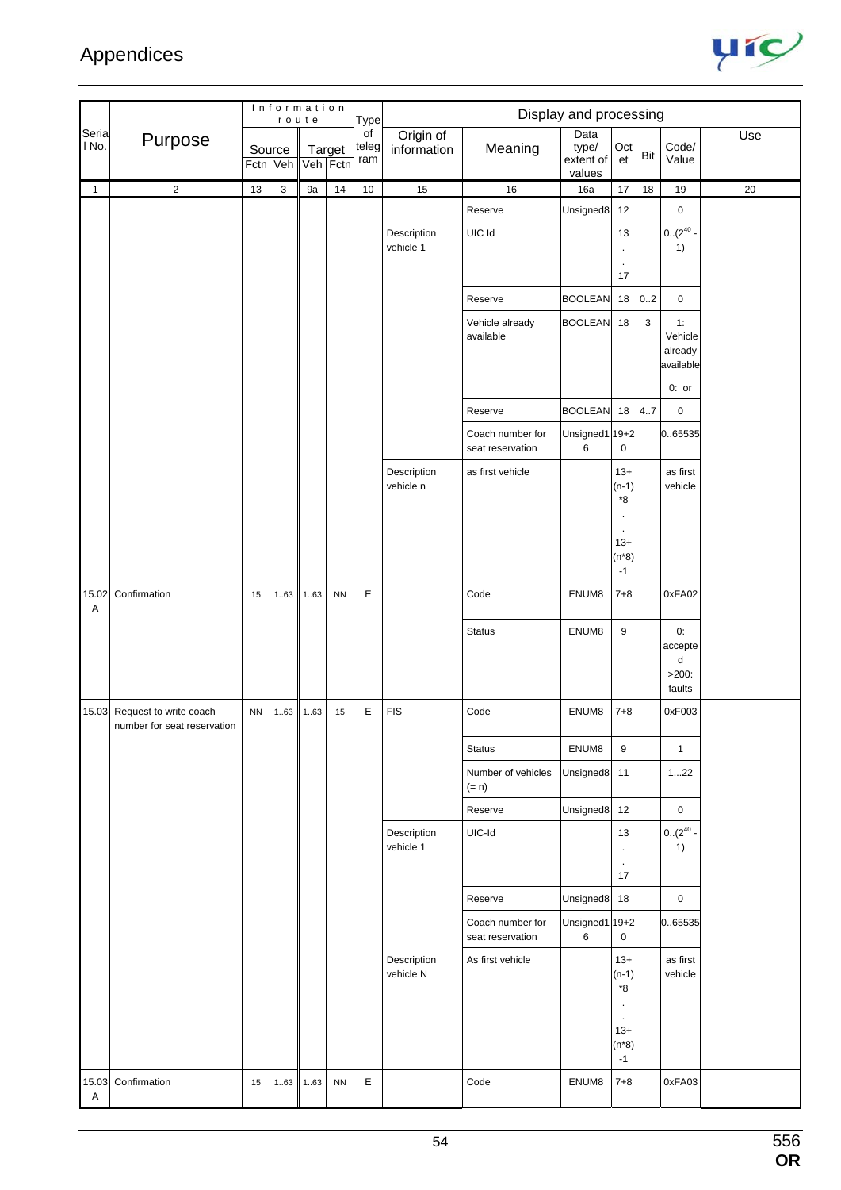# Appendices

| Serial No. | Purpose | Information route | | | | Type of telegram | Display and processing | | | | | | Use |
|---|---|---|---|---|---|---|---|---|---|---|---|---|---|
| | | Source | | Target | | | Origin of information | Meaning | Data type/ extent of values | Octet | Bit | Code/ Value | |
| | | Fctn | Veh | Veh | Fctn | | | | | | | | |
| 1 | 2 | 13 | 3 | 9a | 14 | 10 | 15 | 16 | 16a | 17 | 18 | 19 | 20 |
| | | | | | | | | Reserve | Unsigned8 | 12 | | 0 | |
| | | | | | | | Description vehicle 1 | UIC Id | | 13 . . 17 | | 0..($2^{40}$ - 1) | |
| | | | | | | | | Reserve | BOOLEAN | 18 | 0..2 | 0 | |
| | | | | | | | | Vehicle already available | BOOLEAN | 18 | 3 | 1: Vehicle already available 0: or | |
| | | | | | | | | Reserve | BOOLEAN | 18 | 4..7 | 0 | |
| | | | | | | | | Coach number for seat reservation | Unsigned16 | 19+20 | | 0..65535 | |
| | | | | | | | Description vehicle n | as first vehicle | | 13+(n-1)*8 . . 13+(n*8)-1 | | as first vehicle | |
| 15.02 A | Confirmation | 15 | 1..63 | 1..63 | NN | E | | Code | ENUM8 | 7+8 | | 0xFA02 | |
| | | | | | | | | Status | ENUM8 | 9 | | 0: accepted >200: faults | |
| 15.03 | Request to write coach number for seat reservation | NN | 1..63 | 1..63 | 15 | E | FIS | Code | ENUM8 | 7+8 | | 0xF003 | |
| | | | | | | | | Status | ENUM8 | 9 | | 1 | |
| | | | | | | | | Number of vehicles (= n) | Unsigned8 | 11 | | 1...22 | |
| | | | | | | | | Reserve | Unsigned8 | 12 | | 0 | |
| | | | | | | | Description vehicle 1 | UIC-Id | | 13 . . 17 | | 0..($2^{40}$ - 1) | |
| | | | | | | | | Reserve | Unsigned8 | 18 | | 0 | |
| | | | | | | | | Coach number for seat reservation | Unsigned16 | 19+20 | | 0..65535 | |
| | | | | | | | Description vehicle N | As first vehicle | | 13+(n-1)*8 . . 13+(n*8)-1 | | as first vehicle | |
| 15.03 A | Confirmation | 15 | 1..63 | 1..63 | NN | E | | Code | ENUM8 | 7+8 | | 0xFA03 | |

556
**OR**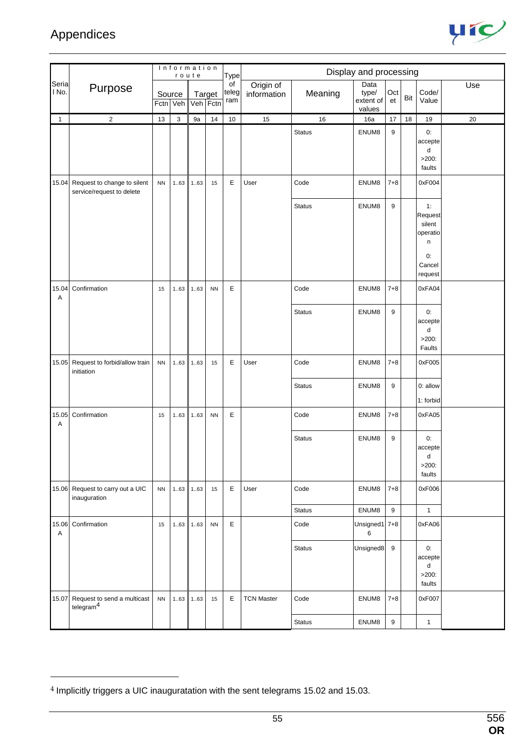# Appendices

| Serial No. | Purpose | Information route | | | | Type of telegram | Display and processing | | | | | | Use |
|---|---|---|---|---|---|---|---|---|---|---|---|---|---|
| | | Source | | Target | | | Origin of information | Meaning | Data type/ extent of values | Octet | Bit | Code/ Value | |
| | | Fctn | Veh | Veh | Fctn | | | | | | | | |
| 1 | 2 | 13 | 3 | 9a | 14 | 10 | 15 | 16 | 16a | 17 | 18 | 19 | 20 |
| | | | | | | | | Status | ENUM8 | 9 | | 0: accepted >200: faults | |
| 15.04 | Request to change to silent service/request to delete | NN | 1..63 | 1..63 | 15 | E | User | Code | ENUM8 | 7+8 | | 0xF004 | |
| | | | | | | | | Status | ENUM8 | 9 | | 1: Request silent operation 0: Cancel request | |
| 15.04 A | Confirmation | 15 | 1..63 | 1..63 | NN | E | | Code | ENUM8 | 7+8 | | 0xFA04 | |
| | | | | | | | | Status | ENUM8 | 9 | | 0: accepted >200: Faults | |
| 15.05 | Request to forbid/allow train initiation | NN | 1..63 | 1..63 | 15 | E | User | Code | ENUM8 | 7+8 | | 0xF005 | |
| | | | | | | | | Status | ENUM8 | 9 | | 0: allow 1: forbid | |
| 15.05 A | Confirmation | 15 | 1..63 | 1..63 | NN | E | | Code | ENUM8 | 7+8 | | 0xFA05 | |
| | | | | | | | | Status | ENUM8 | 9 | | 0: accepted >200: faults | |
| 15.06 | Request to carry out a UIC inauguration | NN | 1..63 | 1..63 | 15 | E | User | Code | ENUM8 | 7+8 | | 0xF006 | |
| | | | | | | | | Status | ENUM8 | 9 | | 1 | |
| 15.06 A | Confirmation | 15 | 1..63 | 1..63 | NN | E | | Code | Unsigned16 | 7+8 | | 0xFA06 | |
| | | | | | | | | Status | Unsigned8 | 9 | | 0: accepted >200: faults | |
| 15.07 | Request to send a multicast telegram[4] | NN | 1..63 | 1..63 | 15 | E | TCN Master | Code | ENUM8 | 7+8 | | 0xF007 | |
| | | | | | | | | Status | ENUM8 | 9 | | 1 | |

[4] Implicitly triggers a UIC inauguratation with the sent telegrams 15.02 and 15.03.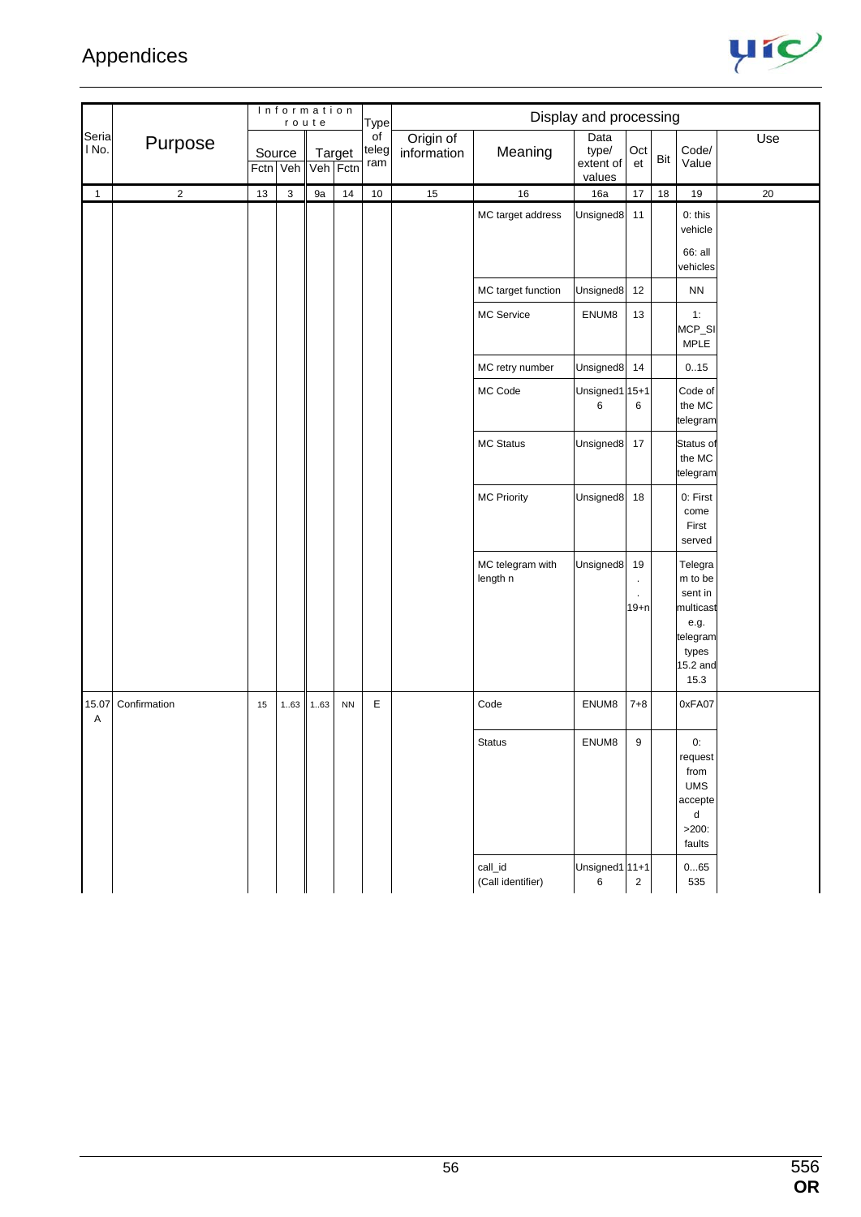# Appendices

| Serial No. | Purpose | Information route | | | | Type of telegram | Display and processing | | | | | | |
|---|---|---|---|---|---|---|---|---|---|---|---|---|---|
| | | Source | | Target | | | Origin of information | Meaning | Data type/ extent of values | Octet | Bit | Code/ Value | Use |
| | | Fctn | Veh | Veh | Fctn | | | | | | | | |
| 1 | 2 | 13 | 3 | 9a | 14 | 10 | 15 | 16 | 16a | 17 | 18 | 19 | 20 |
| | | | | | | | | MC target address | Unsigned8 | 11 | | 0: this vehicle<br><br>66: all vehicles | |
| | | | | | | | | MC target function | Unsigned8 | 12 | | NN | |
| | | | | | | | | MC Service | ENUM8 | 13 | | 1: MCP_SIMPLE | |
| | | | | | | | | MC retry number | Unsigned8 | 14 | | 0..15 | |
| | | | | | | | | MC Code | Unsigned16 | 15+16 | | Code of the MC telegram | |
| | | | | | | | | MC Status | Unsigned8 | 17 | | Status of the MC telegram | |
| | | | | | | | | MC Priority | Unsigned8 | 18 | | 0: First come First served | |
| | | | | | | | | MC telegram with length n | Unsigned8 | 19<br>.<br>.<br>19+n | | Telegram to be sent in multicast e.g. telegram types 15.2 and 15.3 | |
| 15.07 A | Confirmation | 15 | 1..63 | 1..63 | NN | E | | Code | ENUM8 | 7+8 | | 0xFA07 | |
| | | | | | | | | Status | ENUM8 | 9 | | 0: request from UMS accepted<br>>200: faults | |
| | | | | | | | | call_id (Call identifier) | Unsigned16 | 11+12 | | 0...65535 | |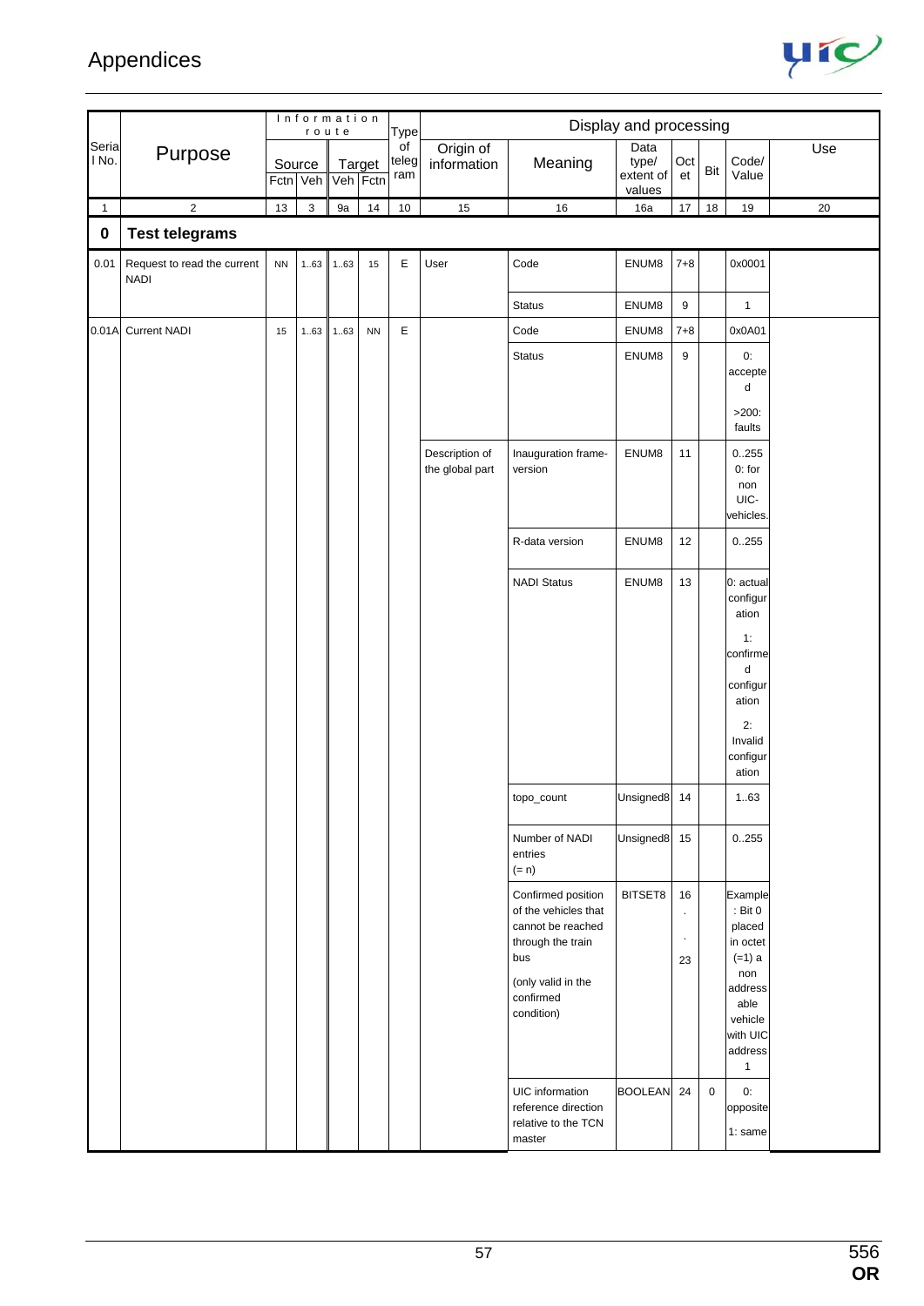| Serial No. | Purpose | Information route | | | | Type of telegram | Display and processing | | | | | | Use |
|---|---|---|---|---|---|---|---|---|---|---|---|---|---|
| | | Source | | Target | | | Origin of information | Meaning | Data type/ extent of values | Octet | Bit | Code/ Value | |
| | | Fctn | Veh | Veh | Fctn | | | | | | | | |
| 1 | 2 | 13 | 3 | 9a | 14 | 10 | 15 | 16 | 16a | 17 | 18 | 19 | 20 |
| **0** | **Test telegrams** | | | | | | | | | | | | |
| 0.01 | Request to read the current NADI | NN | 1..63 | 1..63 | 15 | E | User | Code | ENUM8 | 7+8 | | 0x0001 | |
| | | | | | | | | Status | ENUM8 | 9 | | 1 | |
| 0.01A | Current NADI | 15 | 1..63 | 1..63 | NN | E | | Code | ENUM8 | 7+8 | | 0x0A01 | |
| | | | | | | | | Status | ENUM8 | 9 | | 0: accepted<br>>200: faults | |
| | | | | | | | Description of the global part | Inauguration frame-version | ENUM8 | 11 | | 0..255<br>0: for non UIC-vehicles. | |
| | | | | | | | | R-data version | ENUM8 | 12 | | 0..255 | |
| | | | | | | | | NADI Status | ENUM8 | 13 | | 0: actual configuration<br>1: confirmed configuration<br>2: Invalid configuration | |
| | | | | | | | | topo_count | Unsigned8 | 14 | | 1..63 | |
| | | | | | | | | Number of NADI entries (= n) | Unsigned8 | 15 | | 0..255 | |
| | | | | | | | | Confirmed position of the vehicles that cannot be reached through the train bus<br>(only valid in the confirmed condition) | BITSET8 | 16<br>.<br>.<br>23 | | Example: Bit 0 placed in octet (=1) a non addressable vehicle with UIC address 1 | |
| | | | | | | | | UIC information reference direction relative to the TCN master | BOOLEAN | 24 | 0 | 0: opposite<br>1: same | |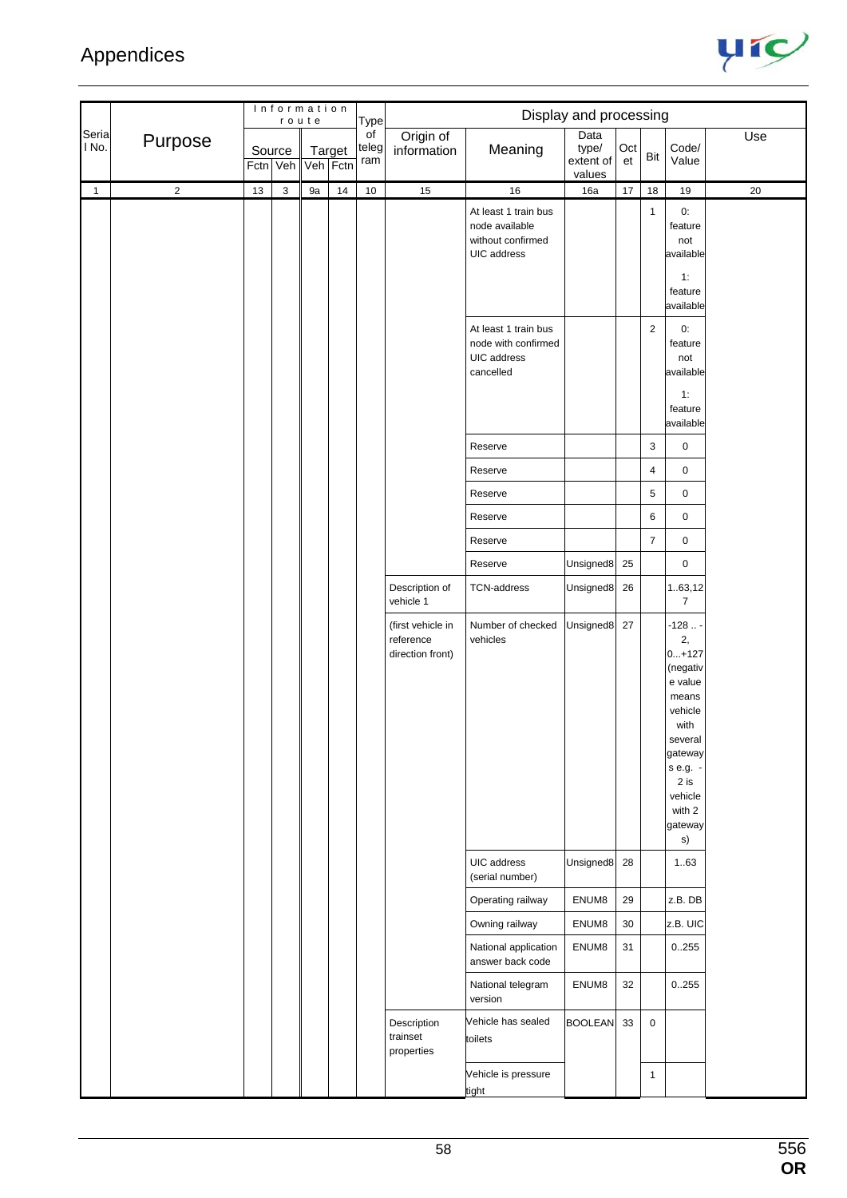| Serial No. | Purpose | Information route | | | | Type of telegram | Display and processing | | | | | | Use |
|---|---|---|---|---|---|---|---|---|---|---|---|---|---|
| | | Source | | Target | | | Origin of information | Meaning | Data type/ extent of values | Octet | Bit | Code/ Value | |
| | | Fctn | Veh | Veh | Fctn | | | | | | | | |
| 1 | 2 | 13 | 3 | 9a | 14 | 10 | 15 | 16 | 16a | 17 | 18 | 19 | 20 |
| | | | | | | | | At least 1 train bus node available without confirmed UIC address | | | 1 | 0: feature not available<br>1: feature available | |
| | | | | | | | | At least 1 train bus node with confirmed UIC address cancelled | | | 2 | 0: feature not available<br>1: feature available | |
| | | | | | | | | Reserve | | | 3 | 0 | |
| | | | | | | | | Reserve | | | 4 | 0 | |
| | | | | | | | | Reserve | | | 5 | 0 | |
| | | | | | | | | Reserve | | | 6 | 0 | |
| | | | | | | | | Reserve | | | 7 | 0 | |
| | | | | | | | | Reserve | Unsigned8 | 25 | | 0 | |
| | | | | | | | Description of vehicle 1 | TCN-address | Unsigned8 | 26 | | 1..63,127 | |
| | | | | | | | (first vehicle in reference direction front) | Number of checked vehicles | Unsigned8 | 27 | | -128 .. -2, 0...+127 (negative value means vehicle with several gateways e.g. -2 is vehicle with 2 gateways) | |
| | | | | | | | | UIC address (serial number) | Unsigned8 | 28 | | 1..63 | |
| | | | | | | | | Operating railway | ENUM8 | 29 | | z.B. DB | |
| | | | | | | | | Owning railway | ENUM8 | 30 | | z.B. UIC | |
| | | | | | | | | National application answer back code | ENUM8 | 31 | | 0..255 | |
| | | | | | | | | National telegram version | ENUM8 | 32 | | 0..255 | |
| | | | | | | | Description trainset properties | Vehicle has sealed toilets | BOOLEAN | 33 | 0 | | |
| | | | | | | | | Vehicle is pressure tight | | | 1 | | |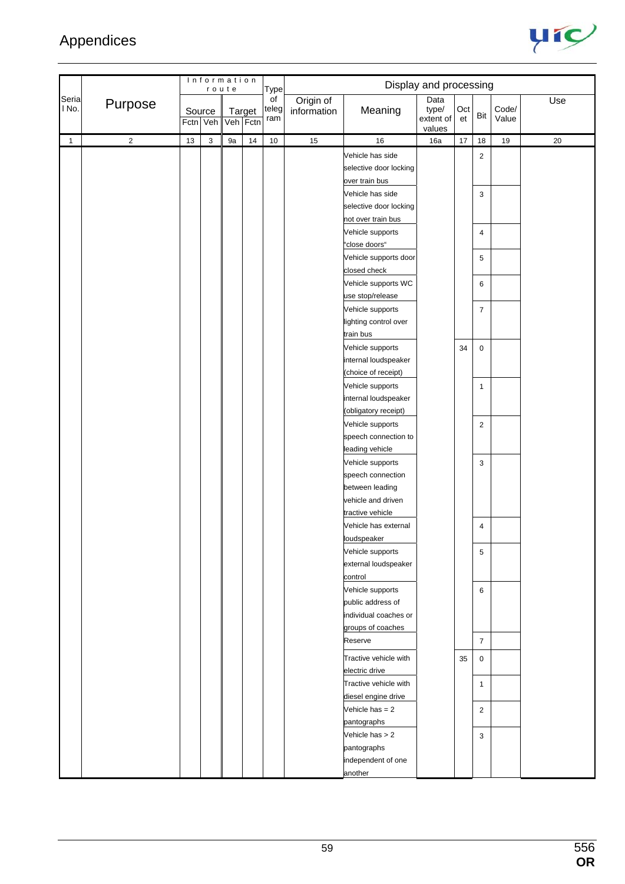| Serial No. | Purpose | Information route | | | | Type of telegram | Display and processing | | | | | | Use |
|---|---|---|---|---|---|---|---|---|---|---|---|---|---|
| | | Source | | Target | | | Origin of information | Meaning | Data type/ extent of values | Octet | Bit | Code/ Value | |
| | | Fctn | Veh | Veh | Fctn | | | | | | | | |
| 1 | 2 | 13 | 3 | 9a | 14 | 10 | 15 | 16 | 16a | 17 | 18 | 19 | 20 |
| | | | | | | | | Vehicle has side selective door locking over train bus | | | 2 | | |
| | | | | | | | | Vehicle has side selective door locking not over train bus | | | 3 | | |
| | | | | | | | | Vehicle supports "close doors" | | | 4 | | |
| | | | | | | | | Vehicle supports door closed check | | | 5 | | |
| | | | | | | | | Vehicle supports WC use stop/release | | | 6 | | |
| | | | | | | | | Vehicle supports lighting control over train bus | | | 7 | | |
| | | | | | | | | Vehicle supports internal loudspeaker (choice of receipt) | | 34 | 0 | | |
| | | | | | | | | Vehicle supports internal loudspeaker (obligatory receipt) | | | 1 | | |
| | | | | | | | | Vehicle supports speech connection to leading vehicle | | | 2 | | |
| | | | | | | | | Vehicle supports speech connection between leading vehicle and driven tractive vehicle | | | 3 | | |
| | | | | | | | | Vehicle has external loudspeaker | | | 4 | | |
| | | | | | | | | Vehicle supports external loudspeaker control | | | 5 | | |
| | | | | | | | | Vehicle supports public address of individual coaches or groups of coaches | | | 6 | | |
| | | | | | | | | Reserve | | | 7 | | |
| | | | | | | | | Tractive vehicle with electric drive | | 35 | 0 | | |
| | | | | | | | | Tractive vehicle with diesel engine drive | | | 1 | | |
| | | | | | | | | Vehicle has = 2 pantographs | | | 2 | | |
| | | | | | | | | Vehicle has > 2 pantographs independent of one another | | | 3 | | |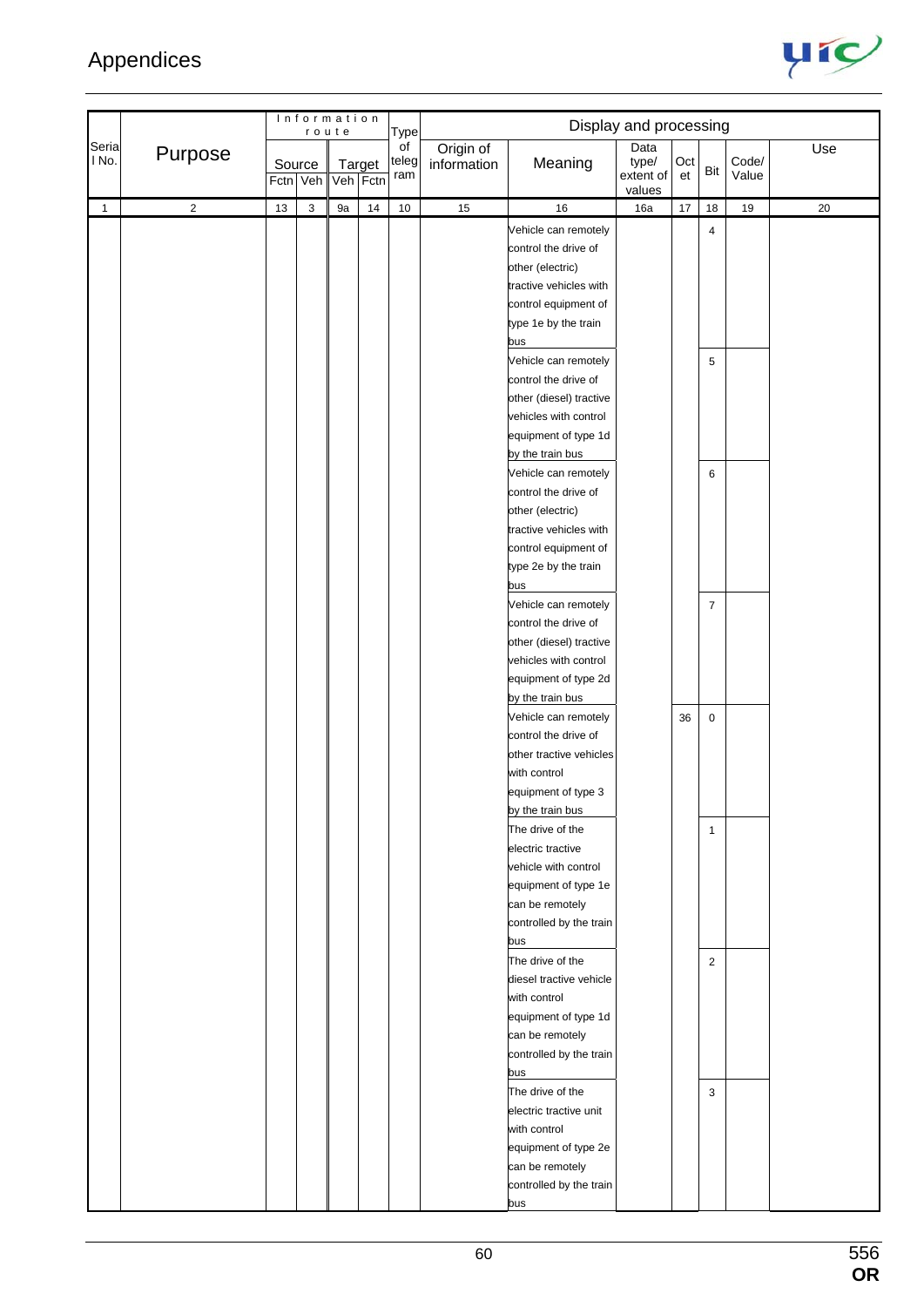| Serial No. | Purpose | Information route | | | | Type of telegram | Display and processing | | | | | | Use |
|---|---|---|---|---|---|---|---|---|---|---|---|---|---|
| | | Source | | Target | | | Origin of information | Meaning | Data type/ extent of values | Octet | Bit | Code/ Value | |
| | | Fctn | Veh | Veh | Fctn | | | | | | | | |
| 1 | 2 | 13 | 3 | 9a | 14 | 10 | 15 | 16 | 16a | 17 | 18 | 19 | 20 |
| | | | | | | | | Vehicle can remotely control the drive of other (electric) tractive vehicles with control equipment of type 1e by the train bus | | | 4 | | |
| | | | | | | | | Vehicle can remotely control the drive of other (diesel) tractive vehicles with control equipment of type 1d by the train bus | | | 5 | | |
| | | | | | | | | Vehicle can remotely control the drive of other (electric) tractive vehicles with control equipment of type 2e by the train bus | | | 6 | | |
| | | | | | | | | Vehicle can remotely control the drive of other (diesel) tractive vehicles with control equipment of type 2d by the train bus | | | 7 | | |
| | | | | | | | | Vehicle can remotely control the drive of other tractive vehicles with control equipment of type 3 by the train bus | | 36 | 0 | | |
| | | | | | | | | The drive of the electric tractive vehicle with control equipment of type 1e can be remotely controlled by the train bus | | | 1 | | |
| | | | | | | | | The drive of the diesel tractive vehicle with control equipment of type 1d can be remotely controlled by the train bus | | | 2 | | |
| | | | | | | | | The drive of the electric tractive unit with control equipment of type 2e can be remotely controlled by the train bus | | | 3 | | |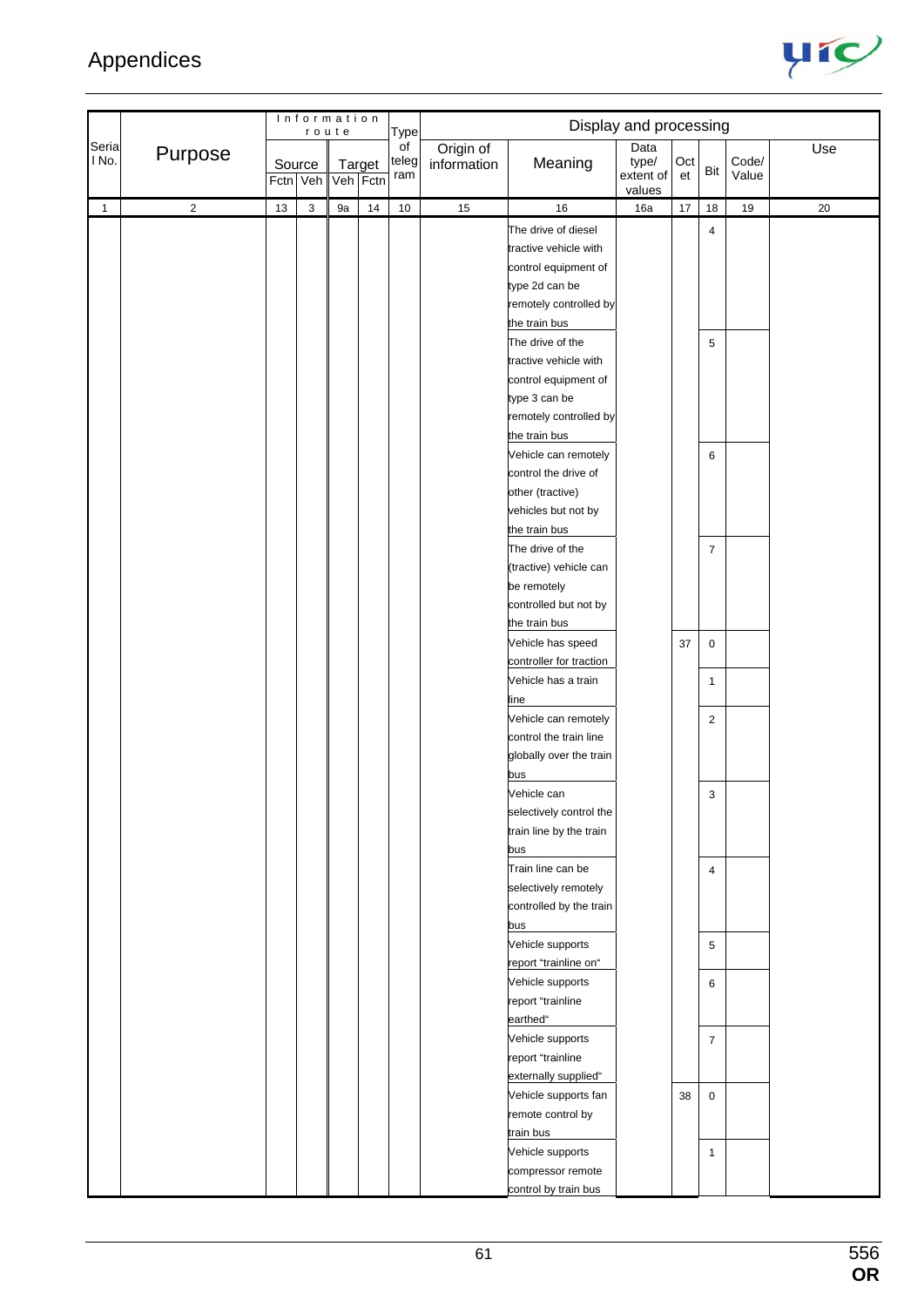| Serial No. | Purpose | Information route | | | | Type of telegram | Display and processing | | | | | | Use |
|---|---|---|---|---|---|---|---|---|---|---|---|---|---|
| | | Source | | Target | | | Origin of information | Meaning | Data type/ extent of values | Octet | Bit | Code/ Value | |
| | | Fctn | Veh | Veh | Fctn | | | | | | | | |
| 1 | 2 | 13 | 3 | 9a | 14 | 10 | 15 | 16 | 16a | 17 | 18 | 19 | 20 |
| | | | | | | | | The drive of diesel tractive vehicle with control equipment of type 2d can be remotely controlled by the train bus | | | 4 | | |
| | | | | | | | | The drive of the tractive vehicle with control equipment of type 3 can be remotely controlled by the train bus | | | 5 | | |
| | | | | | | | | Vehicle can remotely control the drive of other (tractive) vehicles but not by the train bus | | | 6 | | |
| | | | | | | | | The drive of the (tractive) vehicle can be remotely controlled but not by the train bus | | | 7 | | |
| | | | | | | | | Vehicle has speed controller for traction | | 37 | 0 | | |
| | | | | | | | | Vehicle has a train line | | | 1 | | |
| | | | | | | | | Vehicle can remotely control the train line globally over the train bus | | | 2 | | |
| | | | | | | | | Vehicle can selectively control the train line by the train bus | | | 3 | | |
| | | | | | | | | Train line can be selectively remotely controlled by the train bus | | | 4 | | |
| | | | | | | | | Vehicle supports report “trainline on“ | | | 5 | | |
| | | | | | | | | Vehicle supports report “trainline earthed“ | | | 6 | | |
| | | | | | | | | Vehicle supports report “trainline externally supplied“ | | | 7 | | |
| | | | | | | | | Vehicle supports fan remote control by train bus | | 38 | 0 | | |
| | | | | | | | | Vehicle supports compressor remote control by train bus | | | 1 | | |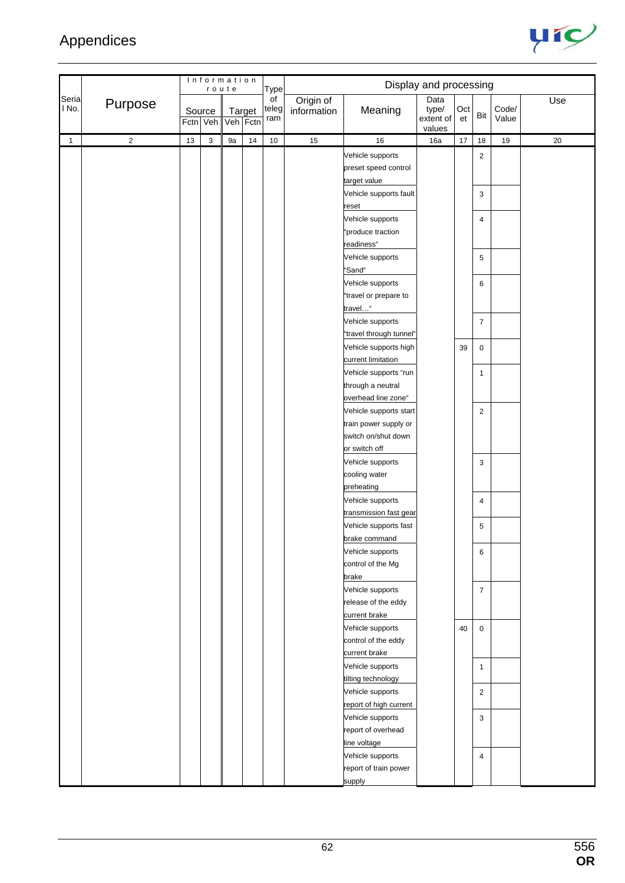| Serial No. | Purpose | Information route | | | | Type of telegram | Display and processing | | | | | | Use |
|---|---|---|---|---|---|---|---|---|---|---|---|---|---|
| | | Source | | Target | | | Origin of information | Meaning | Data type/ extent of values | Octet | Bit | Code/ Value | |
| | | Fctn | Veh | Veh | Fctn | | | | | | | | |
| 1 | 2 | 13 | 3 | 9a | 14 | 10 | 15 | 16 | 16a | 17 | 18 | 19 | 20 |
| | | | | | | | | Vehicle supports preset speed control target value | | | 2 | | |
| | | | | | | | | Vehicle supports fault reset | | | 3 | | |
| | | | | | | | | Vehicle supports "produce traction readiness" | | | 4 | | |
| | | | | | | | | Vehicle supports "Sand" | | | 5 | | |
| | | | | | | | | Vehicle supports "travel or prepare to travel…" | | | 6 | | |
| | | | | | | | | Vehicle supports "travel through tunnel" | | | 7 | | |
| | | | | | | | | Vehicle supports high current limitation | | 39 | 0 | | |
| | | | | | | | | Vehicle supports "run through a neutral overhead line zone" | | | 1 | | |
| | | | | | | | | Vehicle supports start train power supply or switch on/shut down or switch off | | | 2 | | |
| | | | | | | | | Vehicle supports cooling water preheating | | | 3 | | |
| | | | | | | | | Vehicle supports transmission fast gear | | | 4 | | |
| | | | | | | | | Vehicle supports fast brake command | | | 5 | | |
| | | | | | | | | Vehicle supports control of the Mg brake | | | 6 | | |
| | | | | | | | | Vehicle supports release of the eddy current brake | | | 7 | | |
| | | | | | | | | Vehicle supports control of the eddy current brake | | 40 | 0 | | |
| | | | | | | | | Vehicle supports tilting technology | | | 1 | | |
| | | | | | | | | Vehicle supports report of high current | | | 2 | | |
| | | | | | | | | Vehicle supports report of overhead line voltage | | | 3 | | |
| | | | | | | | | Vehicle supports report of train power supply | | | 4 | | |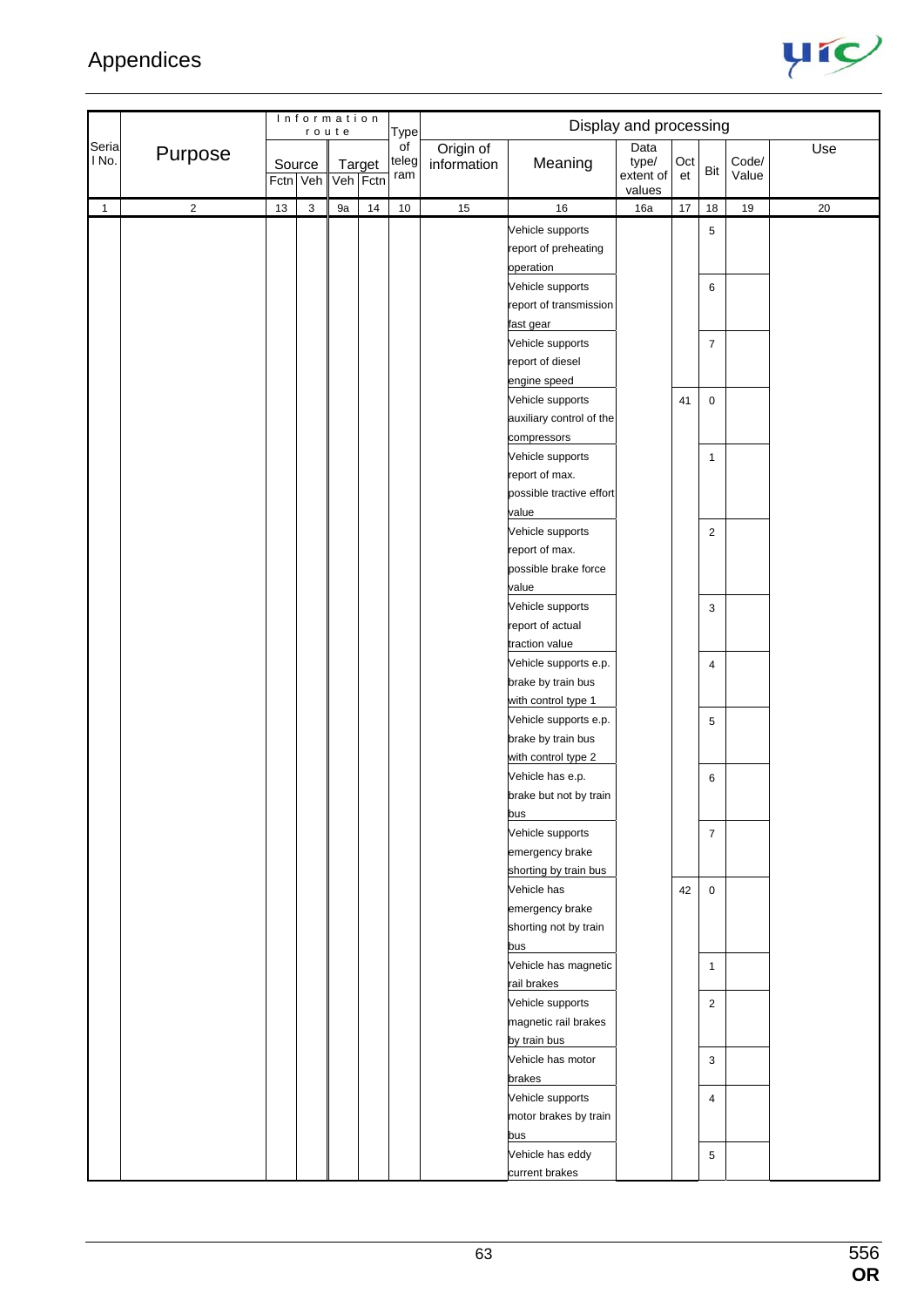| Serial No. | Purpose | Information route | | | | Type of telegram | Display and processing | | | | | | |
|---|---|---|---|---|---|---|---|---|---|---|---|---|---|
| | | Source | | Target | | | Origin of information | Meaning | Data type/ extent of values | Octet | Bit | Code/ Value | Use |
| | | Fctn | Veh | Veh | Fctn | | | | | | | | |
| 1 | 2 | 13 | 3 | 9a | 14 | 10 | 15 | 16 | 16a | 17 | 18 | 19 | 20 |
| | | | | | | | | Vehicle supports report of preheating operation | | | 5 | | |
| | | | | | | | | Vehicle supports report of transmission fast gear | | | 6 | | |
| | | | | | | | | Vehicle supports report of diesel engine speed | | | 7 | | |
| | | | | | | | | Vehicle supports auxiliary control of the compressors | | 41 | 0 | | |
| | | | | | | | | Vehicle supports report of max. possible tractive effort value | | | 1 | | |
| | | | | | | | | Vehicle supports report of max. possible brake force value | | | 2 | | |
| | | | | | | | | Vehicle supports report of actual traction value | | | 3 | | |
| | | | | | | | | Vehicle supports e.p. brake by train bus with control type 1 | | | 4 | | |
| | | | | | | | | Vehicle supports e.p. brake by train bus with control type 2 | | | 5 | | |
| | | | | | | | | Vehicle has e.p. brake but not by train bus | | | 6 | | |
| | | | | | | | | Vehicle supports emergency brake shorting by train bus | | | 7 | | |
| | | | | | | | | Vehicle has emergency brake shorting not by train bus | | 42 | 0 | | |
| | | | | | | | | Vehicle has magnetic rail brakes | | | 1 | | |
| | | | | | | | | Vehicle supports magnetic rail brakes by train bus | | | 2 | | |
| | | | | | | | | Vehicle has motor brakes | | | 3 | | |
| | | | | | | | | Vehicle supports motor brakes by train bus | | | 4 | | |
| | | | | | | | | Vehicle has eddy current brakes | | | 5 | | |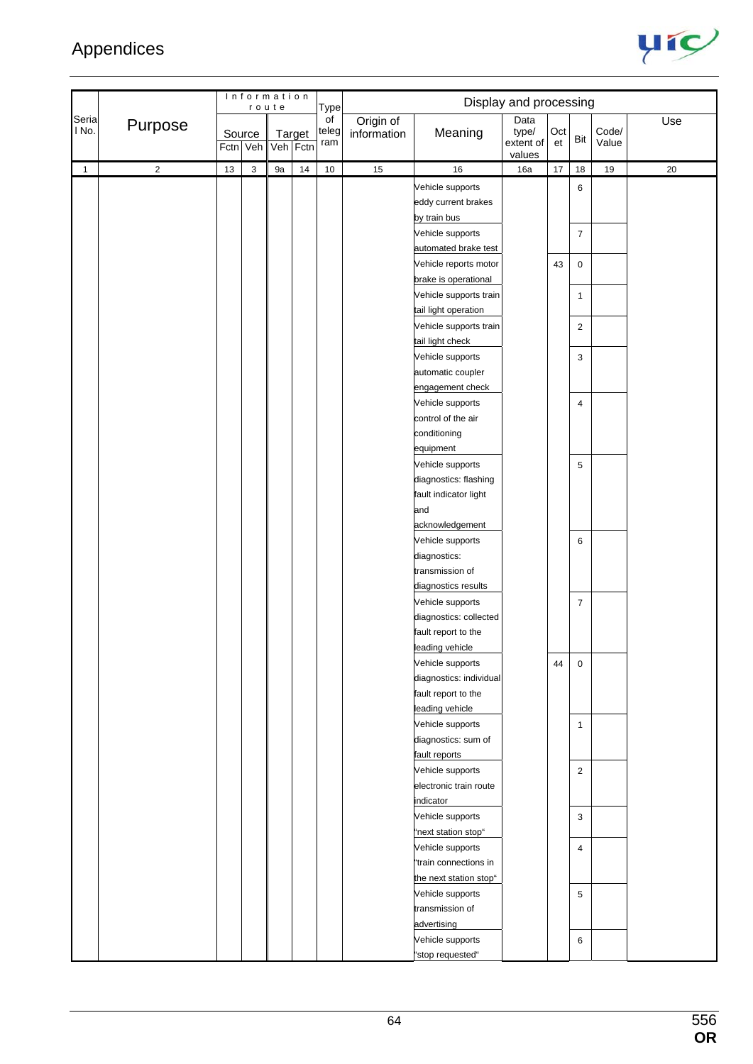# Appendices

| Serial No. | Purpose | Information route | | | | Type of telegram | Display and processing | | | | | | |
|---|---|---|---|---|---|---|---|---|---|---|---|---|---|
| | | Source | | Target | | | Origin of information | Meaning | Data type/ extent of values | Octet | Bit | Code/ Value | Use |
| | | Fctn | Veh | Veh | Fctn | | | | | | | | |
| 1 | 2 | 13 | 3 | 9a | 14 | 10 | 15 | 16 | 16a | 17 | 18 | 19 | 20 |
| | | | | | | | | Vehicle supports eddy current brakes by train bus | | | 6 | | |
| | | | | | | | | Vehicle supports automated brake test | | | 7 | | |
| | | | | | | | | Vehicle reports motor brake is operational | | 43 | 0 | | |
| | | | | | | | | Vehicle supports train tail light operation | | | 1 | | |
| | | | | | | | | Vehicle supports train tail light check | | | 2 | | |
| | | | | | | | | Vehicle supports automatic coupler engagement check | | | 3 | | |
| | | | | | | | | Vehicle supports control of the air conditioning equipment | | | 4 | | |
| | | | | | | | | Vehicle supports diagnostics: flashing fault indicator light and acknowledgement | | | 5 | | |
| | | | | | | | | Vehicle supports diagnostics: transmission of diagnostics results | | | 6 | | |
| | | | | | | | | Vehicle supports diagnostics: collected fault report to the leading vehicle | | | 7 | | |
| | | | | | | | | Vehicle supports diagnostics: individual fault report to the leading vehicle | | 44 | 0 | | |
| | | | | | | | | Vehicle supports diagnostics: sum of fault reports | | | 1 | | |
| | | | | | | | | Vehicle supports electronic train route indicator | | | 2 | | |
| | | | | | | | | Vehicle supports "next station stop" | | | 3 | | |
| | | | | | | | | Vehicle supports "train connections in the next station stop" | | | 4 | | |
| | | | | | | | | Vehicle supports transmission of advertising | | | 5 | | |
| | | | | | | | | Vehicle supports "stop requested" | | | 6 | | |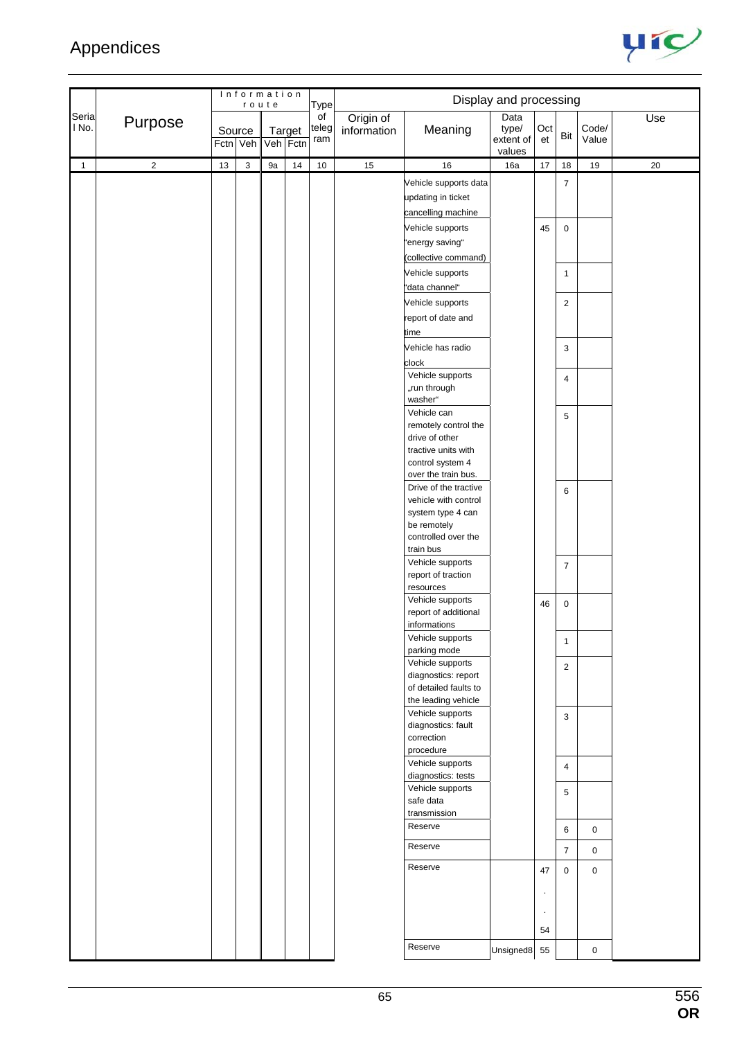## Appendices

| Serial No. | Purpose | Information route | | | | Type of telegram | Display and processing | | | | | | Use |
|---|---|---|---|---|---|---|---|---|---|---|---|---|---|
| | | Source | | Target | | | Origin of information | Meaning | Data type/ extent of values | Octet | Bit | Code/ Value | |
| | | Fctn | Veh | Veh | Fctn | | | | | | | | |
| 1 | 2 | 13 | 3 | 9a | 14 | 10 | 15 | 16 | 16a | 17 | 18 | 19 | 20 |
| | | | | | | | | Vehicle supports data updating in ticket cancelling machine | | | 7 | | |
| | | | | | | | | Vehicle supports "energy saving" (collective command) | | 45 | 0 | | |
| | | | | | | | | Vehicle supports "data channel" | | | 1 | | |
| | | | | | | | | Vehicle supports report of date and time | | | 2 | | |
| | | | | | | | | Vehicle has radio clock | | | 3 | | |
| | | | | | | | | Vehicle supports „run through washer“ | | | 4 | | |
| | | | | | | | | Vehicle can remotely control the drive of other tractive units with control system 4 over the train bus. | | | 5 | | |
| | | | | | | | | Drive of the tractive vehicle with control system type 4 can be remotely controlled over the train bus | | | 6 | | |
| | | | | | | | | Vehicle supports report of traction resources | | | 7 | | |
| | | | | | | | | Vehicle supports report of additional informations | | 46 | 0 | | |
| | | | | | | | | Vehicle supports parking mode | | | 1 | | |
| | | | | | | | | Vehicle supports diagnostics: report of detailed faults to the leading vehicle | | | 2 | | |
| | | | | | | | | Vehicle supports diagnostics: fault correction procedure | | | 3 | | |
| | | | | | | | | Vehicle supports diagnostics: tests | | | 4 | | |
| | | | | | | | | Vehicle supports safe data transmission | | | 5 | | |
| | | | | | | | | Reserve | | | 6 | 0 | |
| | | | | | | | | Reserve | | | 7 | 0 | |
| | | | | | | | | Reserve | | 47 . . 54 | 0 | 0 | |
| | | | | | | | | Reserve | Unsigned8 | 55 | | 0 | |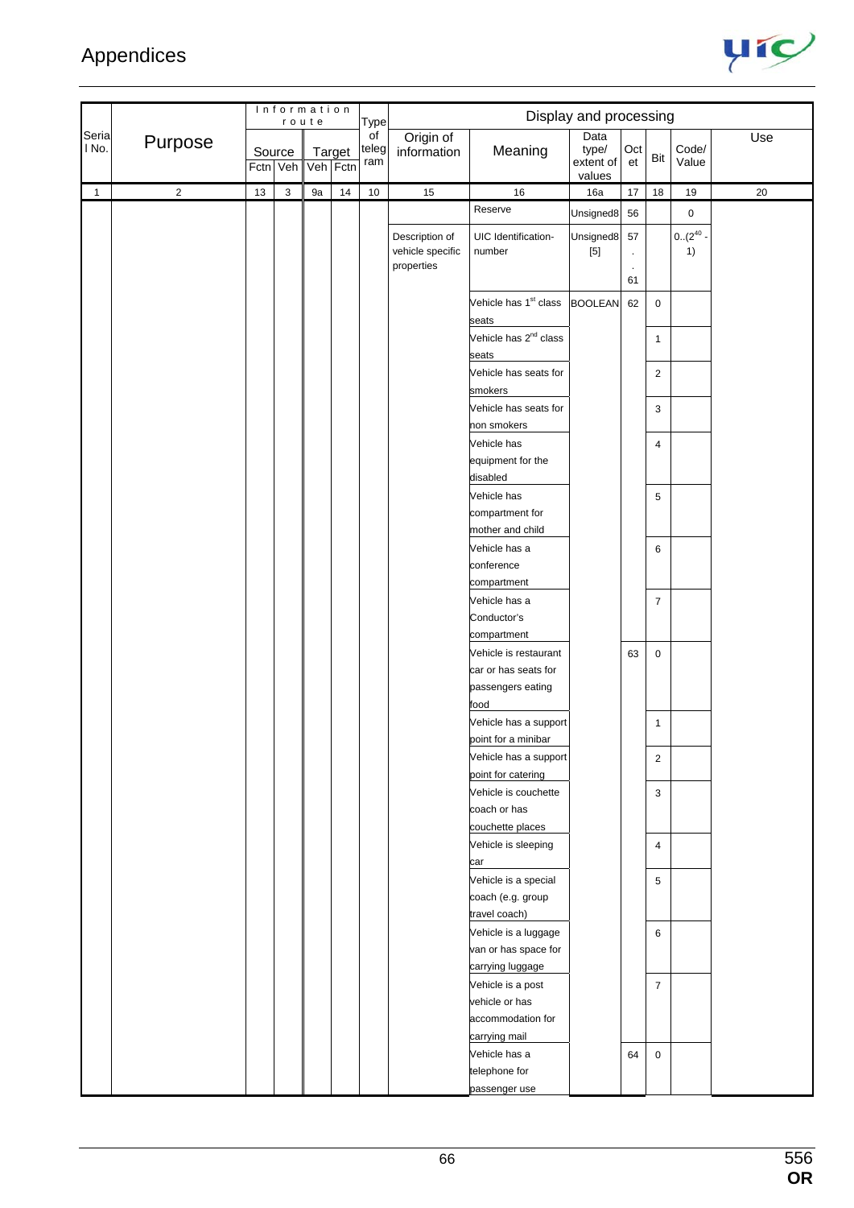# Appendices

| Serial No. | Purpose | Information route | | | | Type of telegram | Display and processing | | | | | | Use |
|---|---|---|---|---|---|---|---|---|---|---|---|---|---|
| | | Source | | Target | | | Origin of information | Meaning | Data type/ extent of values | Octet | Bit | Code/ Value | |
| | | Fctn | Veh | Veh | Fctn | | | | | | | | |
| 1 | 2 | 13 | 3 | 9a | 14 | 10 | 15 | 16 | 16a | 17 | 18 | 19 | 20 |
| | | | | | | | | Reserve | Unsigned8 | 56 | | 0 | |
| | | | | | | | Description of vehicle specific properties | UIC Identification-number | Unsigned8 [5] | 57 . . 61 | | 0..($2^{40}$ - 1) | |
| | | | | | | | | Vehicle has 1st class seats | BOOLEAN | 62 | 0 | | |
| | | | | | | | | Vehicle has 2nd class seats | | | 1 | | |
| | | | | | | | | Vehicle has seats for smokers | | | 2 | | |
| | | | | | | | | Vehicle has seats for non smokers | | | 3 | | |
| | | | | | | | | Vehicle has equipment for the disabled | | | 4 | | |
| | | | | | | | | Vehicle has compartment for mother and child | | | 5 | | |
| | | | | | | | | Vehicle has a conference compartment | | | 6 | | |
| | | | | | | | | Vehicle has a Conductor's compartment | | | 7 | | |
| | | | | | | | | Vehicle is restaurant car or has seats for passengers eating food | | 63 | 0 | | |
| | | | | | | | | Vehicle has a support point for a minibar | | | 1 | | |
| | | | | | | | | Vehicle has a support point for catering | | | 2 | | |
| | | | | | | | | Vehicle is couchette coach or has couchette places | | | 3 | | |
| | | | | | | | | Vehicle is sleeping car | | | 4 | | |
| | | | | | | | | Vehicle is a special coach (e.g. group travel coach) | | | 5 | | |
| | | | | | | | | Vehicle is a luggage van or has space for carrying luggage | | | 6 | | |
| | | | | | | | | Vehicle is a post vehicle or has accommodation for carrying mail | | | 7 | | |
| | | | | | | | | Vehicle has a telephone for passenger use | | 64 | 0 | | |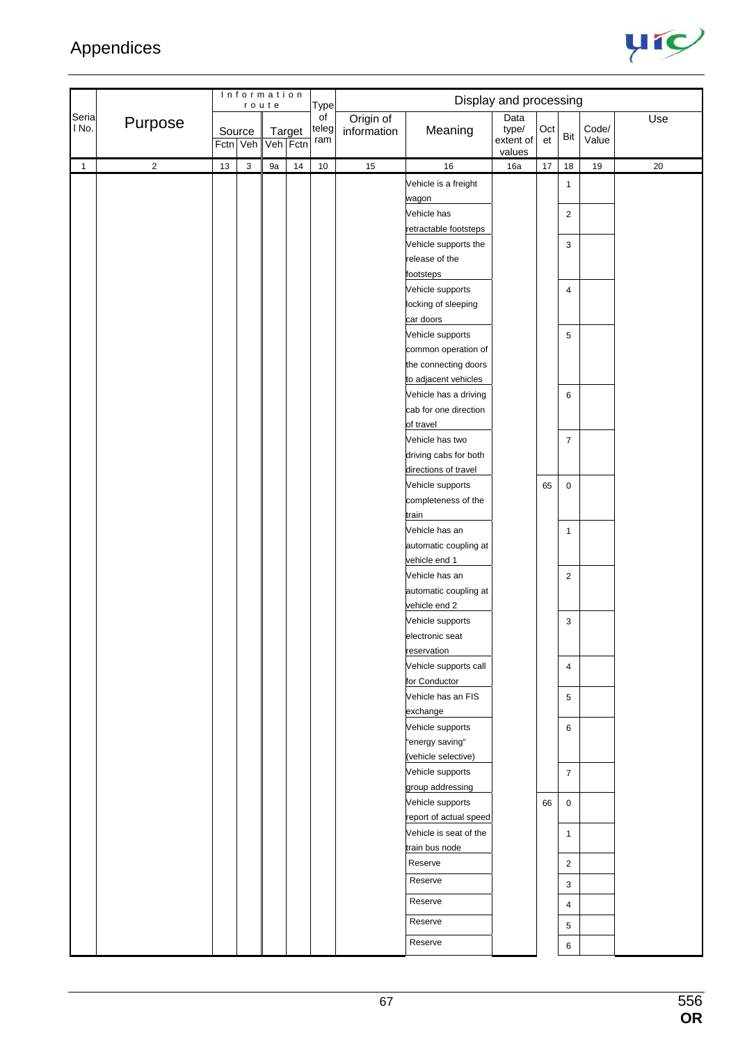# Appendices

| Serial No. | Purpose | Information route | | | | Type of telegram | Display and processing | | | | | | Use |
|---|---|---|---|---|---|---|---|---|---|---|---|---|---|
| | | Source | | Target | | | Origin of information | Meaning | Data type/ extent of values | Octet | Bit | Code/ Value | |
| | | Fctn | Veh | Veh | Fctn | | | | | | | | |
| 1 | 2 | 13 | 3 | 9a | 14 | 10 | 15 | 16 | 16a | 17 | 18 | 19 | 20 |
| | | | | | | | | Vehicle is a freight wagon | | | 1 | | |
| | | | | | | | | Vehicle has retractable footsteps | | | 2 | | |
| | | | | | | | | Vehicle supports the release of the footsteps | | | 3 | | |
| | | | | | | | | Vehicle supports locking of sleeping car doors | | | 4 | | |
| | | | | | | | | Vehicle supports common operation of the connecting doors to adjacent vehicles | | | 5 | | |
| | | | | | | | | Vehicle has a driving cab for one direction of travel | | | 6 | | |
| | | | | | | | | Vehicle has two driving cabs for both directions of travel | | | 7 | | |
| | | | | | | | | Vehicle supports completeness of the train | | 65 | 0 | | |
| | | | | | | | | Vehicle has an automatic coupling at vehicle end 1 | | | 1 | | |
| | | | | | | | | Vehicle has an automatic coupling at vehicle end 2 | | | 2 | | |
| | | | | | | | | Vehicle supports electronic seat reservation | | | 3 | | |
| | | | | | | | | Vehicle supports call for Conductor | | | 4 | | |
| | | | | | | | | Vehicle has an FIS exchange | | | 5 | | |
| | | | | | | | | Vehicle supports "energy saving" (vehicle selective) | | | 6 | | |
| | | | | | | | | Vehicle supports group addressing | | | 7 | | |
| | | | | | | | | Vehicle supports report of actual speed | | 66 | 0 | | |
| | | | | | | | | Vehicle is seat of the train bus node | | | 1 | | |
| | | | | | | | | Reserve | | | 2 | | |
| | | | | | | | | Reserve | | | 3 | | |
| | | | | | | | | Reserve | | | 4 | | |
| | | | | | | | | Reserve | | | 5 | | |
| | | | | | | | | Reserve | | | 6 | | |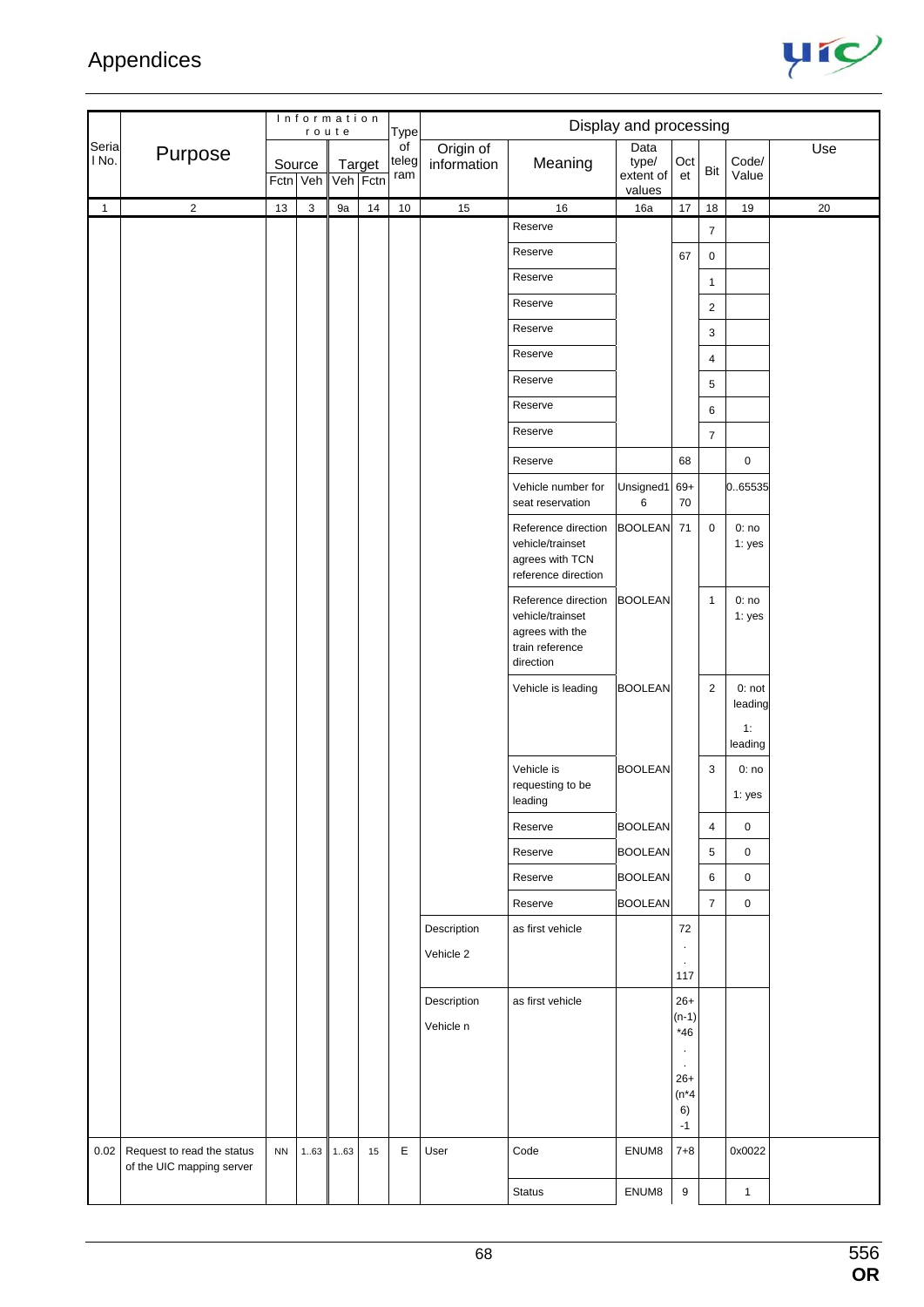# Appendices

| Serial No. | Purpose | Information route Source Fctn | Veh | Target Veh | Fctn | Type of telegram | Origin of information | Meaning | Data type/ extent of values | Octet | Bit | Code/ Value | Use |
|---|---|---|---|---|---|---|---|---|---|---|---|---|---|
| 1 | 2 | 13 | 3 | 9a | 14 | 10 | 15 | 16 | 16a | 17 | 18 | 19 | 20 |
| | | | | | | | | Reserve | | | 7 | | |
| | | | | | | | | Reserve | | 67 | 0 | | |
| | | | | | | | | Reserve | | | 1 | | |
| | | | | | | | | Reserve | | | 2 | | |
| | | | | | | | | Reserve | | | 3 | | |
| | | | | | | | | Reserve | | | 4 | | |
| | | | | | | | | Reserve | | | 5 | | |
| | | | | | | | | Reserve | | | 6 | | |
| | | | | | | | | Reserve | | | 7 | | |
| | | | | | | | | Reserve | | 68 | | 0 | |
| | | | | | | | | Vehicle number for seat reservation | Unsigned16 | 69+70 | | 0..65535 | |
| | | | | | | | | Reference direction vehicle/trainset agrees with TCN reference direction | BOOLEAN | 71 | 0 | 0: no 1: yes | |
| | | | | | | | | Reference direction vehicle/trainset agrees with the train reference direction | BOOLEAN | | 1 | 0: no 1: yes | |
| | | | | | | | | Vehicle is leading | BOOLEAN | | 2 | 0: not leading 1: leading | |
| | | | | | | | | Vehicle is requesting to be leading | BOOLEAN | | 3 | 0: no 1: yes | |
| | | | | | | | | Reserve | BOOLEAN | | 4 | 0 | |
| | | | | | | | | Reserve | BOOLEAN | | 5 | 0 | |
| | | | | | | | | Reserve | BOOLEAN | | 6 | 0 | |
| | | | | | | | | Reserve | BOOLEAN | | 7 | 0 | |
| | | | | | | | Description Vehicle 2 | as first vehicle | | 72 . . 117 | | | |
| | | | | | | | Description Vehicle n | as first vehicle | | 26+(n-1)*46 . . 26+(n*46)-1 | | | |
| 0.02 | Request to read the status of the UIC mapping server | NN | 1..63 | 1..63 | 15 | E | User | Code | ENUM8 | 7+8 | | 0x0022 | |
| | | | | | | | | Status | ENUM8 | 9 | | 1 | |

556
OR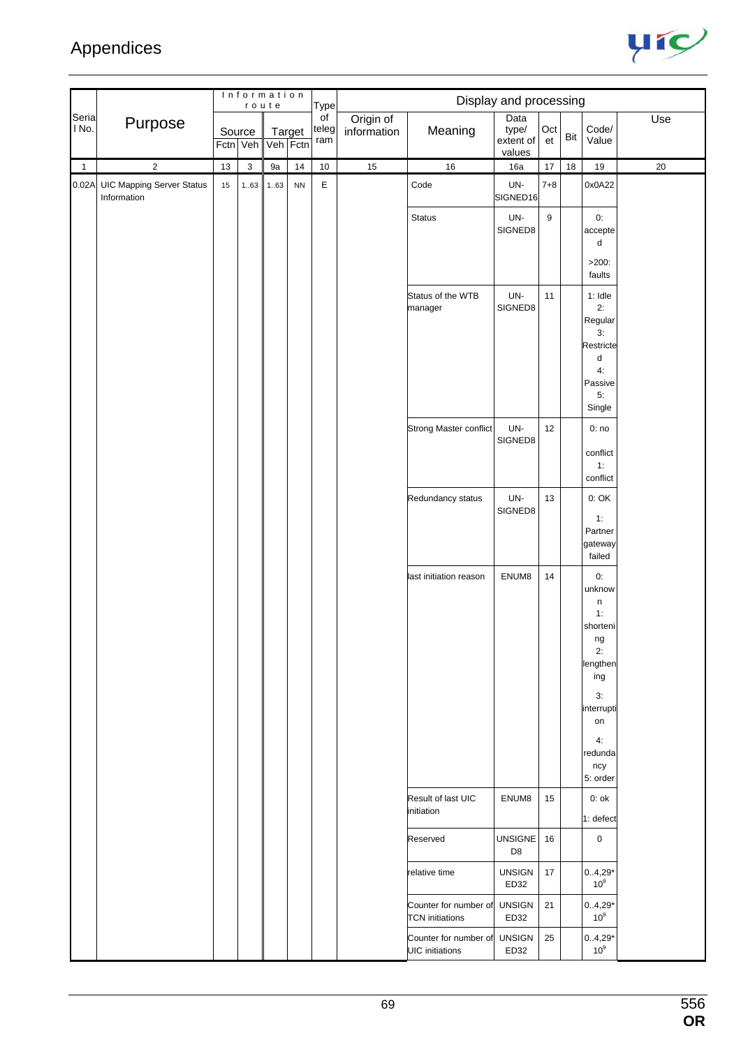## Appendices

| Serial No. | Purpose | Information route | | | | Type of telegram | Display and processing | | | | | | Use |
|---|---|---|---|---|---|---|---|---|---|---|---|---|---|
| | | Source | | Target | | | Origin of information | Meaning | Data type/ extent of values | Octet | Bit | Code/ Value | |
| | | Fctn | Veh | Veh | Fctn | | | | | | | | |
| 1 | 2 | 13 | 3 | 9a | 14 | 10 | 15 | 16 | 16a | 17 | 18 | 19 | 20 |
| 0.02A | UIC Mapping Server Status Information | 15 | 1..63 | 1..63 | NN | E | | Code | UNSIGNED16 | 7+8 | | 0x0A22 | |
| | | | | | | | | Status | UNSIGNED8 | 9 | | 0: accepted<br>>200: faults | |
| | | | | | | | | Status of the WTB manager | UNSIGNED8 | 11 | | 1: Idle<br>2: Regular<br>3: Restricted<br>4: Passive<br>5: Single | |
| | | | | | | | | Strong Master conflict | UNSIGNED8 | 12 | | 0: no conflict<br>1: conflict | |
| | | | | | | | | Redundancy status | UNSIGNED8 | 13 | | 0: OK<br>1: Partner gateway failed | |
| | | | | | | | | last initiation reason | ENUM8 | 14 | | 0: unknown<br>1: shortening<br>2: lengthening<br>3: interruption<br>4: redundancy<br>5: order | |
| | | | | | | | | Result of last UIC initiation | ENUM8 | 15 | | 0: ok<br>1: defect | |
| | | | | | | | | Reserved | UNSIGNED8 | 16 | | 0 | |
| | | | | | | | | relative time | UNSIGNED32 | 17 | | 0..4,29* $10^9$ | |
| | | | | | | | | Counter for number of TCN initiations | UNSIGNED32 | 21 | | 0..4,29* $10^9$ | |
| | | | | | | | | Counter for number of UIC initiations | UNSIGNED32 | 25 | | 0..4,29* $10^9$ | |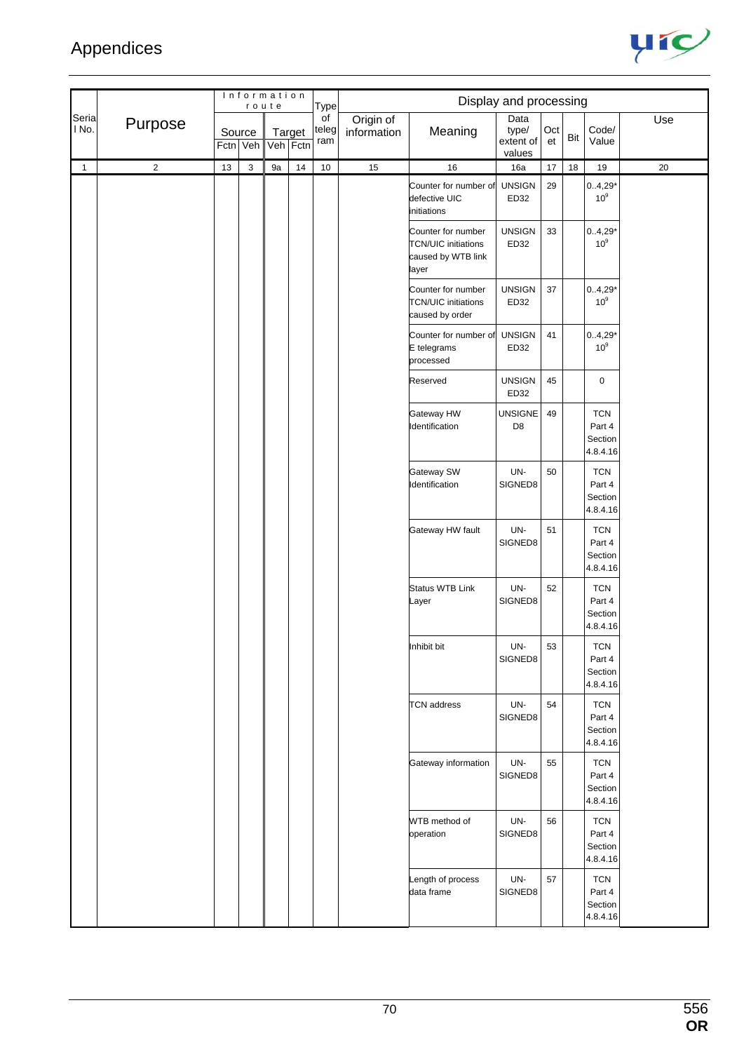# Appendices

| Serial No. | Purpose | Information route | | | | Type of telegram | Display and processing | | | | | | |
|---|---|---|---|---|---|---|---|---|---|---|---|---|---|
| | | Source | | Target | | | Origin of information | Meaning | Data type/ extent of values | Octet | Bit | Code/ Value | Use |
| | | Fctn | Veh | Veh | Fctn | | | | | | | | |
| 1 | 2 | 13 | 3 | 9a | 14 | 10 | 15 | 16 | 16a | 17 | 18 | 19 | 20 |
| | | | | | | | | Counter for number of defective UIC initiations | UNSIGNED32 | 29 | | 0..4,29* $10^9$ | |
| | | | | | | | | Counter for number TCN/UIC initiations caused by WTB link layer | UNSIGNED32 | 33 | | 0..4,29* $10^9$ | |
| | | | | | | | | Counter for number TCN/UIC initiations caused by order | UNSIGNED32 | 37 | | 0..4,29* $10^9$ | |
| | | | | | | | | Counter for number of E telegrams processed | UNSIGNED32 | 41 | | 0..4,29* $10^9$ | |
| | | | | | | | | Reserved | UNSIGNED32 | 45 | | 0 | |
| | | | | | | | | Gateway HW Identification | UNSIGNED8 | 49 | | TCN Part 4 Section 4.8.4.16 | |
| | | | | | | | | Gateway SW Identification | UN-SIGNED8 | 50 | | TCN Part 4 Section 4.8.4.16 | |
| | | | | | | | | Gateway HW fault | UN-SIGNED8 | 51 | | TCN Part 4 Section 4.8.4.16 | |
| | | | | | | | | Status WTB Link Layer | UN-SIGNED8 | 52 | | TCN Part 4 Section 4.8.4.16 | |
| | | | | | | | | Inhibit bit | UN-SIGNED8 | 53 | | TCN Part 4 Section 4.8.4.16 | |
| | | | | | | | | TCN address | UN-SIGNED8 | 54 | | TCN Part 4 Section 4.8.4.16 | |
| | | | | | | | | Gateway information | UN-SIGNED8 | 55 | | TCN Part 4 Section 4.8.4.16 | |
| | | | | | | | | WTB method of operation | UN-SIGNED8 | 56 | | TCN Part 4 Section 4.8.4.16 | |
| | | | | | | | | Length of process data frame | UN-SIGNED8 | 57 | | TCN Part 4 Section 4.8.4.16 | |

556
**OR**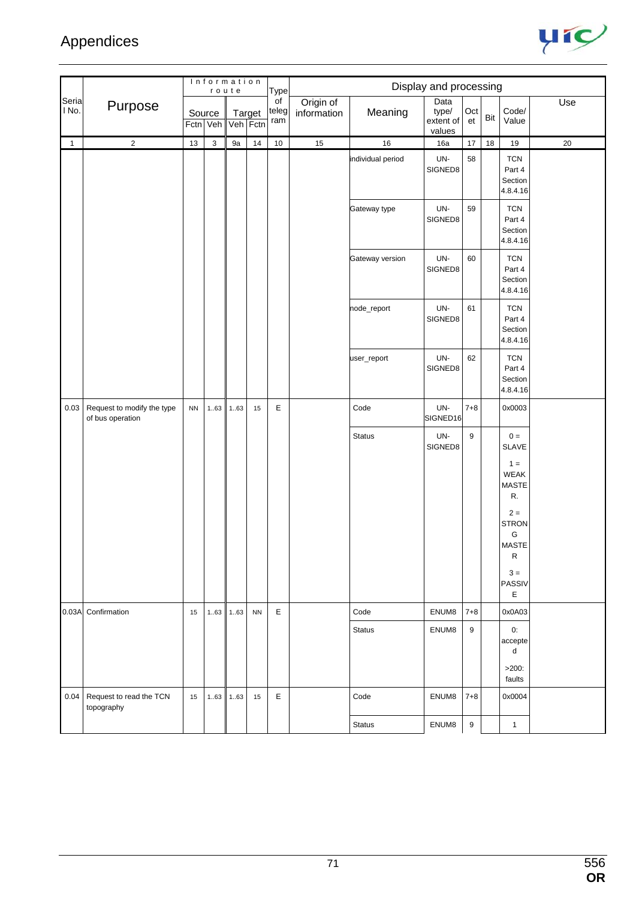| Serial No. | Purpose | Information route | | | | Type of telegram | Display and processing | | | | | | |
|---|---|---|---|---|---|---|---|---|---|---|---|---|---|
| | | Source | | Target | | | Origin of information | Meaning | Data type/ extent of values | Octet | Bit | Code/ Value | Use |
| | | Fctn | Veh | Veh | Fctn | | | | | | | | |
| 1 | 2 | 13 | 3 | 9a | 14 | 10 | 15 | 16 | 16a | 17 | 18 | 19 | 20 |
| | | | | | | | | individual period | UN-SIGNED8 | 58 | | TCN Part 4 Section 4.8.4.16 | |
| | | | | | | | | Gateway type | UN-SIGNED8 | 59 | | TCN Part 4 Section 4.8.4.16 | |
| | | | | | | | | Gateway version | UN-SIGNED8 | 60 | | TCN Part 4 Section 4.8.4.16 | |
| | | | | | | | | node_report | UN-SIGNED8 | 61 | | TCN Part 4 Section 4.8.4.16 | |
| | | | | | | | | user_report | UN-SIGNED8 | 62 | | TCN Part 4 Section 4.8.4.16 | |
| 0.03 | Request to modify the type of bus operation | NN | 1..63 | 1..63 | 15 | E | | Code | UN-SIGNED16 | 7+8 | | 0x0003 | |
| | | | | | | | | Status | UN-SIGNED8 | 9 | | 0 = SLAVE<br>1 = WEAK MASTER.<br>2 = STRONG MASTER<br>3 = PASSIVE | |
| 0.03A | Confirmation | 15 | 1..63 | 1..63 | NN | E | | Code | ENUM8 | 7+8 | | 0x0A03 | |
| | | | | | | | | Status | ENUM8 | 9 | | 0: accepted<br>>200: faults | |
| 0.04 | Request to read the TCN topography | 15 | 1..63 | 1..63 | 15 | E | | Code | ENUM8 | 7+8 | | 0x0004 | |
| | | | | | | | | Status | ENUM8 | 9 | | 1 | |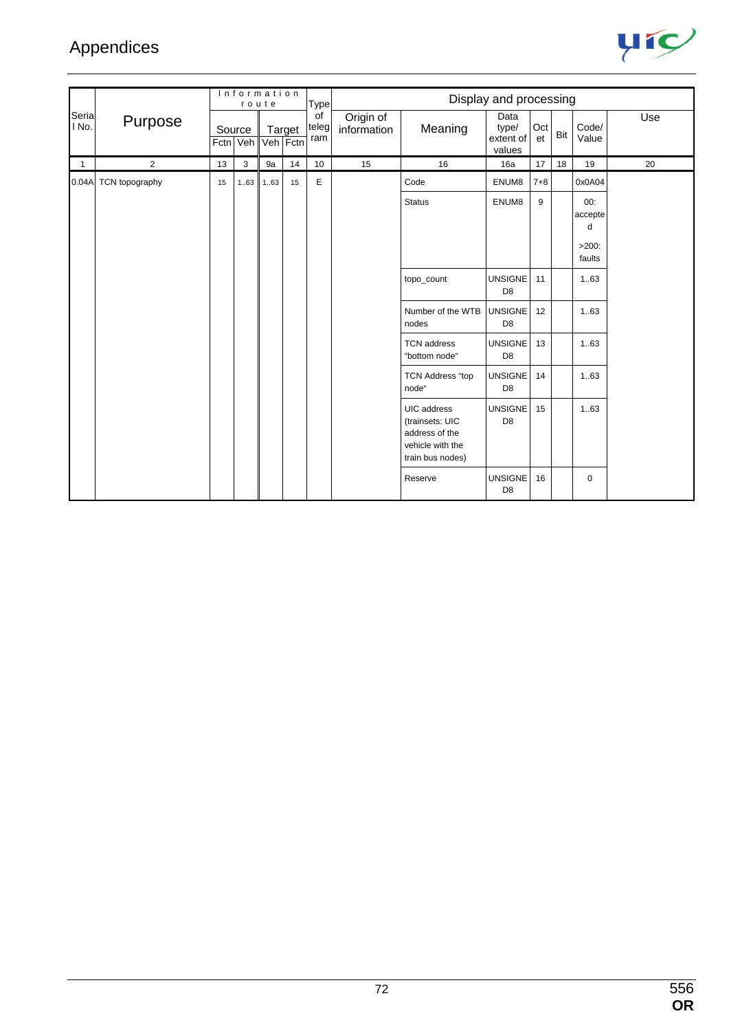# Appendices

| Serial No. | Purpose | Information route | | | | Type of telegram | Display and processing | | | | | | |
|---|---|---|---|---|---|---|---|---|---|---|---|---|---|
| | | Source | | Target | | | Origin of information | Meaning | Data type/ extent of values | Octet | Bit | Code/ Value | Use |
| | | Fctn | Veh | Veh | Fctn | | | | | | | | |
| 1 | 2 | 13 | 3 | 9a | 14 | 10 | 15 | 16 | 16a | 17 | 18 | 19 | 20 |
| 0.04A | TCN topography | 15 | 1..63 | 1..63 | 15 | E | | Code | ENUM8 | 7+8 | | 0x0A04 | |
| | | | | | | | | Status | ENUM8 | 9 | | 00: accepted<br>>200: faults | |
| | | | | | | | | topo_count | UNSIGNED8 | 11 | | 1..63 | |
| | | | | | | | | Number of the WTB nodes | UNSIGNED8 | 12 | | 1..63 | |
| | | | | | | | | TCN address “bottom node“ | UNSIGNED8 | 13 | | 1..63 | |
| | | | | | | | | TCN Address “top node“ | UNSIGNED8 | 14 | | 1..63 | |
| | | | | | | | | UIC address (trainsets: UIC address of the vehicle with the train bus nodes) | UNSIGNED8 | 15 | | 1..63 | |
| | | | | | | | | Reserve | UNSIGNED8 | 16 | | 0 | |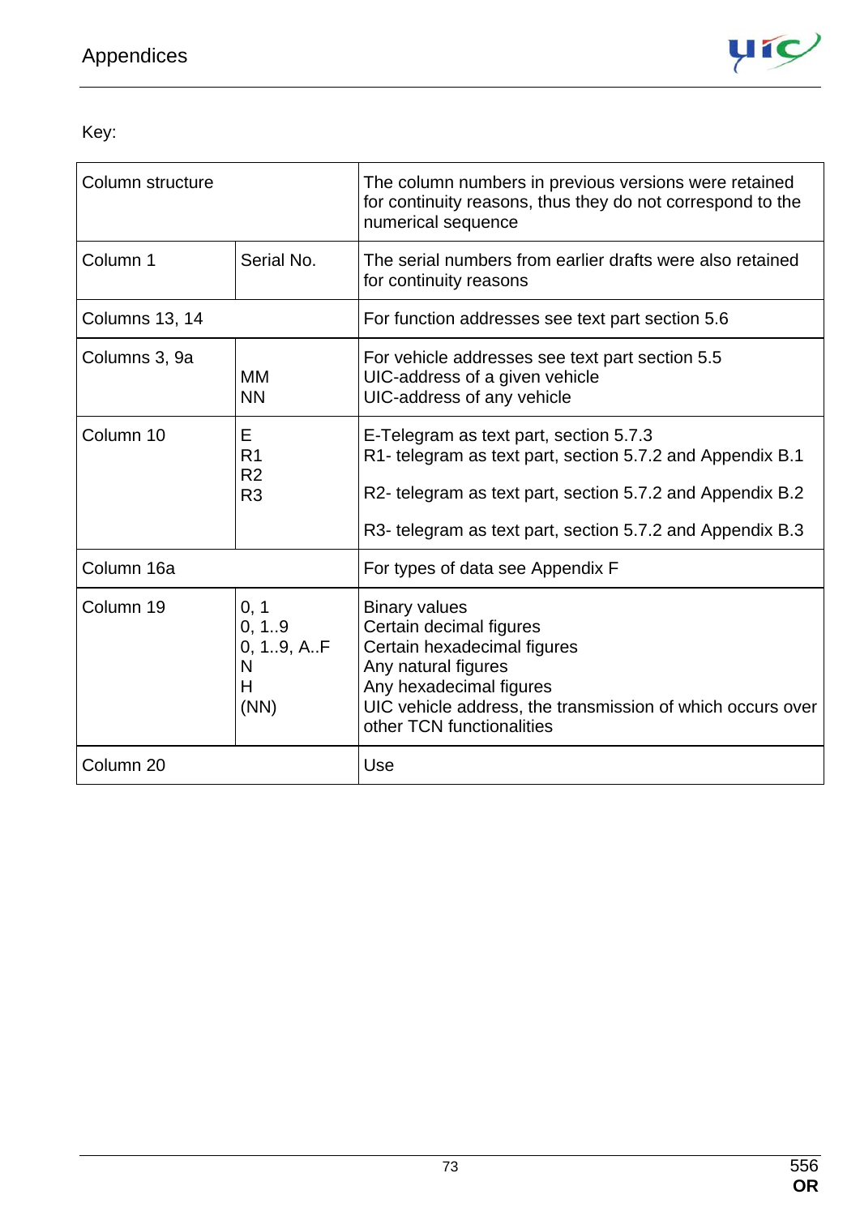Key:

| Column structure | | The column numbers in previous versions were retained for continuity reasons, thus they do not correspond to the numerical sequence |
|---|---|---|
| Column 1 | Serial No. | The serial numbers from earlier drafts were also retained for continuity reasons |
| Columns 13, 14 | | For function addresses see text part section 5.6 |
| Columns 3, 9a | <br>MM<br>NN | For vehicle addresses see text part section 5.5<br>UIC-address of a given vehicle<br>UIC-address of any vehicle |
| Column 10 | E<br>R1<br>R2<br>R3 | E-Telegram as text part, section 5.7.3<br>R1- telegram as text part, section 5.7.2 and Appendix B.1<br>R2- telegram as text part, section 5.7.2 and Appendix B.2<br>R3- telegram as text part, section 5.7.2 and Appendix B.3 |
| Column 16a | | For types of data see Appendix F |
| Column 19 | 0, 1<br>0, 1..9<br>0, 1..9, A..F<br>N<br>H<br>(NN) | Binary values<br>Certain decimal figures<br>Certain hexadecimal figures<br>Any natural figures<br>Any hexadecimal figures<br>UIC vehicle address, the transmission of which occurs over other TCN functionalities |
| Column 20 | | Use |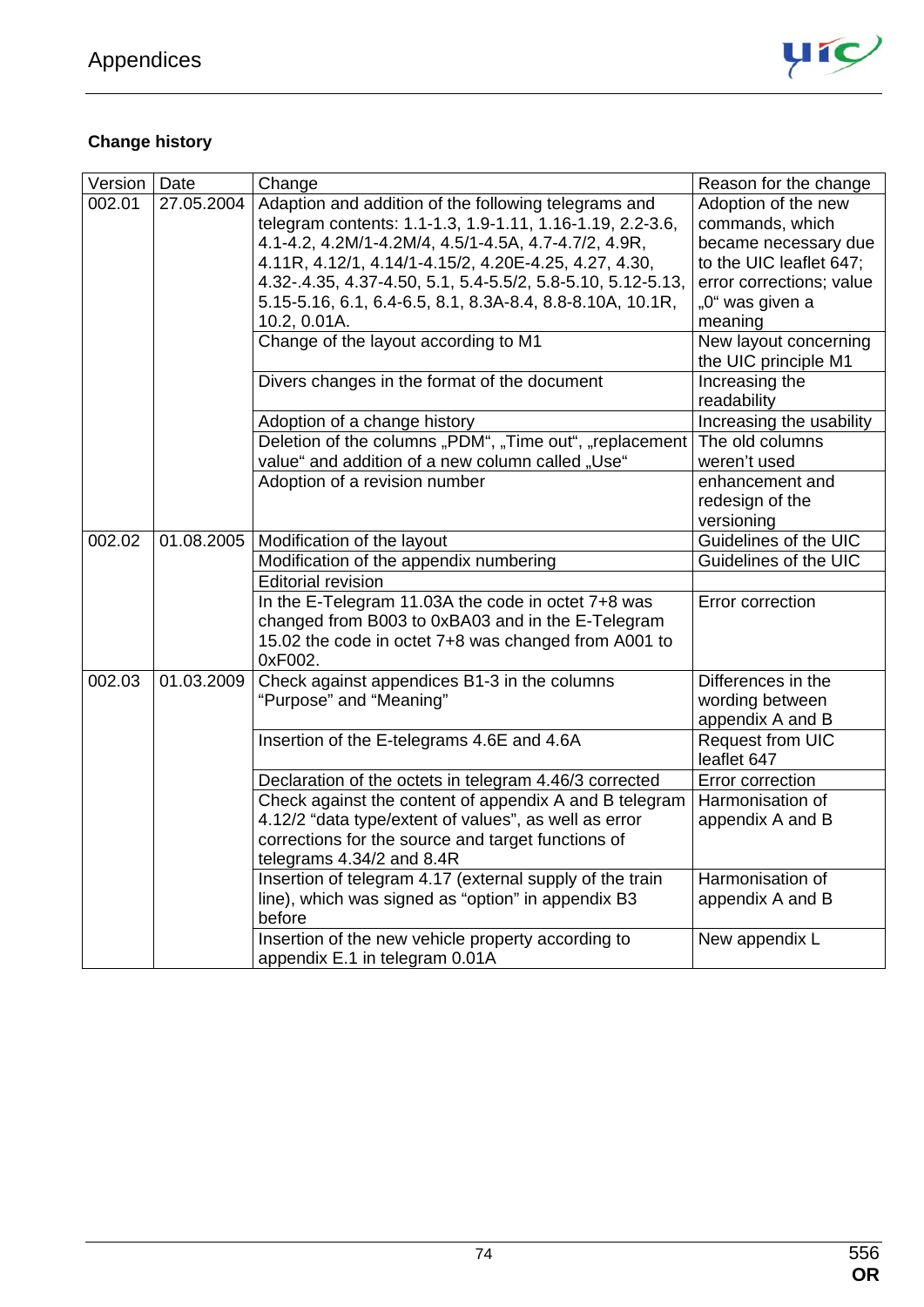### Change history

| Version | Date | Change | Reason for the change |
|---|---|---|---|
| 002.01 | 27.05.2004 | Adaption and addition of the following telegrams and telegram contents: 1.1-1.3, 1.9-1.11, 1.16-1.19, 2.2-3.6, 4.1-4.2, 4.2M/1-4.2M/4, 4.5/1-4.5A, 4.7-4.7/2, 4.9R, 4.11R, 4.12/1, 4.14/1-4.15/2, 4.20E-4.25, 4.27, 4.30, 4.32-.4.35, 4.37-4.50, 5.1, 5.4-5.5/2, 5.8-5.10, 5.12-5.13, 5.15-5.16, 6.1, 6.4-6.5, 8.1, 8.3A-8.4, 8.8-8.10A, 10.1R, 10.2, 0.01A. | Adoption of the new commands, which became necessary due to the UIC leaflet 647; error corrections; value „0“ was given a meaning |
| | | Change of the layout according to M1 | New layout concerning the UIC principle M1 |
| | | Divers changes in the format of the document | Increasing the readability |
| | | Adoption of a change history | Increasing the usability |
| | | Deletion of the columns „PDM“, „Time out“, „replacement value“ and addition of a new column called „Use“ | The old columns weren't used |
| | | Adoption of a revision number | enhancement and redesign of the versioning |
| 002.02 | 01.08.2005 | Modification of the layout | Guidelines of the UIC |
| | | Modification of the appendix numbering | Guidelines of the UIC |
| | | Editorial revision | |
| | | In the E-Telegram 11.03A the code in octet 7+8 was changed from B003 to 0xBA03 and in the E-Telegram 15.02 the code in octet 7+8 was changed from A001 to 0xF002. | Error correction |
| 002.03 | 01.03.2009 | Check against appendices B1-3 in the columns “Purpose” and “Meaning” | Differences in the wording between appendix A and B |
| | | Insertion of the E-telegrams 4.6E and 4.6A | Request from UIC leaflet 647 |
| | | Declaration of the octets in telegram 4.46/3 corrected | Error correction |
| | | Check against the content of appendix A and B telegram 4.12/2 “data type/extent of values”, as well as error corrections for the source and target functions of telegrams 4.34/2 and 8.4R | Harmonisation of appendix A and B |
| | | Insertion of telegram 4.17 (external supply of the train line), which was signed as “option” in appendix B3 before | Harmonisation of appendix A and B |
| | | Insertion of the new vehicle property according to appendix E.1 in telegram 0.01A | New appendix L |